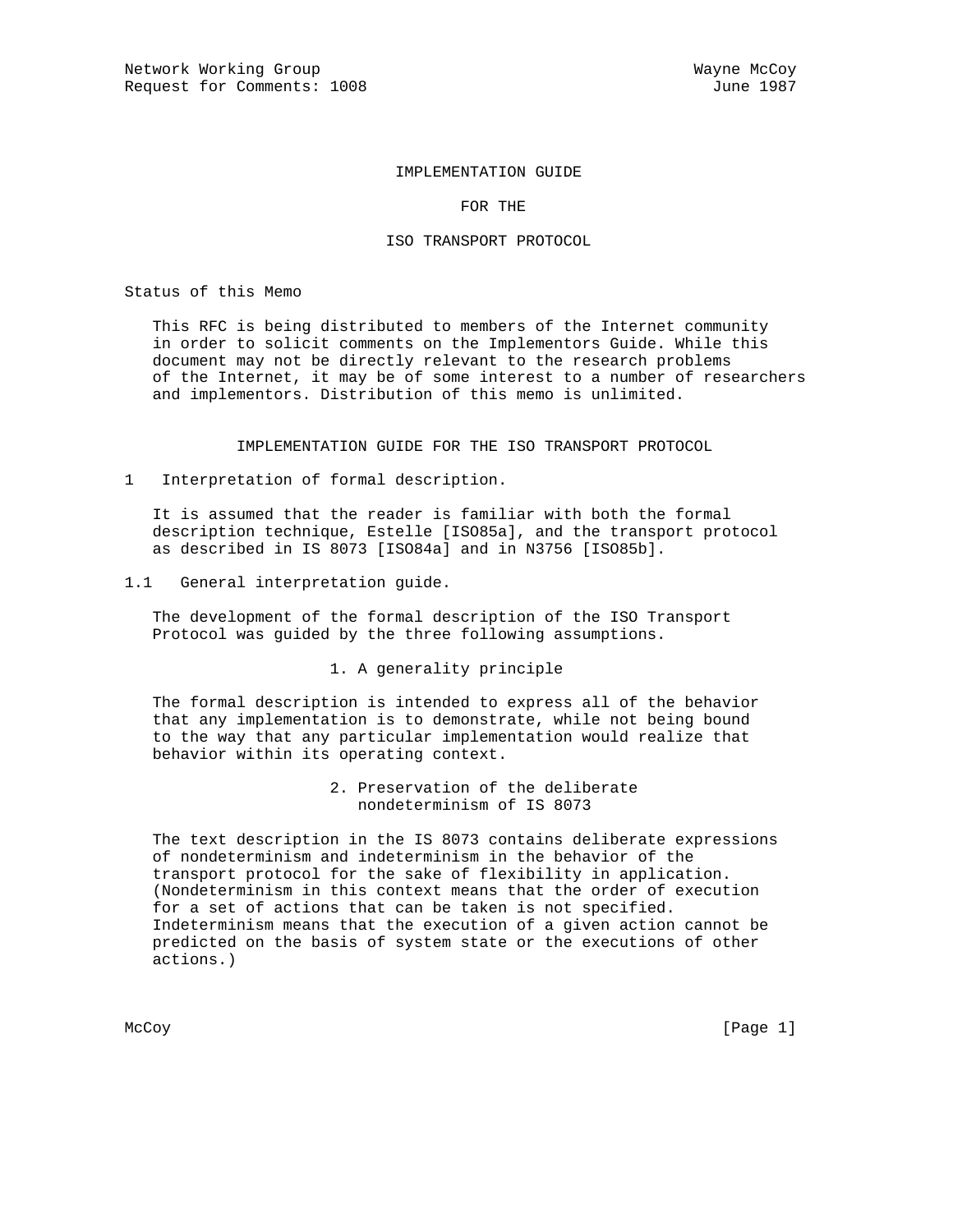Network Working Group Wayne McCoy
Request for Comments: 1008 June 1987

# IMPLEMENTATION GUIDE FOR THE ISO TRANSPORT PROTOCOL

## Status of this Memo

This RFC is being distributed to members of the Internet community in order to solicit comments on the Implementors Guide. While this document may not be directly relevant to the research problems of the Internet, it may be of some interest to a number of researchers and implementors. Distribution of this memo is unlimited.

## IMPLEMENTATION GUIDE FOR THE ISO TRANSPORT PROTOCOL

## 1 Interpretation of formal description.

It is assumed that the reader is familiar with both the formal description technique, Estelle [ISO85a], and the transport protocol as described in IS 8073 [ISO84a] and in N3756 [ISO85b].

### 1.1 General interpretation guide.

The development of the formal description of the ISO Transport Protocol was guided by the three following assumptions.

1. A generality principle

The formal description is intended to express all of the behavior that any implementation is to demonstrate, while not being bound to the way that any particular implementation would realize that behavior within its operating context.

2. Preservation of the deliberate nondeterminism of IS 8073

The text description in the IS 8073 contains deliberate expressions of nondeterminism and indeterminism in the behavior of the transport protocol for the sake of flexibility in application. (Nondeterminism in this context means that the order of execution for a set of actions that can be taken is not specified. Indeterminism means that the execution of a given action cannot be predicted on the basis of system state or the executions of other actions.)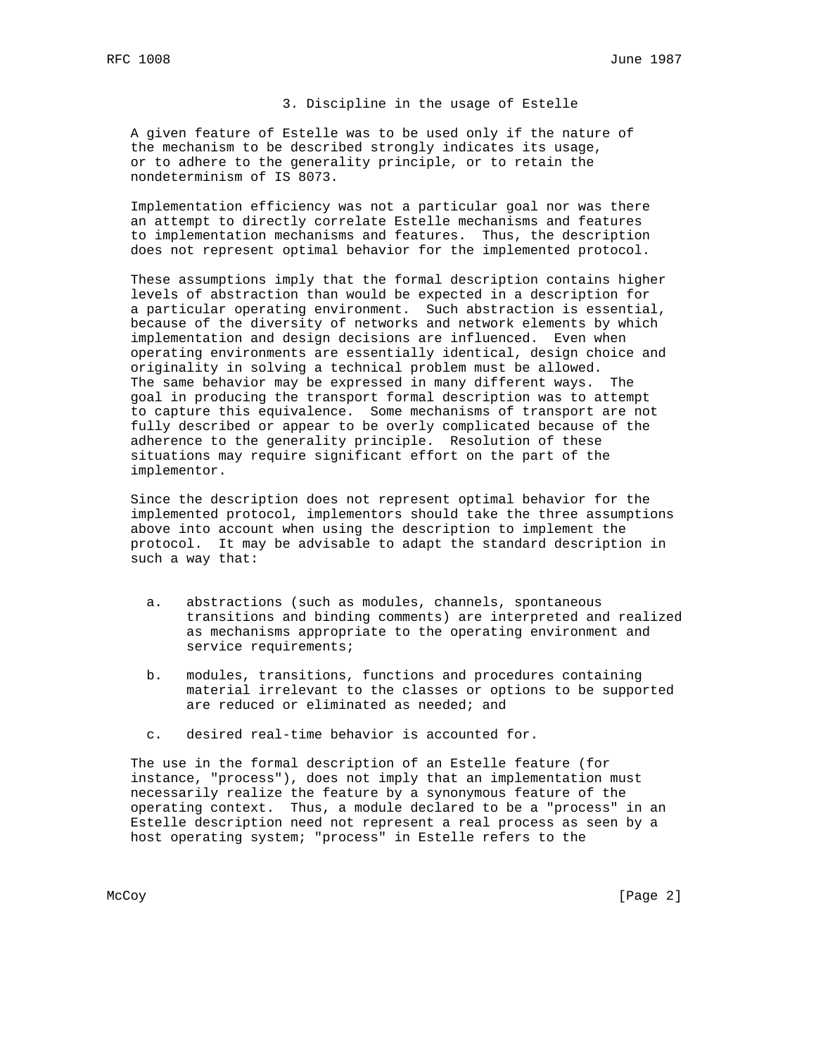## 3. Discipline in the usage of Estelle

A given feature of Estelle was to be used only if the nature of the mechanism to be described strongly indicates its usage, or to adhere to the generality principle, or to retain the nondeterminism of IS 8073.

Implementation efficiency was not a particular goal nor was there an attempt to directly correlate Estelle mechanisms and features to implementation mechanisms and features. Thus, the description does not represent optimal behavior for the implemented protocol.

These assumptions imply that the formal description contains higher levels of abstraction than would be expected in a description for a particular operating environment. Such abstraction is essential, because of the diversity of networks and network elements by which implementation and design decisions are influenced. Even when operating environments are essentially identical, design choice and originality in solving a technical problem must be allowed. The same behavior may be expressed in many different ways. The goal in producing the transport formal description was to attempt to capture this equivalence. Some mechanisms of transport are not fully described or appear to be overly complicated because of the adherence to the generality principle. Resolution of these situations may require significant effort on the part of the implementor.

Since the description does not represent optimal behavior for the implemented protocol, implementors should take the three assumptions above into account when using the description to implement the protocol. It may be advisable to adapt the standard description in such a way that:

a. abstractions (such as modules, channels, spontaneous transitions and binding comments) are interpreted and realized as mechanisms appropriate to the operating environment and service requirements;

b. modules, transitions, functions and procedures containing material irrelevant to the classes or options to be supported are reduced or eliminated as needed; and

c. desired real-time behavior is accounted for.

The use in the formal description of an Estelle feature (for instance, "process"), does not imply that an implementation must necessarily realize the feature by a synonymous feature of the operating context. Thus, a module declared to be a "process" in an Estelle description need not represent a real process as seen by a host operating system; "process" in Estelle refers to the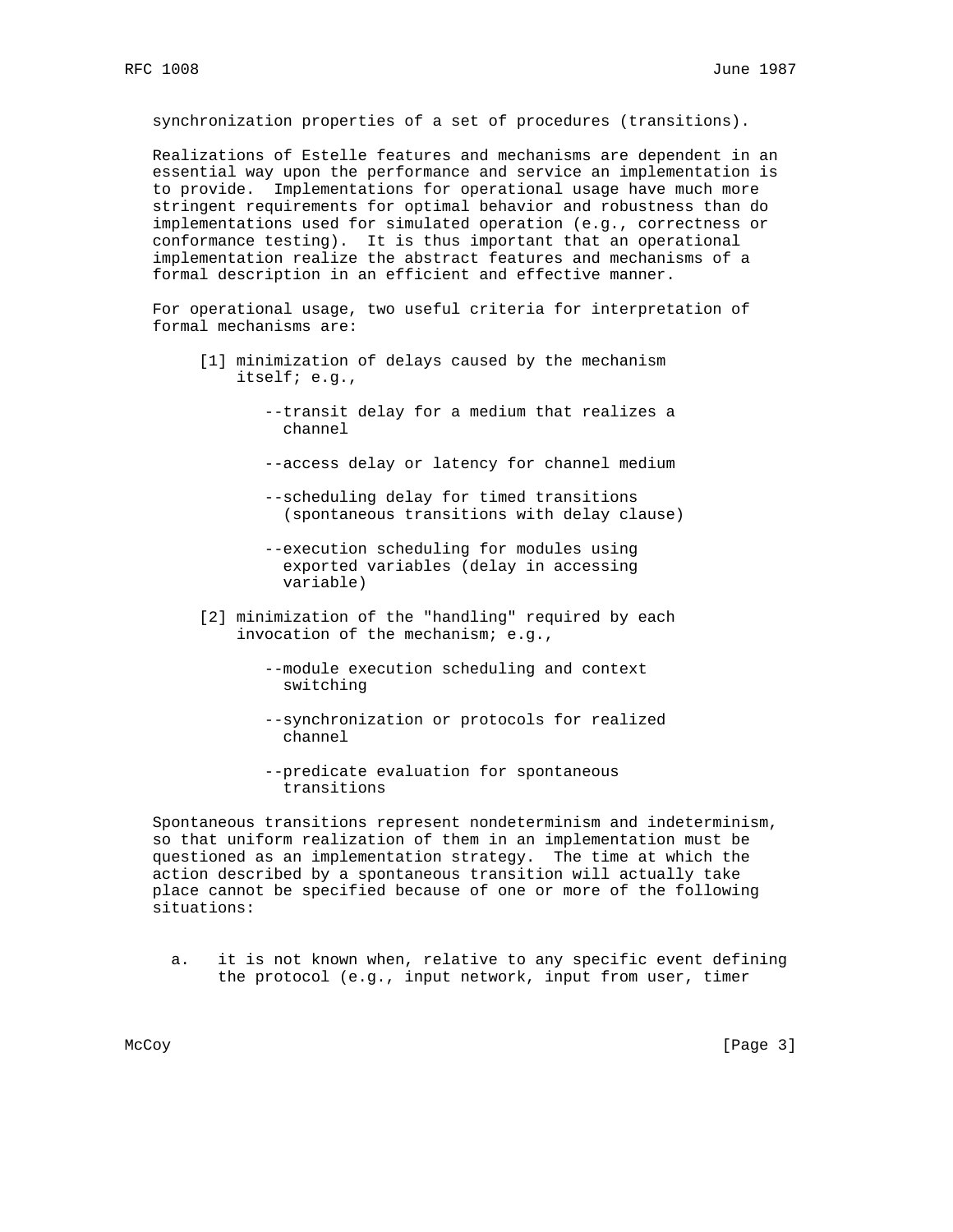synchronization properties of a set of procedures (transitions).

Realizations of Estelle features and mechanisms are dependent in an essential way upon the performance and service an implementation is to provide. Implementations for operational usage have much more stringent requirements for optimal behavior and robustness than do implementations used for simulated operation (e.g., correctness or conformance testing). It is thus important that an operational implementation realize the abstract features and mechanisms of a formal description in an efficient and effective manner.

For operational usage, two useful criteria for interpretation of formal mechanisms are:

[1] minimization of delays caused by the mechanism itself; e.g.,

- --transit delay for a medium that realizes a channel
- --access delay or latency for channel medium
- --scheduling delay for timed transitions (spontaneous transitions with delay clause)
- --execution scheduling for modules using exported variables (delay in accessing variable)

[2] minimization of the "handling" required by each invocation of the mechanism; e.g.,

- --module execution scheduling and context switching
- --synchronization or protocols for realized channel
- --predicate evaluation for spontaneous transitions

Spontaneous transitions represent nondeterminism and indeterminism, so that uniform realization of them in an implementation must be questioned as an implementation strategy. The time at which the action described by a spontaneous transition will actually take place cannot be specified because of one or more of the following situations:

a. it is not known when, relative to any specific event defining the protocol (e.g., input network, input from user, timer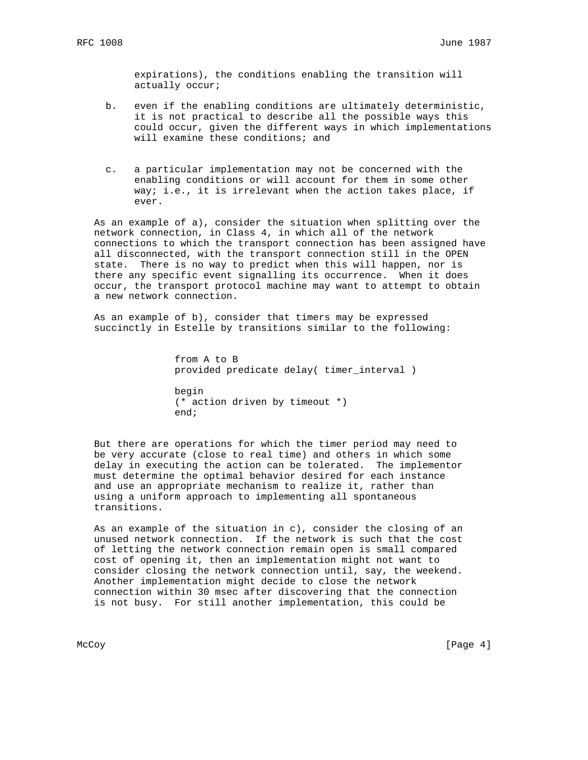expirations), the conditions enabling the transition will actually occur;

b. even if the enabling conditions are ultimately deterministic, it is not practical to describe all the possible ways this could occur, given the different ways in which implementations will examine these conditions; and

c. a particular implementation may not be concerned with the enabling conditions or will account for them in some other way; i.e., it is irrelevant when the action takes place, if ever.

As an example of a), consider the situation when splitting over the network connection, in Class 4, in which all of the network connections to which the transport connection has been assigned have all disconnected, with the transport connection still in the OPEN state. There is no way to predict when this will happen, nor is there any specific event signalling its occurrence. When it does occur, the transport protocol machine may want to attempt to obtain a new network connection.

As an example of b), consider that timers may be expressed succinctly in Estelle by transitions similar to the following:

```
from A to B
provided predicate delay( timer_interval )

begin
(* action driven by timeout *)
end;
```

But there are operations for which the timer period may need to be very accurate (close to real time) and others in which some delay in executing the action can be tolerated. The implementor must determine the optimal behavior desired for each instance and use an appropriate mechanism to realize it, rather than using a uniform approach to implementing all spontaneous transitions.

As an example of the situation in c), consider the closing of an unused network connection. If the network is such that the cost of letting the network connection remain open is small compared cost of opening it, then an implementation might not want to consider closing the network connection until, say, the weekend. Another implementation might decide to close the network connection within 30 msec after discovering that the connection is not busy. For still another implementation, this could be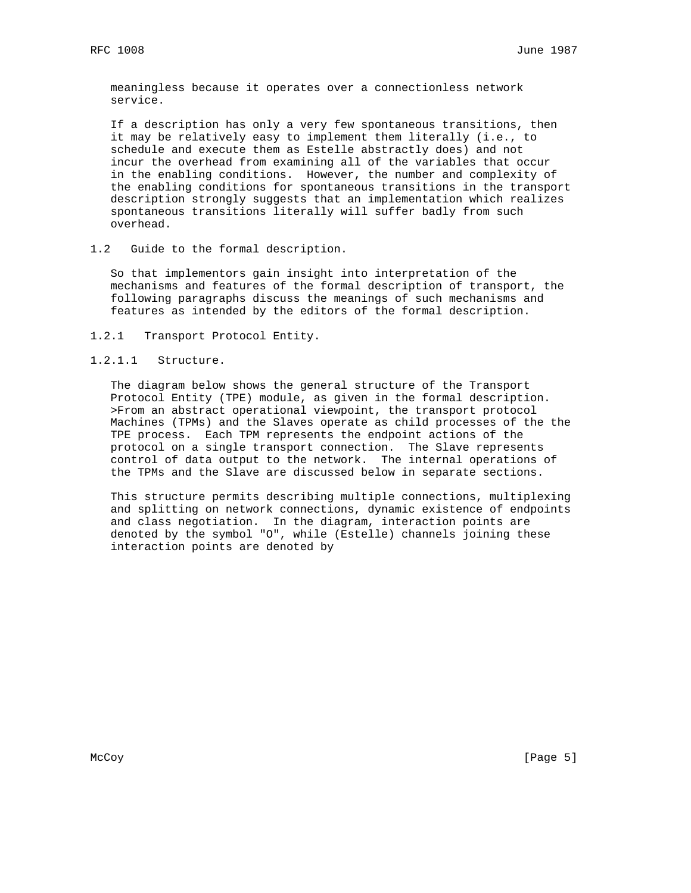meaningless because it operates over a connectionless network service.

If a description has only a very few spontaneous transitions, then it may be relatively easy to implement them literally (i.e., to schedule and execute them as Estelle abstractly does) and not incur the overhead from examining all of the variables that occur in the enabling conditions. However, the number and complexity of the enabling conditions for spontaneous transitions in the transport description strongly suggests that an implementation which realizes spontaneous transitions literally will suffer badly from such overhead.

## 1.2 Guide to the formal description.

So that implementors gain insight into interpretation of the mechanisms and features of the formal description of transport, the following paragraphs discuss the meanings of such mechanisms and features as intended by the editors of the formal description.

### 1.2.1 Transport Protocol Entity.

#### 1.2.1.1 Structure.

The diagram below shows the general structure of the Transport Protocol Entity (TPE) module, as given in the formal description. >From an abstract operational viewpoint, the transport protocol Machines (TPMs) and the Slaves operate as child processes of the the TPE process. Each TPM represents the endpoint actions of the protocol on a single transport connection. The Slave represents control of data output to the network. The internal operations of the TPMs and the Slave are discussed below in separate sections.

This structure permits describing multiple connections, multiplexing and splitting on network connections, dynamic existence of endpoints and class negotiation. In the diagram, interaction points are denoted by the symbol "O", while (Estelle) channels joining these interaction points are denoted by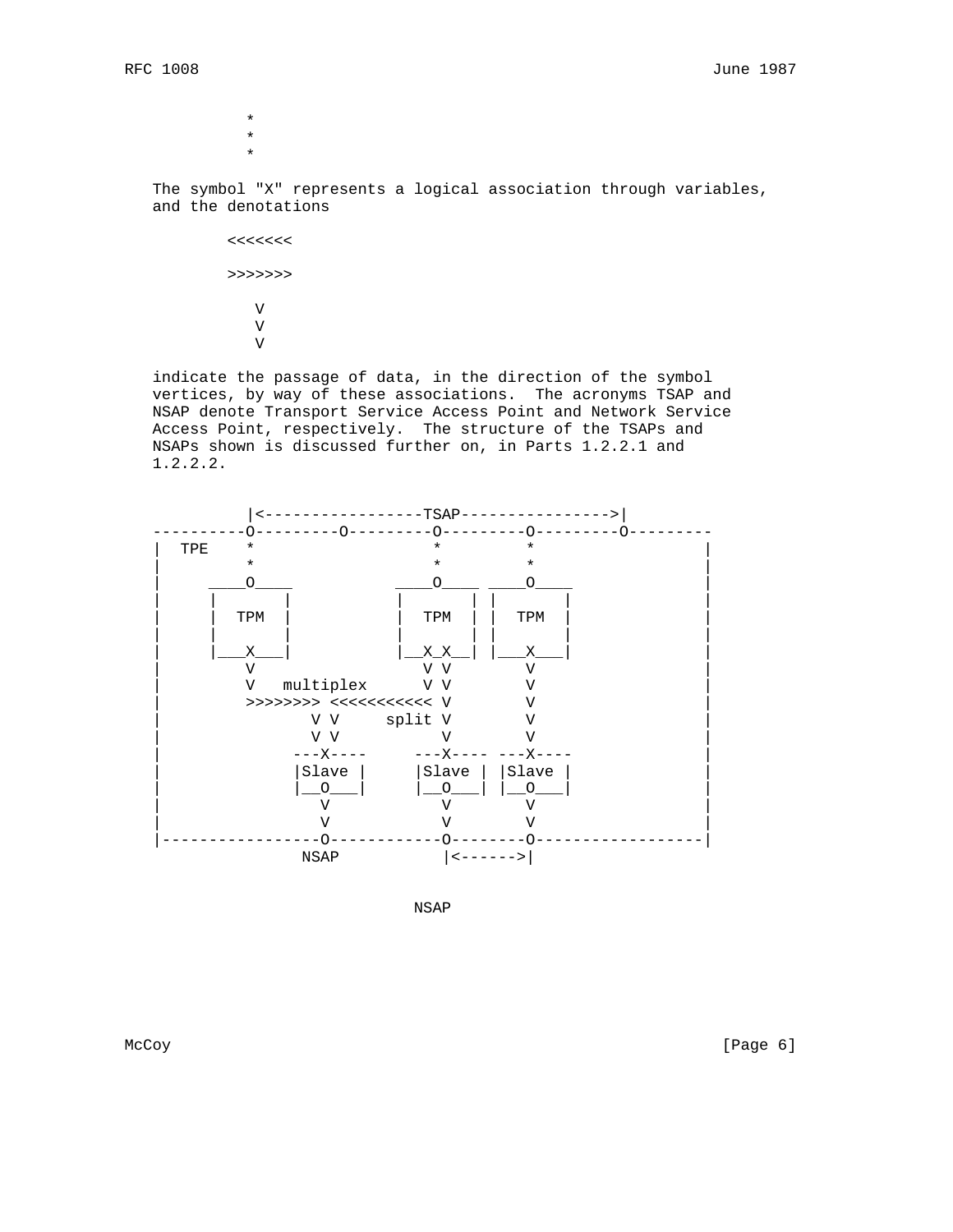```
           *
           *
           *
```

The symbol "X" represents a logical association through variables, and the denotations

```
        <<<<<<<

        >>>>>>>

           V
           V
           V
```

indicate the passage of data, in the direction of the symbol vertices, by way of these associations. The acronyms TSAP and NSAP denote Transport Service Access Point and Network Service Access Point, respectively. The structure of the TSAPs and NSAPs shown is discussed further on, in Parts 1.2.2.1 and 1.2.2.2.

```
          |<-----------------TSAP---------------->|
----------O---------O---------O---------O---------O---------
|  TPE    *                   *         *                  |
|         *                   *         *                  |
|     ____O____           ____O____ ____O____              |
|     |       |           |       | |       |              |
|     |  TPM  |           |  TPM  | |  TPM  |              |
|     |       |           |       | |       |              |
|     |___X___|           |__X_X__| |___X___|              |
|         V                  V V        V                  |
|         V   multiplex      V V        V                  |
|         >>>>>>>> <<<<<<<<<<< V        V                  |
|                V V     split V        V                  |
|                V V           V        V                  |
|              ---X----     ---X---- ---X----               |
|              |Slave |     |Slave | |Slave |               |
|              |__O___|     |__O___| |__O___|               |
|                 V            V        V                  |
|                 V            V        V                  |
|-----------------O------------O--------O------------------|
                NSAP           |<------>|

                              NSAP
```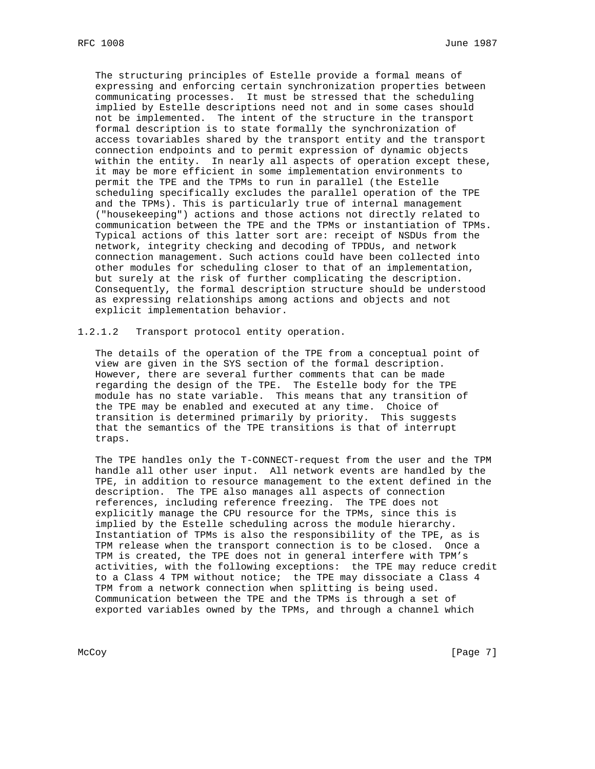The structuring principles of Estelle provide a formal means of expressing and enforcing certain synchronization properties between communicating processes. It must be stressed that the scheduling implied by Estelle descriptions need not and in some cases should not be implemented. The intent of the structure in the transport formal description is to state formally the synchronization of access tovariables shared by the transport entity and the transport connection endpoints and to permit expression of dynamic objects within the entity. In nearly all aspects of operation except these, it may be more efficient in some implementation environments to permit the TPE and the TPMs to run in parallel (the Estelle scheduling specifically excludes the parallel operation of the TPE and the TPMs). This is particularly true of internal management ("housekeeping") actions and those actions not directly related to communication between the TPE and the TPMs or instantiation of TPMs. Typical actions of this latter sort are: receipt of NSDUs from the network, integrity checking and decoding of TPDUs, and network connection management. Such actions could have been collected into other modules for scheduling closer to that of an implementation, but surely at the risk of further complicating the description. Consequently, the formal description structure should be understood as expressing relationships among actions and objects and not explicit implementation behavior.

#### 1.2.1.2 Transport protocol entity operation.

The details of the operation of the TPE from a conceptual point of view are given in the SYS section of the formal description. However, there are several further comments that can be made regarding the design of the TPE. The Estelle body for the TPE module has no state variable. This means that any transition of the TPE may be enabled and executed at any time. Choice of transition is determined primarily by priority. This suggests that the semantics of the TPE transitions is that of interrupt traps.

The TPE handles only the T-CONNECT-request from the user and the TPM handle all other user input. All network events are handled by the TPE, in addition to resource management to the extent defined in the description. The TPE also manages all aspects of connection references, including reference freezing. The TPE does not explicitly manage the CPU resource for the TPMs, since this is implied by the Estelle scheduling across the module hierarchy. Instantiation of TPMs is also the responsibility of the TPE, as is TPM release when the transport connection is to be closed. Once a TPM is created, the TPE does not in general interfere with TPM's activities, with the following exceptions: the TPE may reduce credit to a Class 4 TPM without notice; the TPE may dissociate a Class 4 TPM from a network connection when splitting is being used. Communication between the TPE and the TPMs is through a set of exported variables owned by the TPMs, and through a channel which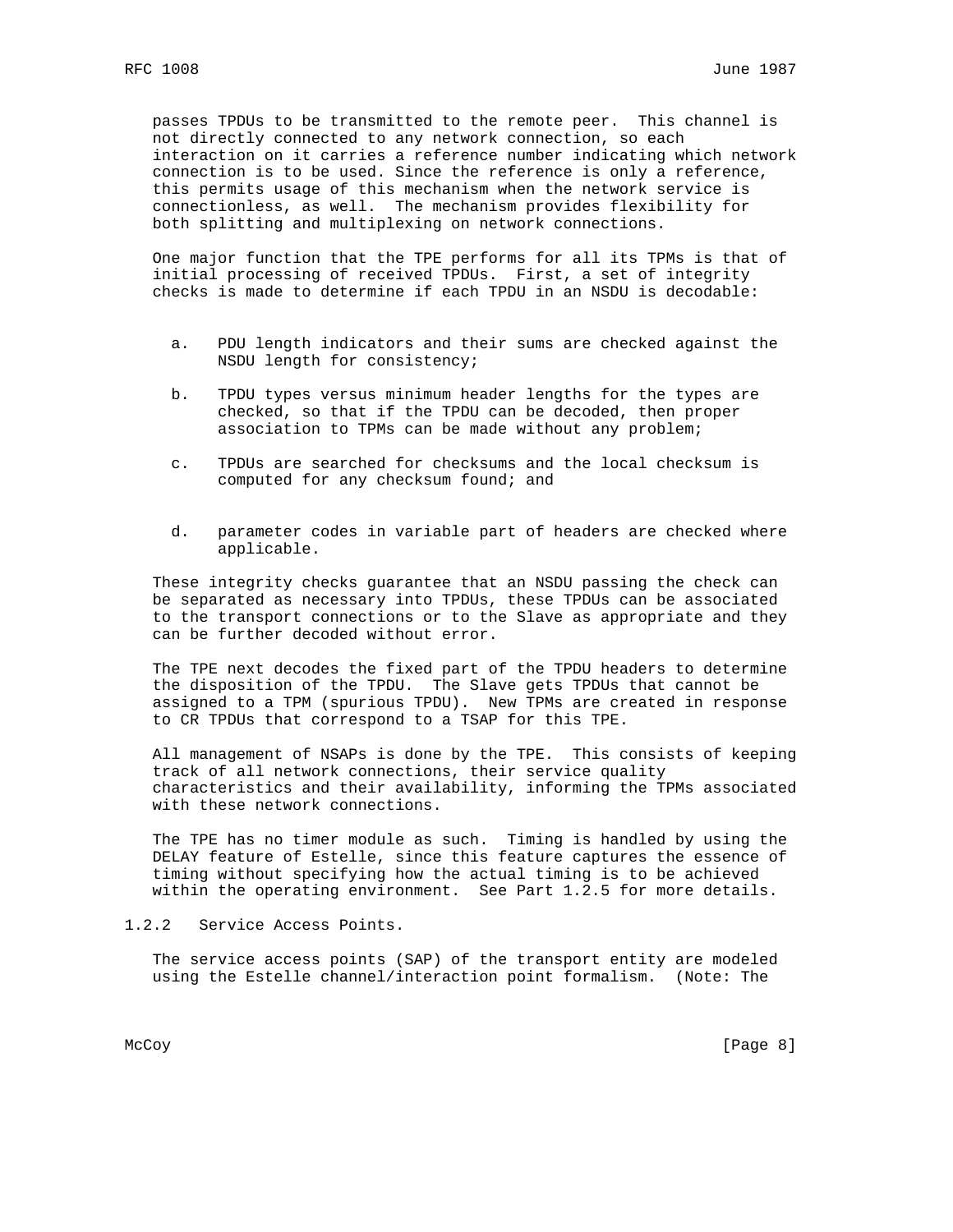passes TPDUs to be transmitted to the remote peer. This channel is not directly connected to any network connection, so each interaction on it carries a reference number indicating which network connection is to be used. Since the reference is only a reference, this permits usage of this mechanism when the network service is connectionless, as well. The mechanism provides flexibility for both splitting and multiplexing on network connections.

One major function that the TPE performs for all its TPMs is that of initial processing of received TPDUs. First, a set of integrity checks is made to determine if each TPDU in an NSDU is decodable:

a. PDU length indicators and their sums are checked against the NSDU length for consistency;

b. TPDU types versus minimum header lengths for the types are checked, so that if the TPDU can be decoded, then proper association to TPMs can be made without any problem;

c. TPDUs are searched for checksums and the local checksum is computed for any checksum found; and

d. parameter codes in variable part of headers are checked where applicable.

These integrity checks guarantee that an NSDU passing the check can be separated as necessary into TPDUs, these TPDUs can be associated to the transport connections or to the Slave as appropriate and they can be further decoded without error.

The TPE next decodes the fixed part of the TPDU headers to determine the disposition of the TPDU. The Slave gets TPDUs that cannot be assigned to a TPM (spurious TPDU). New TPMs are created in response to CR TPDUs that correspond to a TSAP for this TPE.

All management of NSAPs is done by the TPE. This consists of keeping track of all network connections, their service quality characteristics and their availability, informing the TPMs associated with these network connections.

The TPE has no timer module as such. Timing is handled by using the DELAY feature of Estelle, since this feature captures the essence of timing without specifying how the actual timing is to be achieved within the operating environment. See Part 1.2.5 for more details.

### 1.2.2 Service Access Points.

The service access points (SAP) of the transport entity are modeled using the Estelle channel/interaction point formalism. (Note: The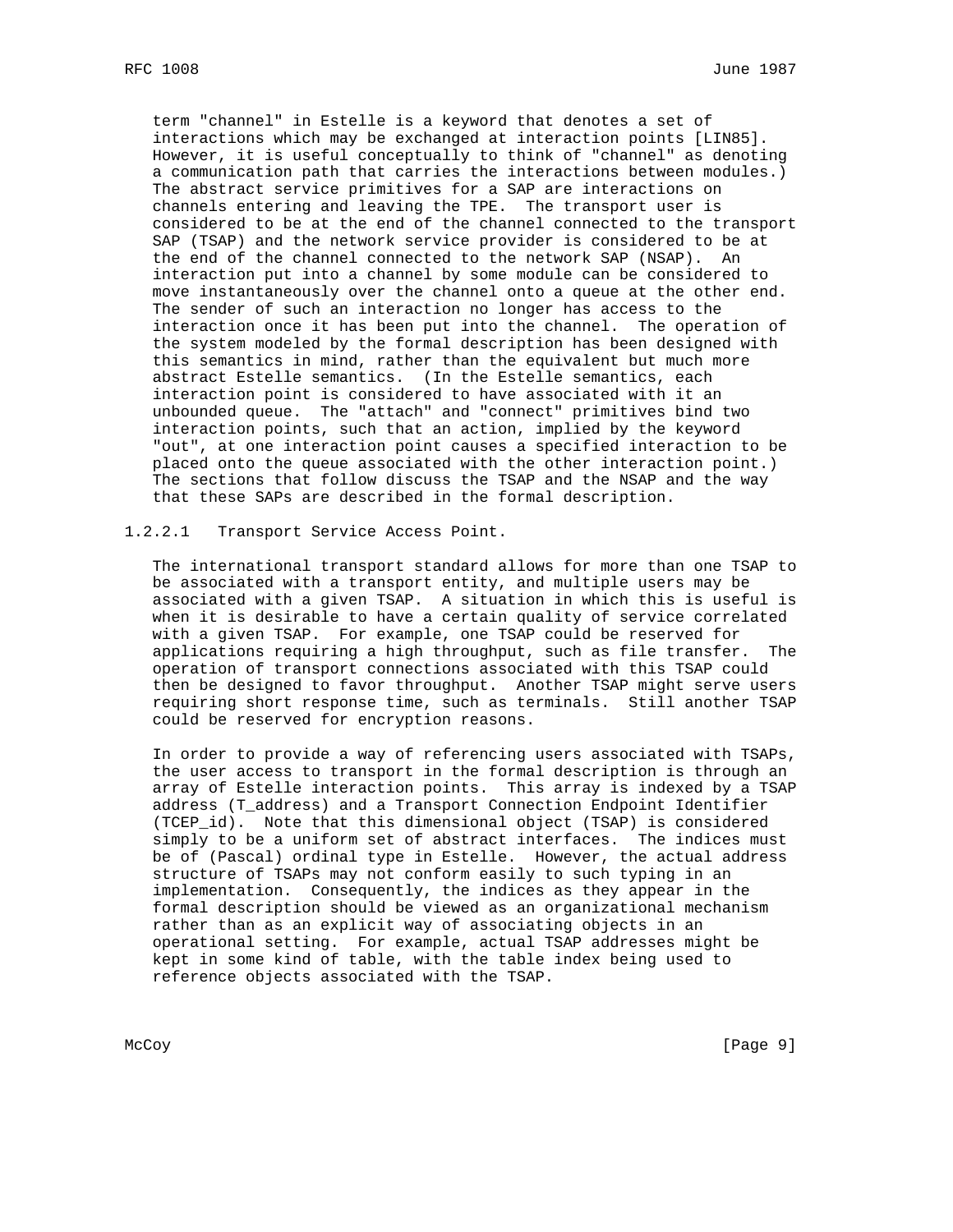term "channel" in Estelle is a keyword that denotes a set of interactions which may be exchanged at interaction points [LIN85]. However, it is useful conceptually to think of "channel" as denoting a communication path that carries the interactions between modules.) The abstract service primitives for a SAP are interactions on channels entering and leaving the TPE. The transport user is considered to be at the end of the channel connected to the transport SAP (TSAP) and the network service provider is considered to be at the end of the channel connected to the network SAP (NSAP). An interaction put into a channel by some module can be considered to move instantaneously over the channel onto a queue at the other end. The sender of such an interaction no longer has access to the interaction once it has been put into the channel. The operation of the system modeled by the formal description has been designed with this semantics in mind, rather than the equivalent but much more abstract Estelle semantics. (In the Estelle semantics, each interaction point is considered to have associated with it an unbounded queue. The "attach" and "connect" primitives bind two interaction points, such that an action, implied by the keyword "out", at one interaction point causes a specified interaction to be placed onto the queue associated with the other interaction point.) The sections that follow discuss the TSAP and the NSAP and the way that these SAPs are described in the formal description.

#### 1.2.2.1 Transport Service Access Point.

The international transport standard allows for more than one TSAP to be associated with a transport entity, and multiple users may be associated with a given TSAP. A situation in which this is useful is when it is desirable to have a certain quality of service correlated with a given TSAP. For example, one TSAP could be reserved for applications requiring a high throughput, such as file transfer. The operation of transport connections associated with this TSAP could then be designed to favor throughput. Another TSAP might serve users requiring short response time, such as terminals. Still another TSAP could be reserved for encryption reasons.

In order to provide a way of referencing users associated with TSAPs, the user access to transport in the formal description is through an array of Estelle interaction points. This array is indexed by a TSAP address (T_address) and a Transport Connection Endpoint Identifier (TCEP_id). Note that this dimensional object (TSAP) is considered simply to be a uniform set of abstract interfaces. The indices must be of (Pascal) ordinal type in Estelle. However, the actual address structure of TSAPs may not conform easily to such typing in an implementation. Consequently, the indices as they appear in the formal description should be viewed as an organizational mechanism rather than as an explicit way of associating objects in an operational setting. For example, actual TSAP addresses might be kept in some kind of table, with the table index being used to reference objects associated with the TSAP.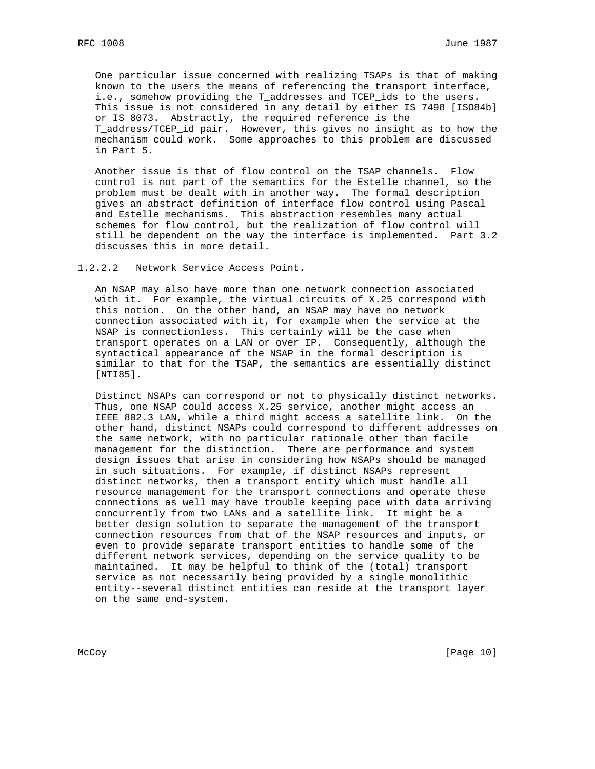One particular issue concerned with realizing TSAPs is that of making known to the users the means of referencing the transport interface, i.e., somehow providing the T_addresses and TCEP_ids to the users. This issue is not considered in any detail by either IS 7498 [ISO84b] or IS 8073. Abstractly, the required reference is the T_address/TCEP_id pair. However, this gives no insight as to how the mechanism could work. Some approaches to this problem are discussed in Part 5.

Another issue is that of flow control on the TSAP channels. Flow control is not part of the semantics for the Estelle channel, so the problem must be dealt with in another way. The formal description gives an abstract definition of interface flow control using Pascal and Estelle mechanisms. This abstraction resembles many actual schemes for flow control, but the realization of flow control will still be dependent on the way the interface is implemented. Part 3.2 discusses this in more detail.

#### 1.2.2.2 Network Service Access Point.

An NSAP may also have more than one network connection associated with it. For example, the virtual circuits of X.25 correspond with this notion. On the other hand, an NSAP may have no network connection associated with it, for example when the service at the NSAP is connectionless. This certainly will be the case when transport operates on a LAN or over IP. Consequently, although the syntactical appearance of the NSAP in the formal description is similar to that for the TSAP, the semantics are essentially distinct [NTI85].

Distinct NSAPs can correspond or not to physically distinct networks. Thus, one NSAP could access X.25 service, another might access an IEEE 802.3 LAN, while a third might access a satellite link. On the other hand, distinct NSAPs could correspond to different addresses on the same network, with no particular rationale other than facile management for the distinction. There are performance and system design issues that arise in considering how NSAPs should be managed in such situations. For example, if distinct NSAPs represent distinct networks, then a transport entity which must handle all resource management for the transport connections and operate these connections as well may have trouble keeping pace with data arriving concurrently from two LANs and a satellite link. It might be a better design solution to separate the management of the transport connection resources from that of the NSAP resources and inputs, or even to provide separate transport entities to handle some of the different network services, depending on the service quality to be maintained. It may be helpful to think of the (total) transport service as not necessarily being provided by a single monolithic entity--several distinct entities can reside at the transport layer on the same end-system.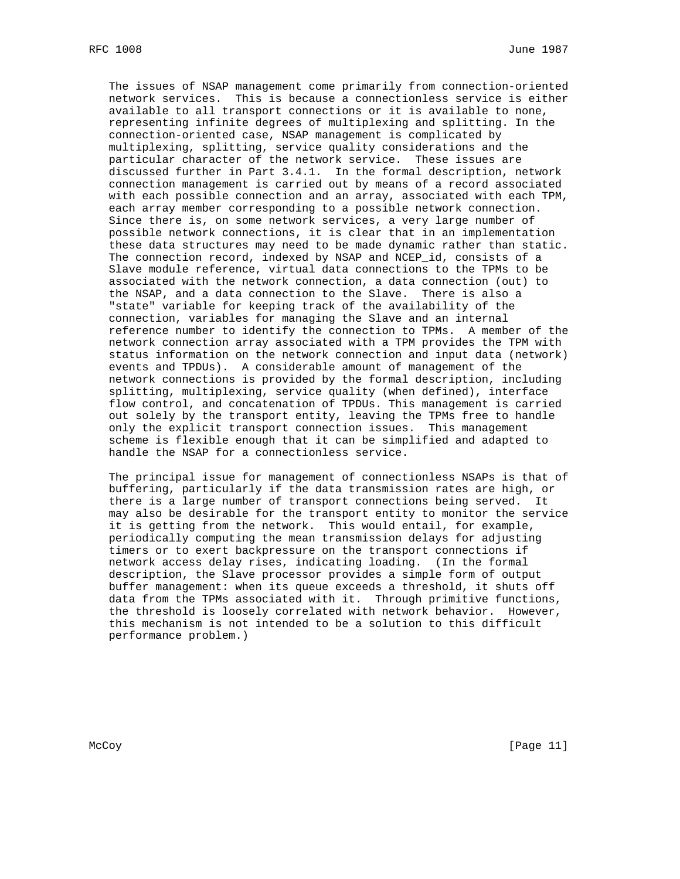The issues of NSAP management come primarily from connection-oriented network services. This is because a connectionless service is either available to all transport connections or it is available to none, representing infinite degrees of multiplexing and splitting. In the connection-oriented case, NSAP management is complicated by multiplexing, splitting, service quality considerations and the particular character of the network service. These issues are discussed further in Part 3.4.1. In the formal description, network connection management is carried out by means of a record associated with each possible connection and an array, associated with each TPM, each array member corresponding to a possible network connection. Since there is, on some network services, a very large number of possible network connections, it is clear that in an implementation these data structures may need to be made dynamic rather than static. The connection record, indexed by NSAP and NCEP_id, consists of a Slave module reference, virtual data connections to the TPMs to be associated with the network connection, a data connection (out) to the NSAP, and a data connection to the Slave. There is also a "state" variable for keeping track of the availability of the connection, variables for managing the Slave and an internal reference number to identify the connection to TPMs. A member of the network connection array associated with a TPM provides the TPM with status information on the network connection and input data (network) events and TPDUs). A considerable amount of management of the network connections is provided by the formal description, including splitting, multiplexing, service quality (when defined), interface flow control, and concatenation of TPDUs. This management is carried out solely by the transport entity, leaving the TPMs free to handle only the explicit transport connection issues. This management scheme is flexible enough that it can be simplified and adapted to handle the NSAP for a connectionless service.

The principal issue for management of connectionless NSAPs is that of buffering, particularly if the data transmission rates are high, or there is a large number of transport connections being served. It may also be desirable for the transport entity to monitor the service it is getting from the network. This would entail, for example, periodically computing the mean transmission delays for adjusting timers or to exert backpressure on the transport connections if network access delay rises, indicating loading. (In the formal description, the Slave processor provides a simple form of output buffer management: when its queue exceeds a threshold, it shuts off data from the TPMs associated with it. Through primitive functions, the threshold is loosely correlated with network behavior. However, this mechanism is not intended to be a solution to this difficult performance problem.)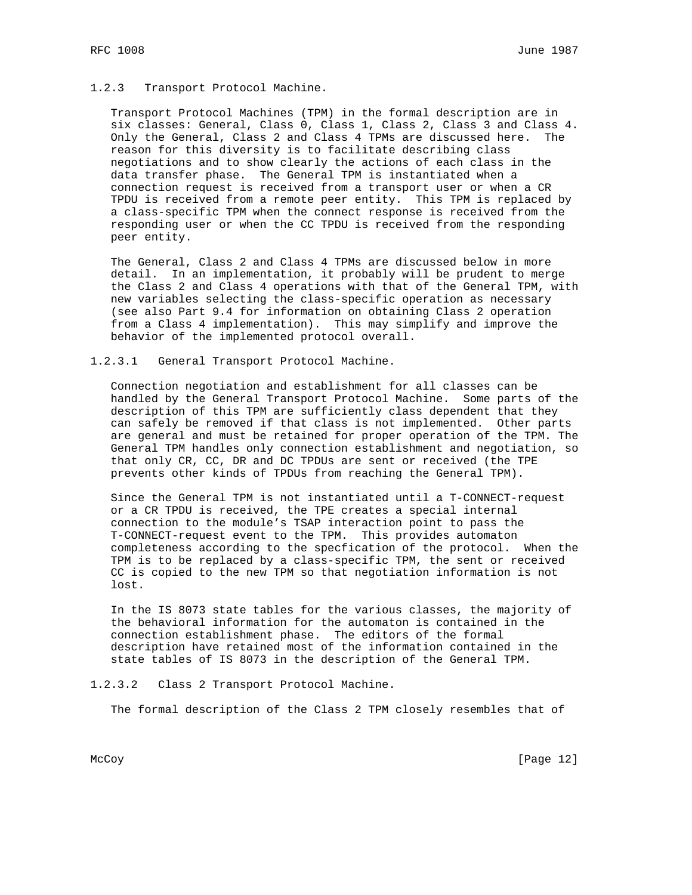### 1.2.3 Transport Protocol Machine.

Transport Protocol Machines (TPM) in the formal description are in six classes: General, Class 0, Class 1, Class 2, Class 3 and Class 4. Only the General, Class 2 and Class 4 TPMs are discussed here. The reason for this diversity is to facilitate describing class negotiations and to show clearly the actions of each class in the data transfer phase. The General TPM is instantiated when a connection request is received from a transport user or when a CR TPDU is received from a remote peer entity. This TPM is replaced by a class-specific TPM when the connect response is received from the responding user or when the CC TPDU is received from the responding peer entity.

The General, Class 2 and Class 4 TPMs are discussed below in more detail. In an implementation, it probably will be prudent to merge the Class 2 and Class 4 operations with that of the General TPM, with new variables selecting the class-specific operation as necessary (see also Part 9.4 for information on obtaining Class 2 operation from a Class 4 implementation). This may simplify and improve the behavior of the implemented protocol overall.

#### 1.2.3.1 General Transport Protocol Machine.

Connection negotiation and establishment for all classes can be handled by the General Transport Protocol Machine. Some parts of the description of this TPM are sufficiently class dependent that they can safely be removed if that class is not implemented. Other parts are general and must be retained for proper operation of the TPM. The General TPM handles only connection establishment and negotiation, so that only CR, CC, DR and DC TPDUs are sent or received (the TPE prevents other kinds of TPDUs from reaching the General TPM).

Since the General TPM is not instantiated until a T-CONNECT-request or a CR TPDU is received, the TPE creates a special internal connection to the module's TSAP interaction point to pass the T-CONNECT-request event to the TPM. This provides automaton completeness according to the specfication of the protocol. When the TPM is to be replaced by a class-specific TPM, the sent or received CC is copied to the new TPM so that negotiation information is not lost.

In the IS 8073 state tables for the various classes, the majority of the behavioral information for the automaton is contained in the connection establishment phase. The editors of the formal description have retained most of the information contained in the state tables of IS 8073 in the description of the General TPM.

#### 1.2.3.2 Class 2 Transport Protocol Machine.

The formal description of the Class 2 TPM closely resembles that of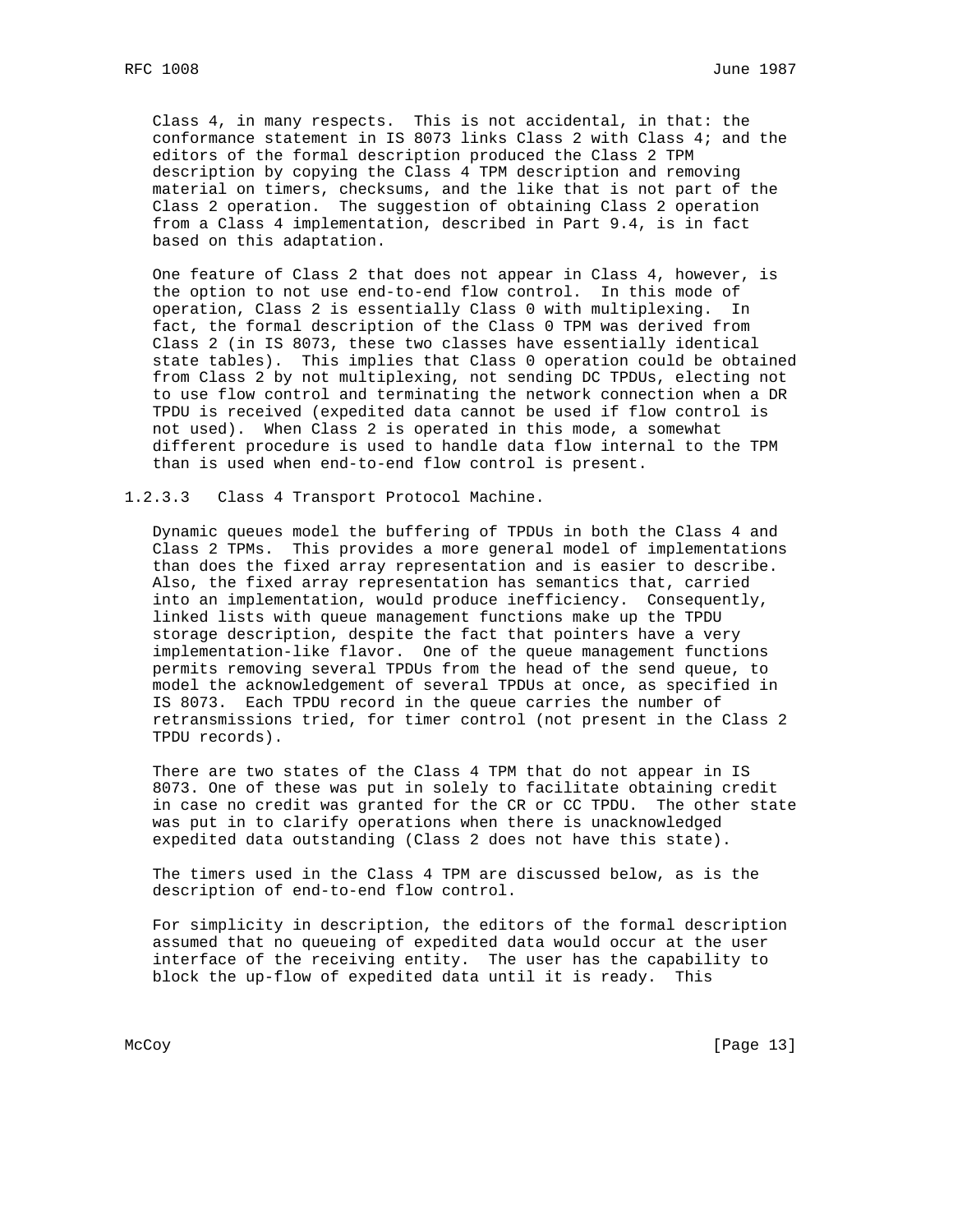Class 4, in many respects. This is not accidental, in that: the conformance statement in IS 8073 links Class 2 with Class 4; and the editors of the formal description produced the Class 2 TPM description by copying the Class 4 TPM description and removing material on timers, checksums, and the like that is not part of the Class 2 operation. The suggestion of obtaining Class 2 operation from a Class 4 implementation, described in Part 9.4, is in fact based on this adaptation.

One feature of Class 2 that does not appear in Class 4, however, is the option to not use end-to-end flow control. In this mode of operation, Class 2 is essentially Class 0 with multiplexing. In fact, the formal description of the Class 0 TPM was derived from Class 2 (in IS 8073, these two classes have essentially identical state tables). This implies that Class 0 operation could be obtained from Class 2 by not multiplexing, not sending DC TPDUs, electing not to use flow control and terminating the network connection when a DR TPDU is received (expedited data cannot be used if flow control is not used). When Class 2 is operated in this mode, a somewhat different procedure is used to handle data flow internal to the TPM than is used when end-to-end flow control is present.

### 1.2.3.3 Class 4 Transport Protocol Machine.

Dynamic queues model the buffering of TPDUs in both the Class 4 and Class 2 TPMs. This provides a more general model of implementations than does the fixed array representation and is easier to describe. Also, the fixed array representation has semantics that, carried into an implementation, would produce inefficiency. Consequently, linked lists with queue management functions make up the TPDU storage description, despite the fact that pointers have a very implementation-like flavor. One of the queue management functions permits removing several TPDUs from the head of the send queue, to model the acknowledgement of several TPDUs at once, as specified in IS 8073. Each TPDU record in the queue carries the number of retransmissions tried, for timer control (not present in the Class 2 TPDU records).

There are two states of the Class 4 TPM that do not appear in IS 8073. One of these was put in solely to facilitate obtaining credit in case no credit was granted for the CR or CC TPDU. The other state was put in to clarify operations when there is unacknowledged expedited data outstanding (Class 2 does not have this state).

The timers used in the Class 4 TPM are discussed below, as is the description of end-to-end flow control.

For simplicity in description, the editors of the formal description assumed that no queueing of expedited data would occur at the user interface of the receiving entity. The user has the capability to block the up-flow of expedited data until it is ready. This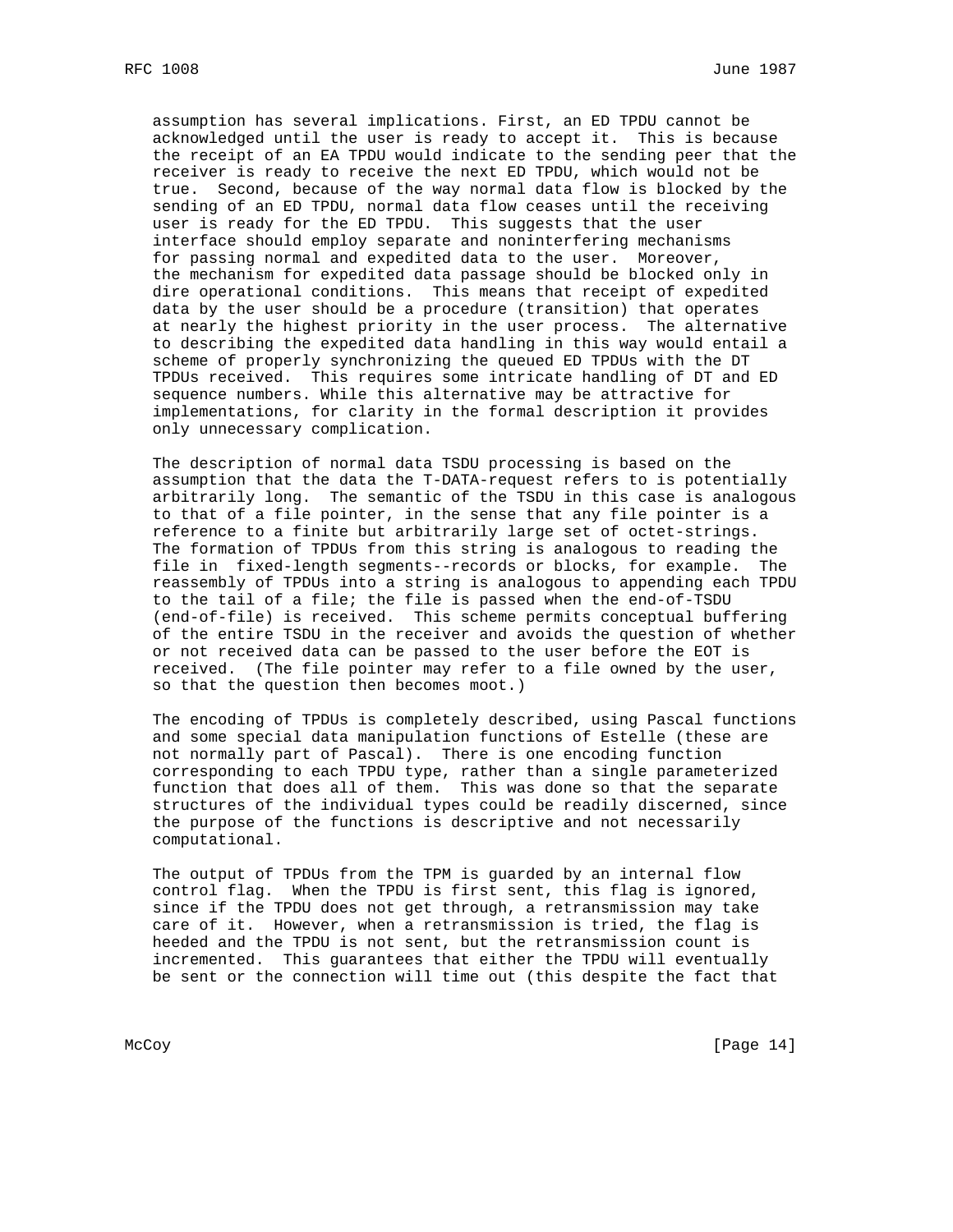assumption has several implications. First, an ED TPDU cannot be acknowledged until the user is ready to accept it. This is because the receipt of an EA TPDU would indicate to the sending peer that the receiver is ready to receive the next ED TPDU, which would not be true. Second, because of the way normal data flow is blocked by the sending of an ED TPDU, normal data flow ceases until the receiving user is ready for the ED TPDU. This suggests that the user interface should employ separate and noninterfering mechanisms for passing normal and expedited data to the user. Moreover, the mechanism for expedited data passage should be blocked only in dire operational conditions. This means that receipt of expedited data by the user should be a procedure (transition) that operates at nearly the highest priority in the user process. The alternative to describing the expedited data handling in this way would entail a scheme of properly synchronizing the queued ED TPDUs with the DT TPDUs received. This requires some intricate handling of DT and ED sequence numbers. While this alternative may be attractive for implementations, for clarity in the formal description it provides only unnecessary complication.

The description of normal data TSDU processing is based on the assumption that the data the T-DATA-request refers to is potentially arbitrarily long. The semantic of the TSDU in this case is analogous to that of a file pointer, in the sense that any file pointer is a reference to a finite but arbitrarily large set of octet-strings. The formation of TPDUs from this string is analogous to reading the file in fixed-length segments--records or blocks, for example. The reassembly of TPDUs into a string is analogous to appending each TPDU to the tail of a file; the file is passed when the end-of-TSDU (end-of-file) is received. This scheme permits conceptual buffering of the entire TSDU in the receiver and avoids the question of whether or not received data can be passed to the user before the EOT is received. (The file pointer may refer to a file owned by the user, so that the question then becomes moot.)

The encoding of TPDUs is completely described, using Pascal functions and some special data manipulation functions of Estelle (these are not normally part of Pascal). There is one encoding function corresponding to each TPDU type, rather than a single parameterized function that does all of them. This was done so that the separate structures of the individual types could be readily discerned, since the purpose of the functions is descriptive and not necessarily computational.

The output of TPDUs from the TPM is guarded by an internal flow control flag. When the TPDU is first sent, this flag is ignored, since if the TPDU does not get through, a retransmission may take care of it. However, when a retransmission is tried, the flag is heeded and the TPDU is not sent, but the retransmission count is incremented. This guarantees that either the TPDU will eventually be sent or the connection will time out (this despite the fact that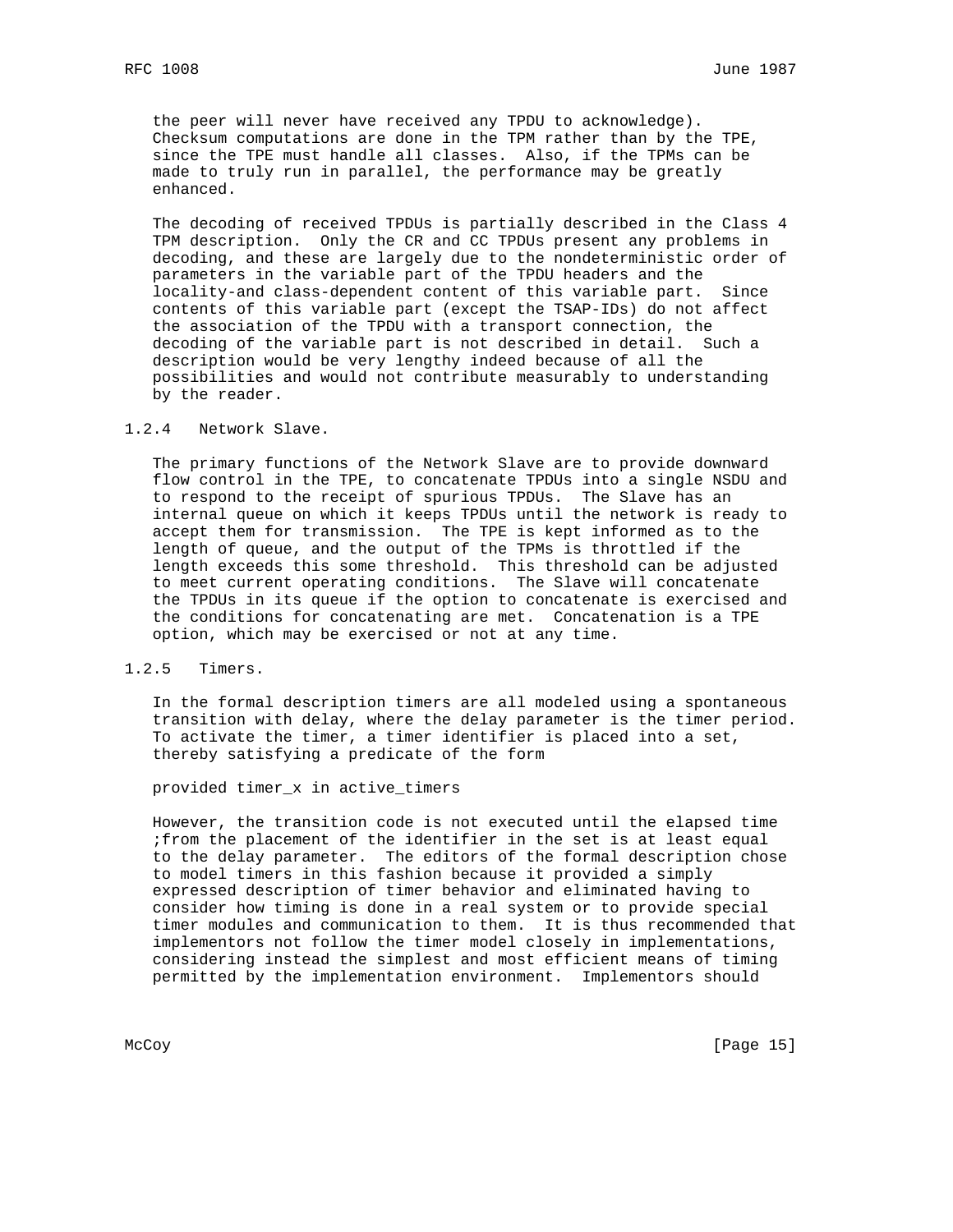the peer will never have received any TPDU to acknowledge). Checksum computations are done in the TPM rather than by the TPE, since the TPE must handle all classes. Also, if the TPMs can be made to truly run in parallel, the performance may be greatly enhanced.

The decoding of received TPDUs is partially described in the Class 4 TPM description. Only the CR and CC TPDUs present any problems in decoding, and these are largely due to the nondeterministic order of parameters in the variable part of the TPDU headers and the locality-and class-dependent content of this variable part. Since contents of this variable part (except the TSAP-IDs) do not affect the association of the TPDU with a transport connection, the decoding of the variable part is not described in detail. Such a description would be very lengthy indeed because of all the possibilities and would not contribute measurably to understanding by the reader.

### 1.2.4 Network Slave.

The primary functions of the Network Slave are to provide downward flow control in the TPE, to concatenate TPDUs into a single NSDU and to respond to the receipt of spurious TPDUs. The Slave has an internal queue on which it keeps TPDUs until the network is ready to accept them for transmission. The TPE is kept informed as to the length of queue, and the output of the TPMs is throttled if the length exceeds this some threshold. This threshold can be adjusted to meet current operating conditions. The Slave will concatenate the TPDUs in its queue if the option to concatenate is exercised and the conditions for concatenating are met. Concatenation is a TPE option, which may be exercised or not at any time.

### 1.2.5 Timers.

In the formal description timers are all modeled using a spontaneous transition with delay, where the delay parameter is the timer period. To activate the timer, a timer identifier is placed into a set, thereby satisfying a predicate of the form

```
provided timer_x in active_timers
```

However, the transition code is not executed until the elapsed time ;from the placement of the identifier in the set is at least equal to the delay parameter. The editors of the formal description chose to model timers in this fashion because it provided a simply expressed description of timer behavior and eliminated having to consider how timing is done in a real system or to provide special timer modules and communication to them. It is thus recommended that implementors not follow the timer model closely in implementations, considering instead the simplest and most efficient means of timing permitted by the implementation environment. Implementors should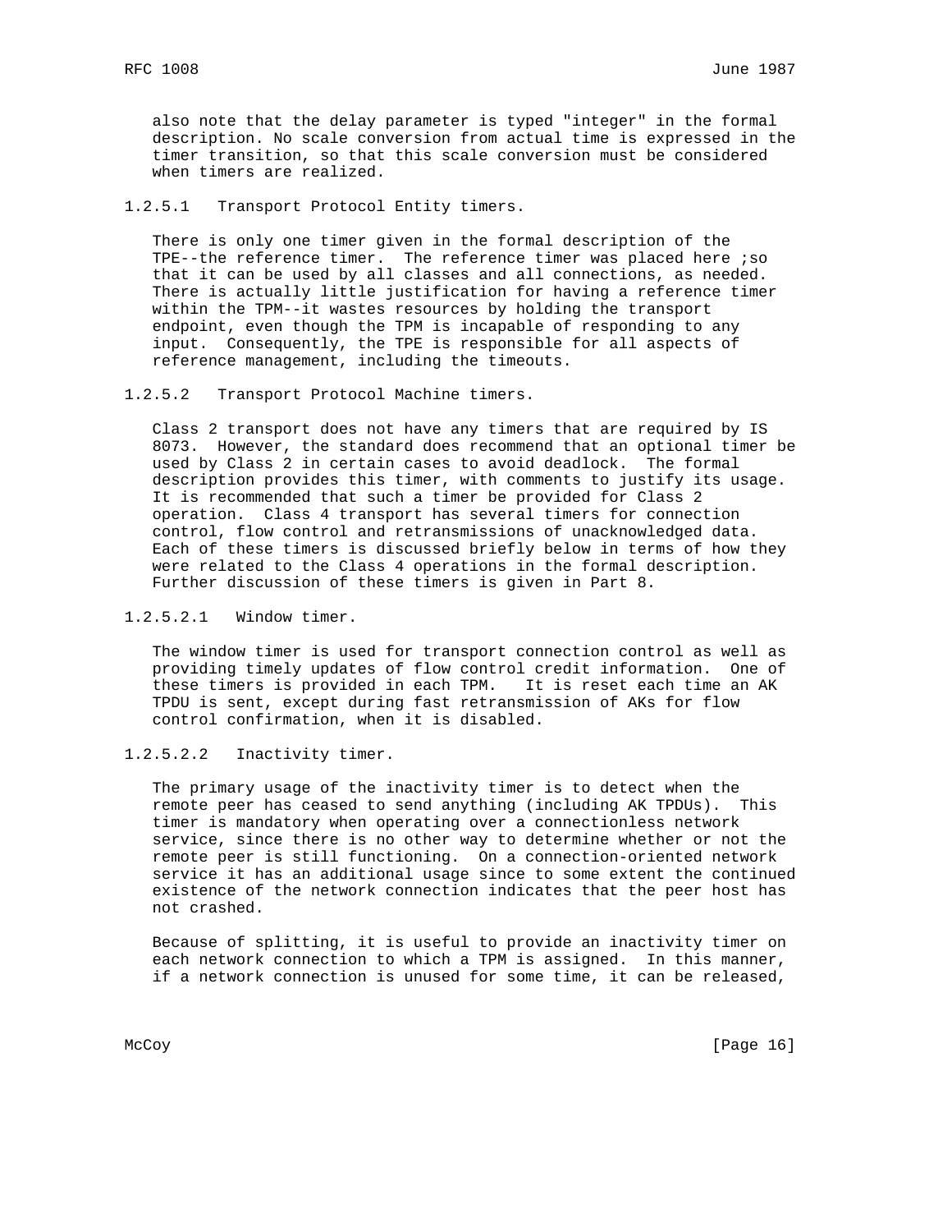also note that the delay parameter is typed "integer" in the formal description. No scale conversion from actual time is expressed in the timer transition, so that this scale conversion must be considered when timers are realized.

### 1.2.5.1 Transport Protocol Entity timers.

There is only one timer given in the formal description of the TPE--the reference timer. The reference timer was placed here ;so that it can be used by all classes and all connections, as needed. There is actually little justification for having a reference timer within the TPM--it wastes resources by holding the transport endpoint, even though the TPM is incapable of responding to any input. Consequently, the TPE is responsible for all aspects of reference management, including the timeouts.

### 1.2.5.2 Transport Protocol Machine timers.

Class 2 transport does not have any timers that are required by IS 8073. However, the standard does recommend that an optional timer be used by Class 2 in certain cases to avoid deadlock. The formal description provides this timer, with comments to justify its usage. It is recommended that such a timer be provided for Class 2 operation. Class 4 transport has several timers for connection control, flow control and retransmissions of unacknowledged data. Each of these timers is discussed briefly below in terms of how they were related to the Class 4 operations in the formal description. Further discussion of these timers is given in Part 8.

#### 1.2.5.2.1 Window timer.

The window timer is used for transport connection control as well as providing timely updates of flow control credit information. One of these timers is provided in each TPM. It is reset each time an AK TPDU is sent, except during fast retransmission of AKs for flow control confirmation, when it is disabled.

#### 1.2.5.2.2 Inactivity timer.

The primary usage of the inactivity timer is to detect when the remote peer has ceased to send anything (including AK TPDUs). This timer is mandatory when operating over a connectionless network service, since there is no other way to determine whether or not the remote peer is still functioning. On a connection-oriented network service it has an additional usage since to some extent the continued existence of the network connection indicates that the peer host has not crashed.

Because of splitting, it is useful to provide an inactivity timer on each network connection to which a TPM is assigned. In this manner, if a network connection is unused for some time, it can be released,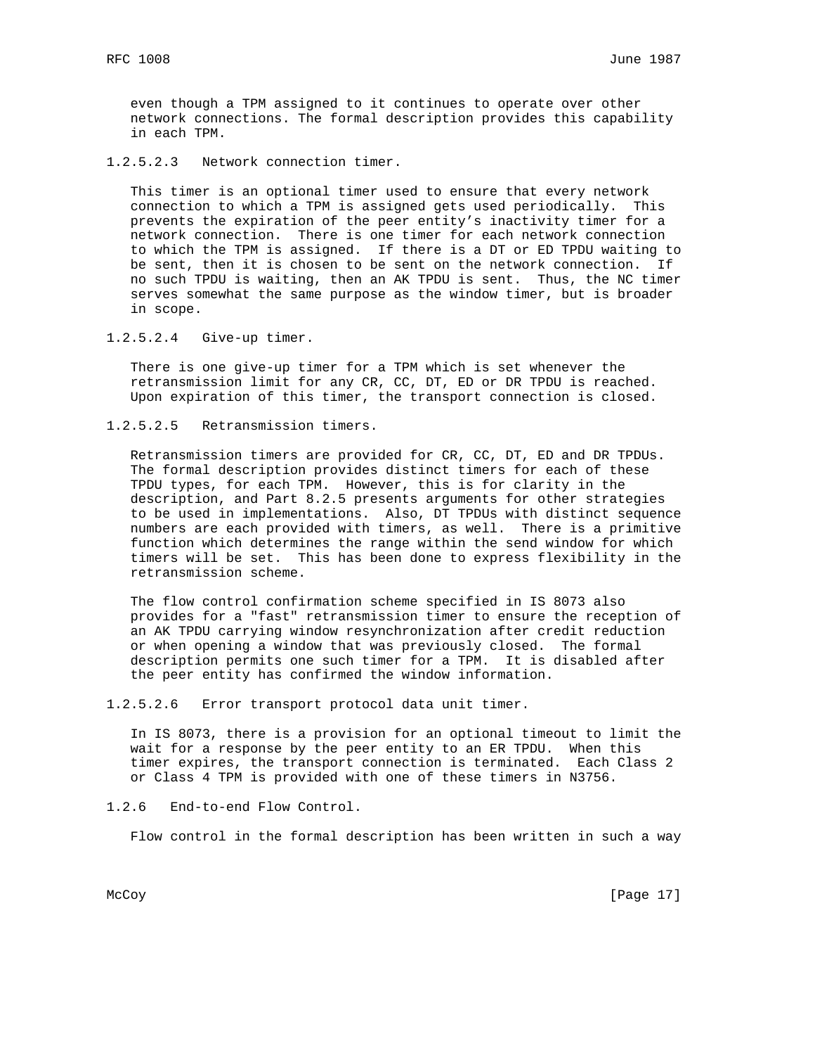even though a TPM assigned to it continues to operate over other network connections. The formal description provides this capability in each TPM.

#### 1.2.5.2.3 Network connection timer.

This timer is an optional timer used to ensure that every network connection to which a TPM is assigned gets used periodically. This prevents the expiration of the peer entity's inactivity timer for a network connection. There is one timer for each network connection to which the TPM is assigned. If there is a DT or ED TPDU waiting to be sent, then it is chosen to be sent on the network connection. If no such TPDU is waiting, then an AK TPDU is sent. Thus, the NC timer serves somewhat the same purpose as the window timer, but is broader in scope.

#### 1.2.5.2.4 Give-up timer.

There is one give-up timer for a TPM which is set whenever the retransmission limit for any CR, CC, DT, ED or DR TPDU is reached. Upon expiration of this timer, the transport connection is closed.

#### 1.2.5.2.5 Retransmission timers.

Retransmission timers are provided for CR, CC, DT, ED and DR TPDUs. The formal description provides distinct timers for each of these TPDU types, for each TPM. However, this is for clarity in the description, and Part 8.2.5 presents arguments for other strategies to be used in implementations. Also, DT TPDUs with distinct sequence numbers are each provided with timers, as well. There is a primitive function which determines the range within the send window for which timers will be set. This has been done to express flexibility in the retransmission scheme.

The flow control confirmation scheme specified in IS 8073 also provides for a "fast" retransmission timer to ensure the reception of an AK TPDU carrying window resynchronization after credit reduction or when opening a window that was previously closed. The formal description permits one such timer for a TPM. It is disabled after the peer entity has confirmed the window information.

#### 1.2.5.2.6 Error transport protocol data unit timer.

In IS 8073, there is a provision for an optional timeout to limit the wait for a response by the peer entity to an ER TPDU. When this timer expires, the transport connection is terminated. Each Class 2 or Class 4 TPM is provided with one of these timers in N3756.

### 1.2.6 End-to-end Flow Control.

Flow control in the formal description has been written in such a way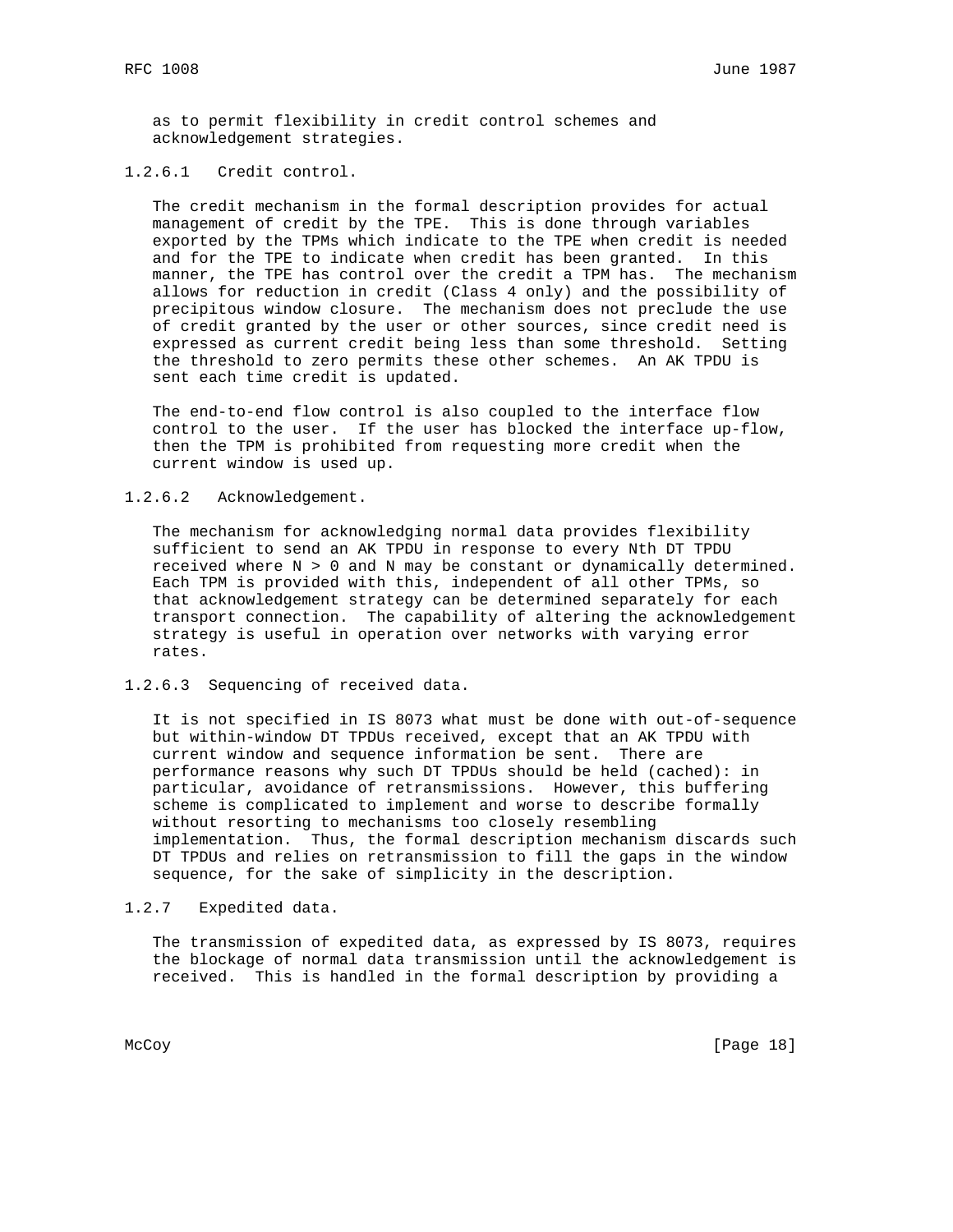as to permit flexibility in credit control schemes and acknowledgement strategies.

#### 1.2.6.1 Credit control.

The credit mechanism in the formal description provides for actual management of credit by the TPE. This is done through variables exported by the TPMs which indicate to the TPE when credit is needed and for the TPE to indicate when credit has been granted. In this manner, the TPE has control over the credit a TPM has. The mechanism allows for reduction in credit (Class 4 only) and the possibility of precipitous window closure. The mechanism does not preclude the use of credit granted by the user or other sources, since credit need is expressed as current credit being less than some threshold. Setting the threshold to zero permits these other schemes. An AK TPDU is sent each time credit is updated.

The end-to-end flow control is also coupled to the interface flow control to the user. If the user has blocked the interface up-flow, then the TPM is prohibited from requesting more credit when the current window is used up.

#### 1.2.6.2 Acknowledgement.

The mechanism for acknowledging normal data provides flexibility sufficient to send an AK TPDU in response to every Nth DT TPDU received where N > 0 and N may be constant or dynamically determined. Each TPM is provided with this, independent of all other TPMs, so that acknowledgement strategy can be determined separately for each transport connection. The capability of altering the acknowledgement strategy is useful in operation over networks with varying error rates.

#### 1.2.6.3 Sequencing of received data.

It is not specified in IS 8073 what must be done with out-of-sequence but within-window DT TPDUs received, except that an AK TPDU with current window and sequence information be sent. There are performance reasons why such DT TPDUs should be held (cached): in particular, avoidance of retransmissions. However, this buffering scheme is complicated to implement and worse to describe formally without resorting to mechanisms too closely resembling implementation. Thus, the formal description mechanism discards such DT TPDUs and relies on retransmission to fill the gaps in the window sequence, for the sake of simplicity in the description.

### 1.2.7 Expedited data.

The transmission of expedited data, as expressed by IS 8073, requires the blockage of normal data transmission until the acknowledgement is received. This is handled in the formal description by providing a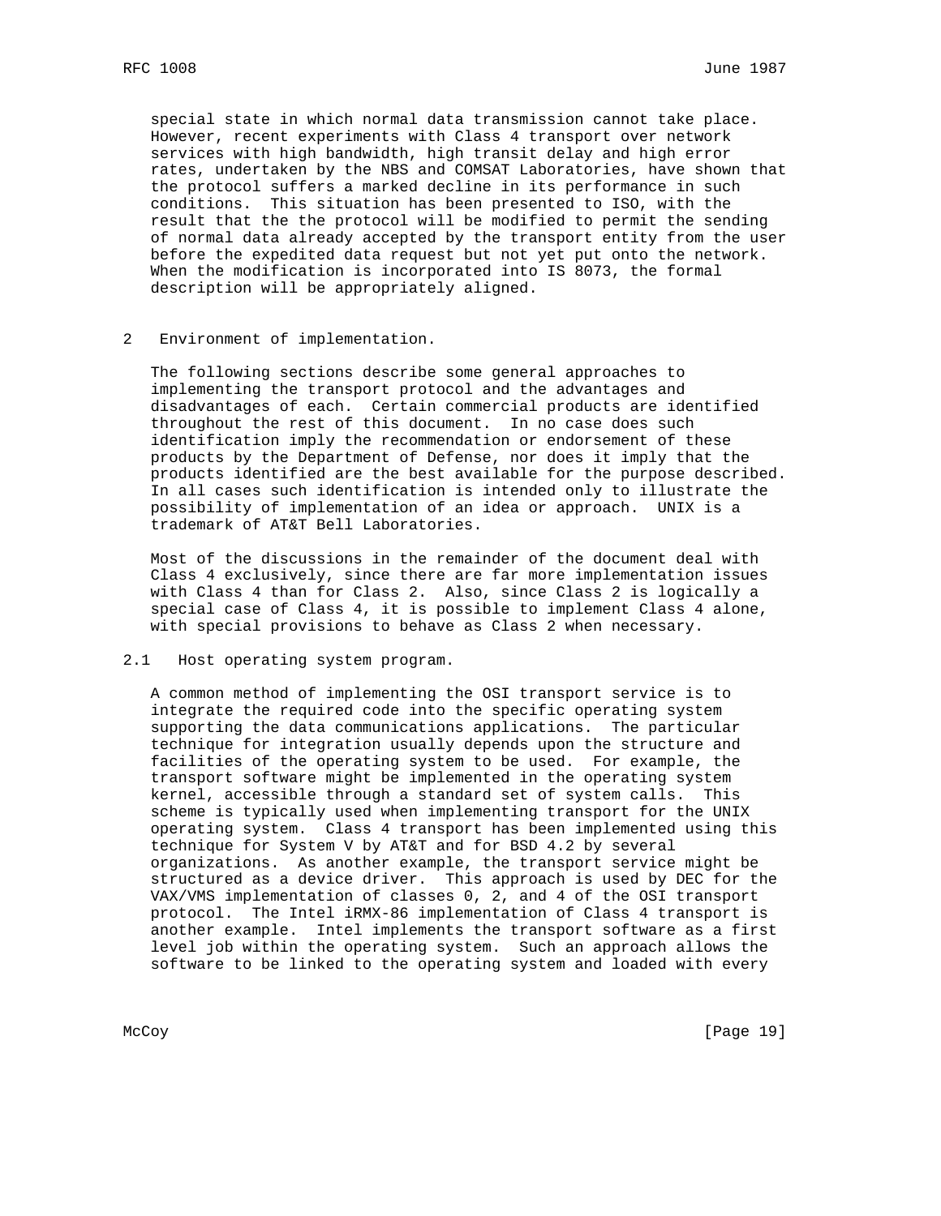special state in which normal data transmission cannot take place. However, recent experiments with Class 4 transport over network services with high bandwidth, high transit delay and high error rates, undertaken by the NBS and COMSAT Laboratories, have shown that the protocol suffers a marked decline in its performance in such conditions. This situation has been presented to ISO, with the result that the the protocol will be modified to permit the sending of normal data already accepted by the transport entity from the user before the expedited data request but not yet put onto the network. When the modification is incorporated into IS 8073, the formal description will be appropriately aligned.

## 2 Environment of implementation.

The following sections describe some general approaches to implementing the transport protocol and the advantages and disadvantages of each. Certain commercial products are identified throughout the rest of this document. In no case does such identification imply the recommendation or endorsement of these products by the Department of Defense, nor does it imply that the products identified are the best available for the purpose described. In all cases such identification is intended only to illustrate the possibility of implementation of an idea or approach. UNIX is a trademark of AT&T Bell Laboratories.

Most of the discussions in the remainder of the document deal with Class 4 exclusively, since there are far more implementation issues with Class 4 than for Class 2. Also, since Class 2 is logically a special case of Class 4, it is possible to implement Class 4 alone, with special provisions to behave as Class 2 when necessary.

### 2.1 Host operating system program.

A common method of implementing the OSI transport service is to integrate the required code into the specific operating system supporting the data communications applications. The particular technique for integration usually depends upon the structure and facilities of the operating system to be used. For example, the transport software might be implemented in the operating system kernel, accessible through a standard set of system calls. This scheme is typically used when implementing transport for the UNIX operating system. Class 4 transport has been implemented using this technique for System V by AT&T and for BSD 4.2 by several organizations. As another example, the transport service might be structured as a device driver. This approach is used by DEC for the VAX/VMS implementation of classes 0, 2, and 4 of the OSI transport protocol. The Intel iRMX-86 implementation of Class 4 transport is another example. Intel implements the transport software as a first level job within the operating system. Such an approach allows the software to be linked to the operating system and loaded with every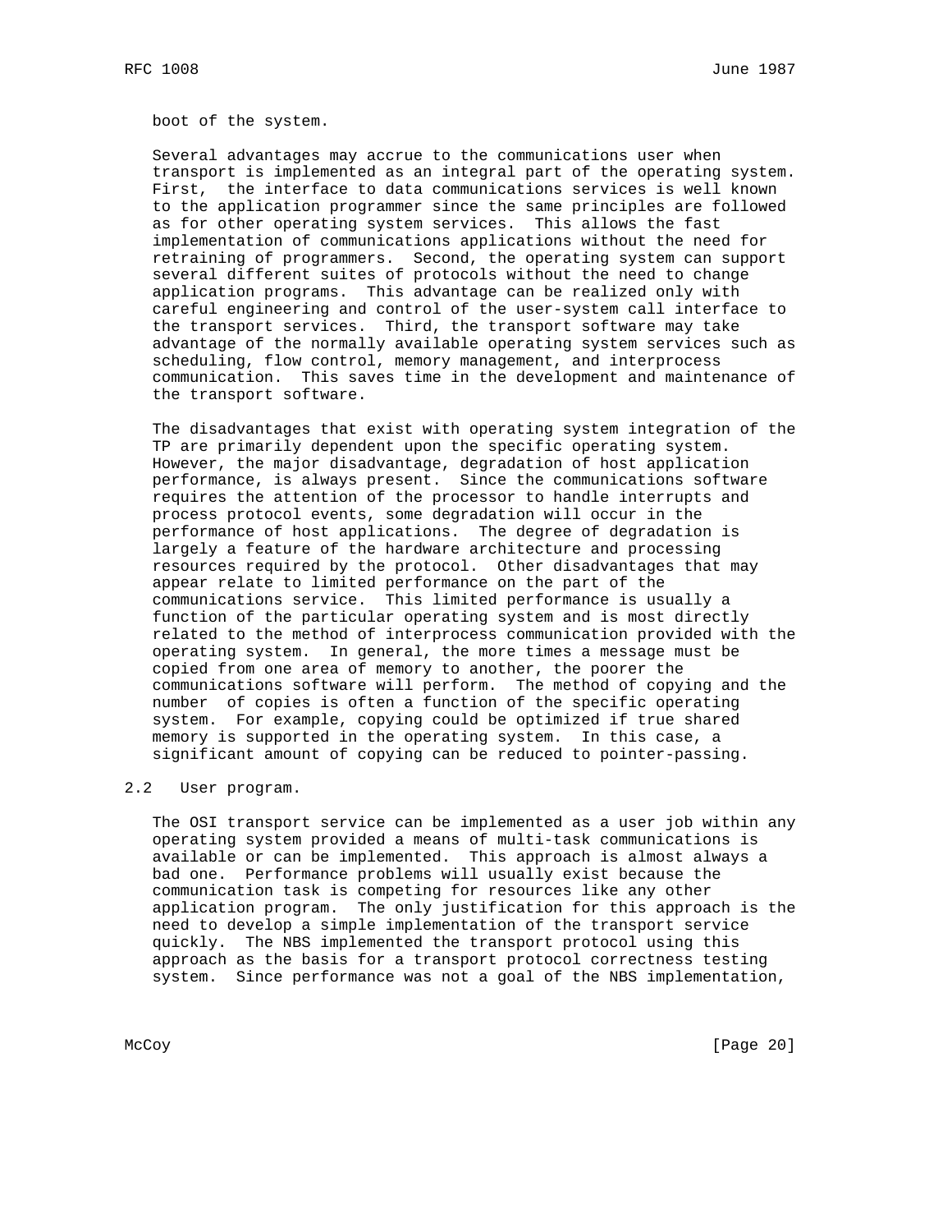boot of the system.

Several advantages may accrue to the communications user when transport is implemented as an integral part of the operating system. First, the interface to data communications services is well known to the application programmer since the same principles are followed as for other operating system services. This allows the fast implementation of communications applications without the need for retraining of programmers. Second, the operating system can support several different suites of protocols without the need to change application programs. This advantage can be realized only with careful engineering and control of the user-system call interface to the transport services. Third, the transport software may take advantage of the normally available operating system services such as scheduling, flow control, memory management, and interprocess communication. This saves time in the development and maintenance of the transport software.

The disadvantages that exist with operating system integration of the TP are primarily dependent upon the specific operating system. However, the major disadvantage, degradation of host application performance, is always present. Since the communications software requires the attention of the processor to handle interrupts and process protocol events, some degradation will occur in the performance of host applications. The degree of degradation is largely a feature of the hardware architecture and processing resources required by the protocol. Other disadvantages that may appear relate to limited performance on the part of the communications service. This limited performance is usually a function of the particular operating system and is most directly related to the method of interprocess communication provided with the operating system. In general, the more times a message must be copied from one area of memory to another, the poorer the communications software will perform. The method of copying and the number of copies is often a function of the specific operating system. For example, copying could be optimized if true shared memory is supported in the operating system. In this case, a significant amount of copying can be reduced to pointer-passing.

## 2.2 User program.

The OSI transport service can be implemented as a user job within any operating system provided a means of multi-task communications is available or can be implemented. This approach is almost always a bad one. Performance problems will usually exist because the communication task is competing for resources like any other application program. The only justification for this approach is the need to develop a simple implementation of the transport service quickly. The NBS implemented the transport protocol using this approach as the basis for a transport protocol correctness testing system. Since performance was not a goal of the NBS implementation,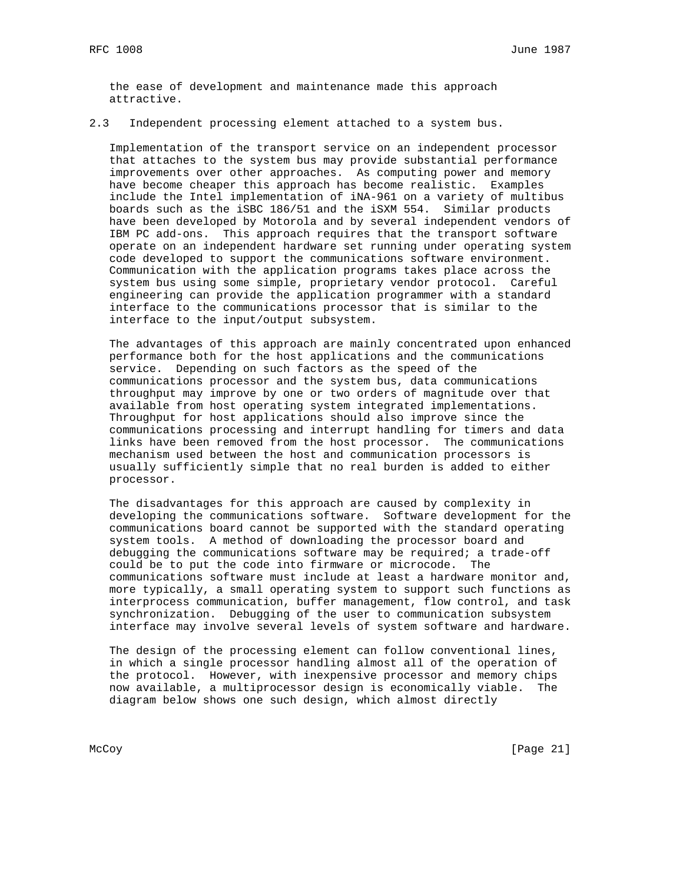the ease of development and maintenance made this approach attractive.

### 2.3 Independent processing element attached to a system bus.

Implementation of the transport service on an independent processor that attaches to the system bus may provide substantial performance improvements over other approaches. As computing power and memory have become cheaper this approach has become realistic. Examples include the Intel implementation of iNA-961 on a variety of multibus boards such as the iSBC 186/51 and the iSXM 554. Similar products have been developed by Motorola and by several independent vendors of IBM PC add-ons. This approach requires that the transport software operate on an independent hardware set running under operating system code developed to support the communications software environment. Communication with the application programs takes place across the system bus using some simple, proprietary vendor protocol. Careful engineering can provide the application programmer with a standard interface to the communications processor that is similar to the interface to the input/output subsystem.

The advantages of this approach are mainly concentrated upon enhanced performance both for the host applications and the communications service. Depending on such factors as the speed of the communications processor and the system bus, data communications throughput may improve by one or two orders of magnitude over that available from host operating system integrated implementations. Throughput for host applications should also improve since the communications processing and interrupt handling for timers and data links have been removed from the host processor. The communications mechanism used between the host and communication processors is usually sufficiently simple that no real burden is added to either processor.

The disadvantages for this approach are caused by complexity in developing the communications software. Software development for the communications board cannot be supported with the standard operating system tools. A method of downloading the processor board and debugging the communications software may be required; a trade-off could be to put the code into firmware or microcode. The communications software must include at least a hardware monitor and, more typically, a small operating system to support such functions as interprocess communication, buffer management, flow control, and task synchronization. Debugging of the user to communication subsystem interface may involve several levels of system software and hardware.

The design of the processing element can follow conventional lines, in which a single processor handling almost all of the operation of the protocol. However, with inexpensive processor and memory chips now available, a multiprocessor design is economically viable. The diagram below shows one such design, which almost directly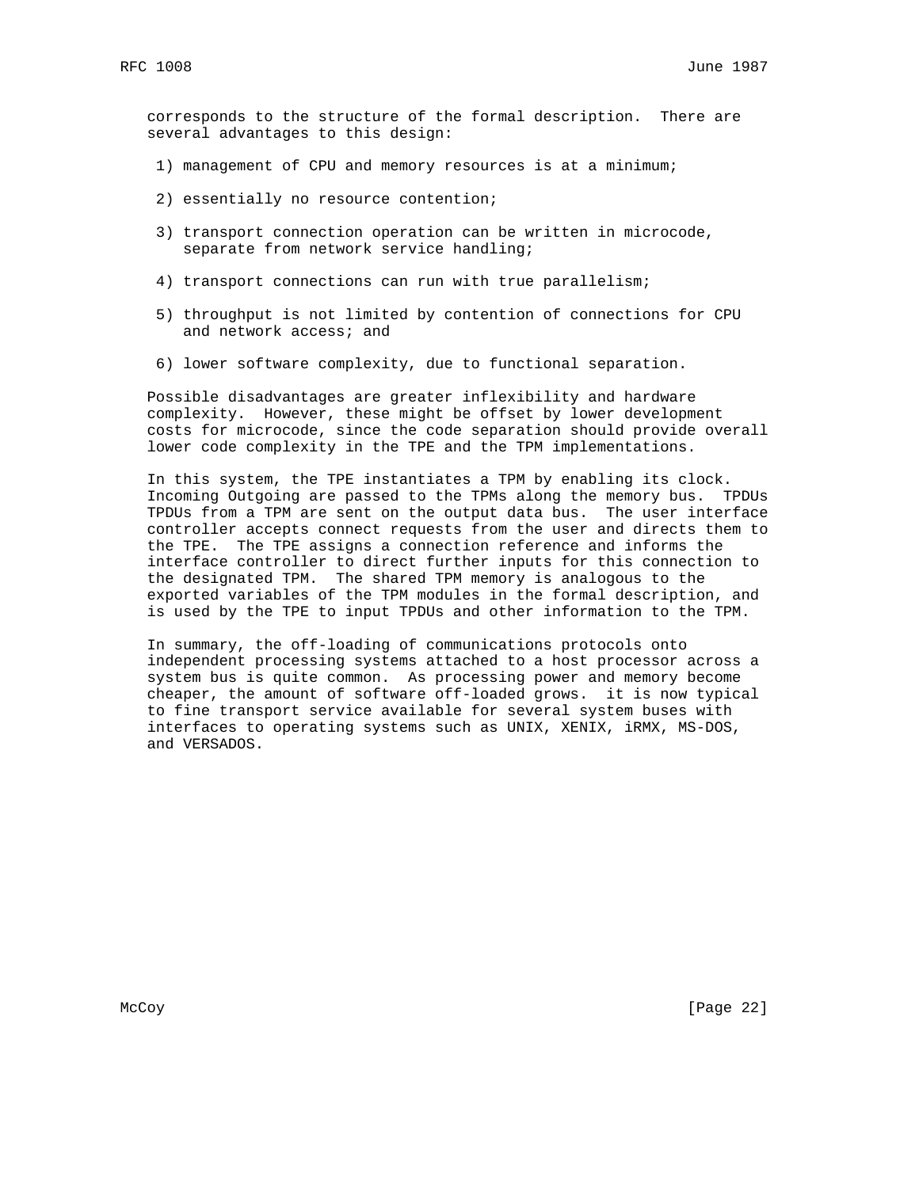corresponds to the structure of the formal description. There are several advantages to this design:

1) management of CPU and memory resources is at a minimum;

2) essentially no resource contention;

3) transport connection operation can be written in microcode, separate from network service handling;

4) transport connections can run with true parallelism;

5) throughput is not limited by contention of connections for CPU and network access; and

6) lower software complexity, due to functional separation.

Possible disadvantages are greater inflexibility and hardware complexity. However, these might be offset by lower development costs for microcode, since the code separation should provide overall lower code complexity in the TPE and the TPM implementations.

In this system, the TPE instantiates a TPM by enabling its clock. Incoming Outgoing are passed to the TPMs along the memory bus. TPDUs TPDUs from a TPM are sent on the output data bus. The user interface controller accepts connect requests from the user and directs them to the TPE. The TPE assigns a connection reference and informs the interface controller to direct further inputs for this connection to the designated TPM. The shared TPM memory is analogous to the exported variables of the TPM modules in the formal description, and is used by the TPE to input TPDUs and other information to the TPM.

In summary, the off-loading of communications protocols onto independent processing systems attached to a host processor across a system bus is quite common. As processing power and memory become cheaper, the amount of software off-loaded grows. it is now typical to fine transport service available for several system buses with interfaces to operating systems such as UNIX, XENIX, iRMX, MS-DOS, and VERSADOS.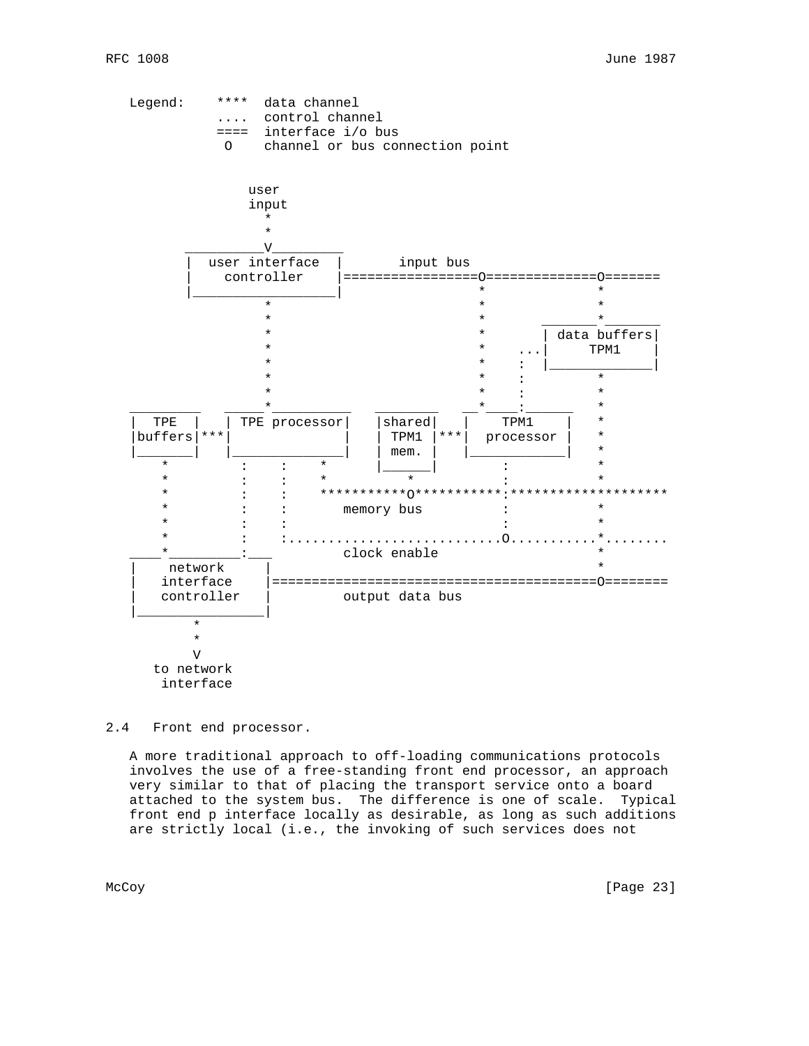```
   Legend:    ****  data channel
              ....  control channel
              ====  interface i/o bus
               O    channel or bus connection point


                  user
                  input
                    *
                    *
           __________V_________
           |  user interface  |       input bus
           |    controller    |================O==============O=======
           |__________________|                *              *
                    *                          *              *
                    *                          *       _______*_______
                    *                          *       | data buffers|
                    *                          *    ...|     TPM1    |
                    *                          *    :  |_____________|
                    *                          *    :         *
                    *                          *    :         *
    _________   _____*__________   ________   __*____:______   *
    |  TPE  |   | TPE processor|   |shared|   |    TPM1    |   *
    |buffers|***|              |   | TPM1 |***|  processor |   *
    |_______|   |______________|   | mem. |   |____________|   *
        *          :    :    *     |______|         :          *
        *          :    :    *         *            :          *
        *          :    :    ***********O***********:********************
        *          :    :       memory bus          :          *
        *          :    :                           :          *
        *          :    :..........................O...........*........
    ____*_________:___          clock enable                   *
    |    network     |                                         *
    |   interface    |=========================================O========
    |   controller   |          output data bus
    |________________|
            *
            *
            V
       to network
        interface
```

2.4   Front end processor.

A more traditional approach to off-loading communications protocols involves the use of a free-standing front end processor, an approach very similar to that of placing the transport service onto a board attached to the system bus. The difference is one of scale. Typical front end p interface locally as desirable, as long as such additions are strictly local (i.e., the invoking of such services does not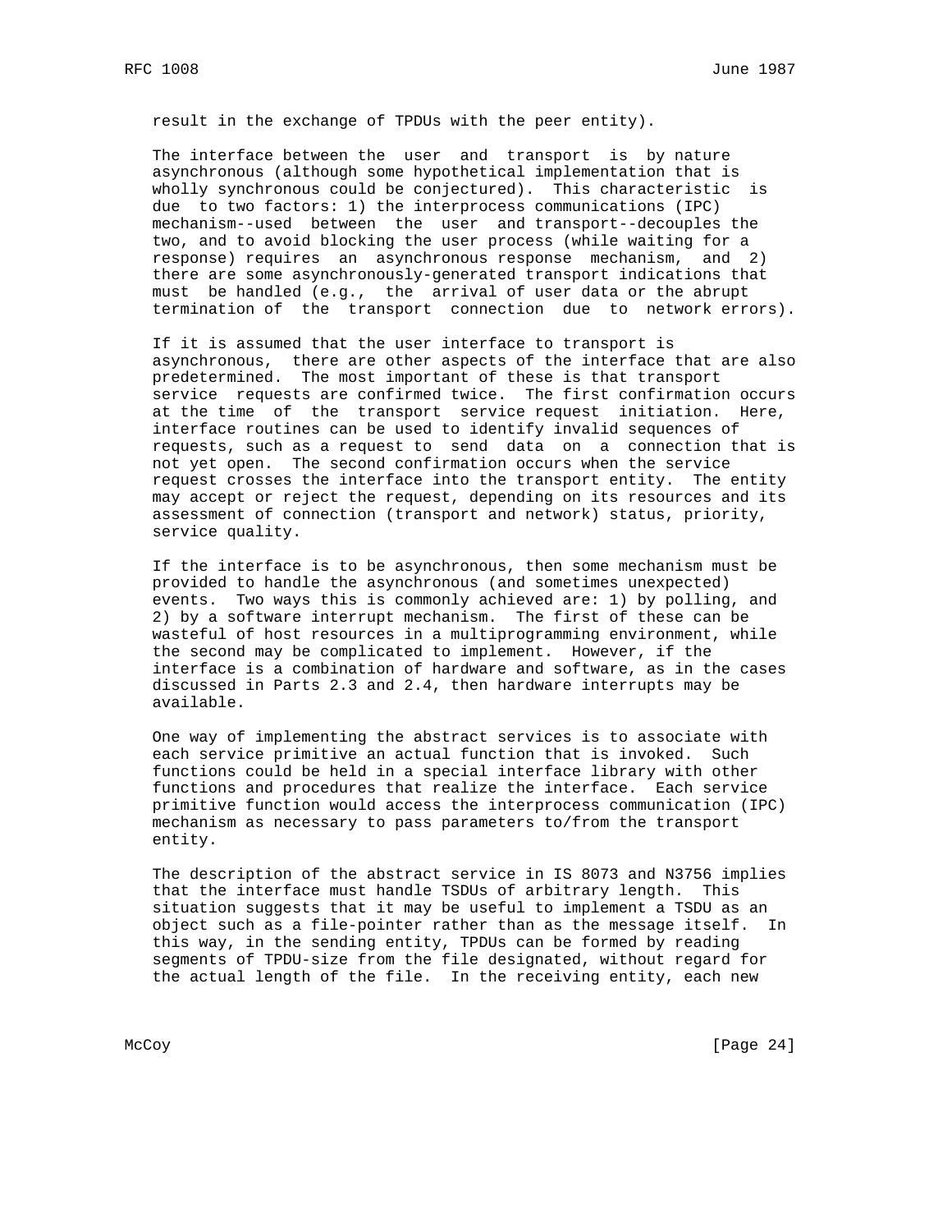result in the exchange of TPDUs with the peer entity).

The interface between the user and transport is by nature asynchronous (although some hypothetical implementation that is wholly synchronous could be conjectured). This characteristic is due to two factors: 1) the interprocess communications (IPC) mechanism--used between the user and transport--decouples the two, and to avoid blocking the user process (while waiting for a response) requires an asynchronous response mechanism, and 2) there are some asynchronously-generated transport indications that must be handled (e.g., the arrival of user data or the abrupt termination of the transport connection due to network errors).

If it is assumed that the user interface to transport is asynchronous, there are other aspects of the interface that are also predetermined. The most important of these is that transport service requests are confirmed twice. The first confirmation occurs at the time of the transport service request initiation. Here, interface routines can be used to identify invalid sequences of requests, such as a request to send data on a connection that is not yet open. The second confirmation occurs when the service request crosses the interface into the transport entity. The entity may accept or reject the request, depending on its resources and its assessment of connection (transport and network) status, priority, service quality.

If the interface is to be asynchronous, then some mechanism must be provided to handle the asynchronous (and sometimes unexpected) events. Two ways this is commonly achieved are: 1) by polling, and 2) by a software interrupt mechanism. The first of these can be wasteful of host resources in a multiprogramming environment, while the second may be complicated to implement. However, if the interface is a combination of hardware and software, as in the cases discussed in Parts 2.3 and 2.4, then hardware interrupts may be available.

One way of implementing the abstract services is to associate with each service primitive an actual function that is invoked. Such functions could be held in a special interface library with other functions and procedures that realize the interface. Each service primitive function would access the interprocess communication (IPC) mechanism as necessary to pass parameters to/from the transport entity.

The description of the abstract service in IS 8073 and N3756 implies that the interface must handle TSDUs of arbitrary length. This situation suggests that it may be useful to implement a TSDU as an object such as a file-pointer rather than as the message itself. In this way, in the sending entity, TPDUs can be formed by reading segments of TPDU-size from the file designated, without regard for the actual length of the file. In the receiving entity, each new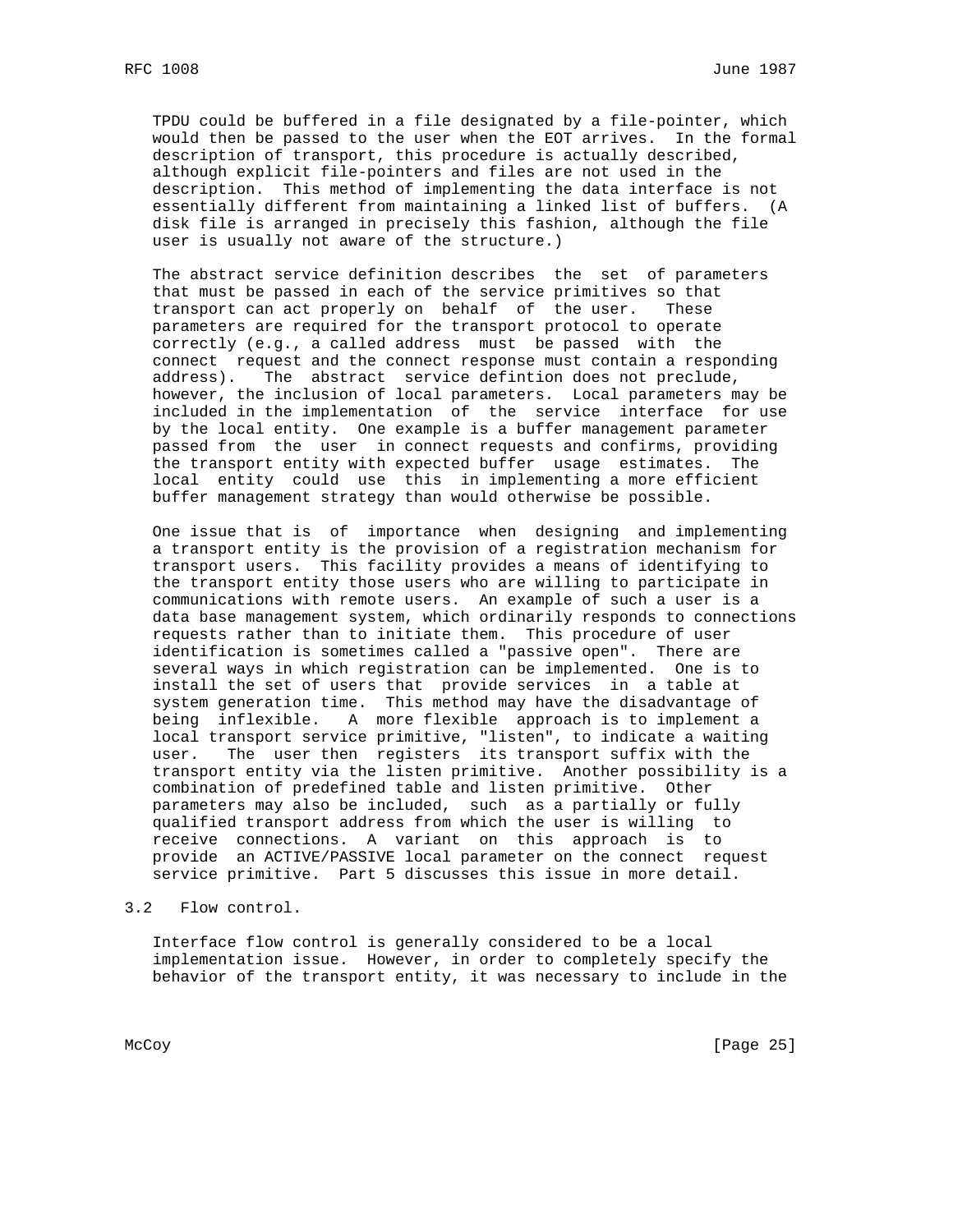TPDU could be buffered in a file designated by a file-pointer, which would then be passed to the user when the EOT arrives. In the formal description of transport, this procedure is actually described, although explicit file-pointers and files are not used in the description. This method of implementing the data interface is not essentially different from maintaining a linked list of buffers. (A disk file is arranged in precisely this fashion, although the file user is usually not aware of the structure.)

The abstract service definition describes the set of parameters that must be passed in each of the service primitives so that transport can act properly on behalf of the user. These parameters are required for the transport protocol to operate correctly (e.g., a called address must be passed with the connect request and the connect response must contain a responding address). The abstract service defintion does not preclude, however, the inclusion of local parameters. Local parameters may be included in the implementation of the service interface for use by the local entity. One example is a buffer management parameter passed from the user in connect requests and confirms, providing the transport entity with expected buffer usage estimates. The local entity could use this in implementing a more efficient buffer management strategy than would otherwise be possible.

One issue that is of importance when designing and implementing a transport entity is the provision of a registration mechanism for transport users. This facility provides a means of identifying to the transport entity those users who are willing to participate in communications with remote users. An example of such a user is a data base management system, which ordinarily responds to connections requests rather than to initiate them. This procedure of user identification is sometimes called a "passive open". There are several ways in which registration can be implemented. One is to install the set of users that provide services in a table at system generation time. This method may have the disadvantage of being inflexible. A more flexible approach is to implement a local transport service primitive, "listen", to indicate a waiting user. The user then registers its transport suffix with the transport entity via the listen primitive. Another possibility is a combination of predefined table and listen primitive. Other parameters may also be included, such as a partially or fully qualified transport address from which the user is willing to receive connections. A variant on this approach is to provide an ACTIVE/PASSIVE local parameter on the connect request service primitive. Part 5 discusses this issue in more detail.

## 3.2 Flow control.

Interface flow control is generally considered to be a local implementation issue. However, in order to completely specify the behavior of the transport entity, it was necessary to include in the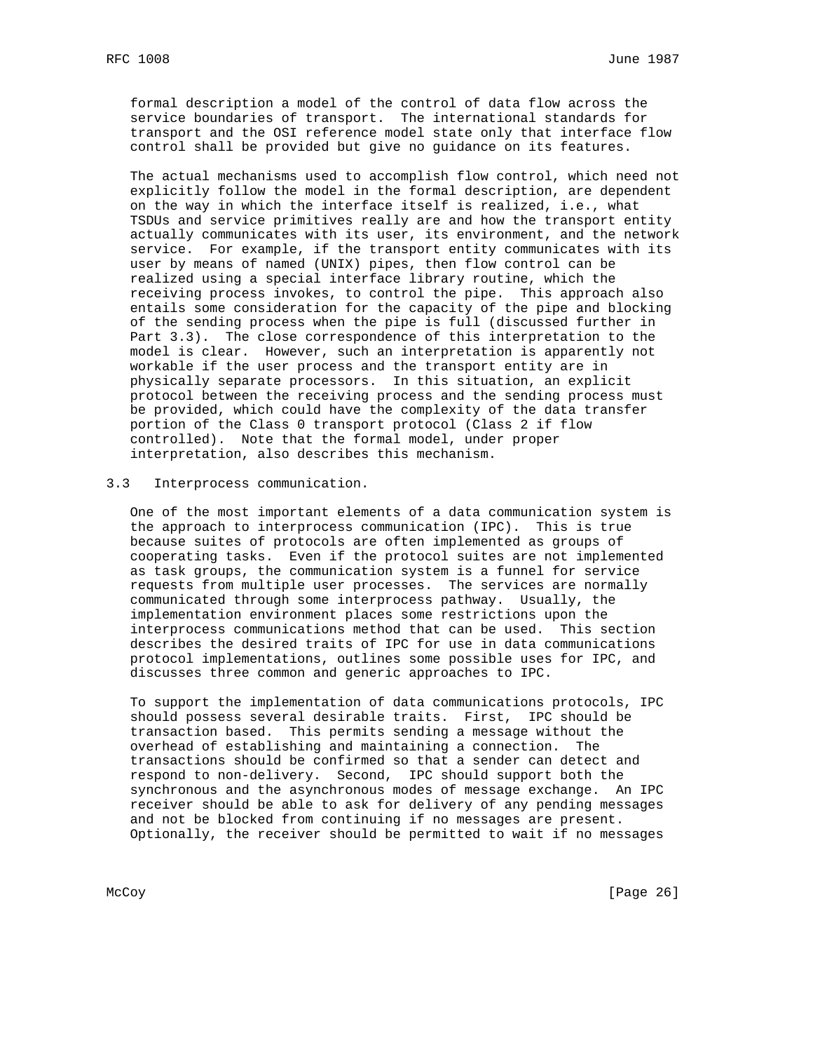formal description a model of the control of data flow across the service boundaries of transport. The international standards for transport and the OSI reference model state only that interface flow control shall be provided but give no guidance on its features.

The actual mechanisms used to accomplish flow control, which need not explicitly follow the model in the formal description, are dependent on the way in which the interface itself is realized, i.e., what TSDUs and service primitives really are and how the transport entity actually communicates with its user, its environment, and the network service. For example, if the transport entity communicates with its user by means of named (UNIX) pipes, then flow control can be realized using a special interface library routine, which the receiving process invokes, to control the pipe. This approach also entails some consideration for the capacity of the pipe and blocking of the sending process when the pipe is full (discussed further in Part 3.3). The close correspondence of this interpretation to the model is clear. However, such an interpretation is apparently not workable if the user process and the transport entity are in physically separate processors. In this situation, an explicit protocol between the receiving process and the sending process must be provided, which could have the complexity of the data transfer portion of the Class 0 transport protocol (Class 2 if flow controlled). Note that the formal model, under proper interpretation, also describes this mechanism.

## 3.3 Interprocess communication.

One of the most important elements of a data communication system is the approach to interprocess communication (IPC). This is true because suites of protocols are often implemented as groups of cooperating tasks. Even if the protocol suites are not implemented as task groups, the communication system is a funnel for service requests from multiple user processes. The services are normally communicated through some interprocess pathway. Usually, the implementation environment places some restrictions upon the interprocess communications method that can be used. This section describes the desired traits of IPC for use in data communications protocol implementations, outlines some possible uses for IPC, and discusses three common and generic approaches to IPC.

To support the implementation of data communications protocols, IPC should possess several desirable traits. First, IPC should be transaction based. This permits sending a message without the overhead of establishing and maintaining a connection. The transactions should be confirmed so that a sender can detect and respond to non-delivery. Second, IPC should support both the synchronous and the asynchronous modes of message exchange. An IPC receiver should be able to ask for delivery of any pending messages and not be blocked from continuing if no messages are present. Optionally, the receiver should be permitted to wait if no messages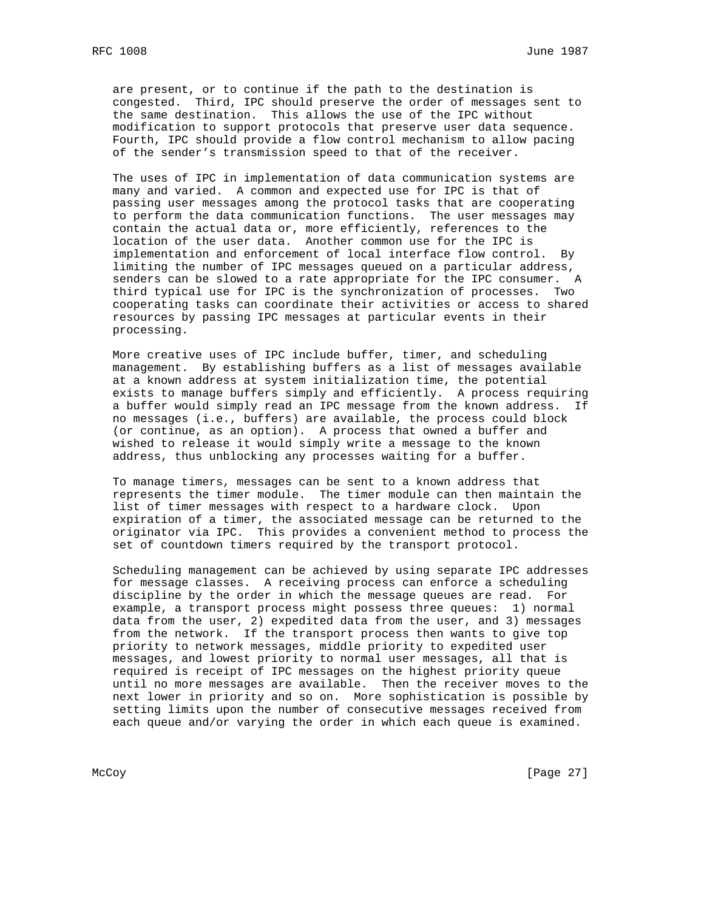are present, or to continue if the path to the destination is congested. Third, IPC should preserve the order of messages sent to the same destination. This allows the use of the IPC without modification to support protocols that preserve user data sequence. Fourth, IPC should provide a flow control mechanism to allow pacing of the sender's transmission speed to that of the receiver.

The uses of IPC in implementation of data communication systems are many and varied. A common and expected use for IPC is that of passing user messages among the protocol tasks that are cooperating to perform the data communication functions. The user messages may contain the actual data or, more efficiently, references to the location of the user data. Another common use for the IPC is implementation and enforcement of local interface flow control. By limiting the number of IPC messages queued on a particular address, senders can be slowed to a rate appropriate for the IPC consumer. A third typical use for IPC is the synchronization of processes. Two cooperating tasks can coordinate their activities or access to shared resources by passing IPC messages at particular events in their processing.

More creative uses of IPC include buffer, timer, and scheduling management. By establishing buffers as a list of messages available at a known address at system initialization time, the potential exists to manage buffers simply and efficiently. A process requiring a buffer would simply read an IPC message from the known address. If no messages (i.e., buffers) are available, the process could block (or continue, as an option). A process that owned a buffer and wished to release it would simply write a message to the known address, thus unblocking any processes waiting for a buffer.

To manage timers, messages can be sent to a known address that represents the timer module. The timer module can then maintain the list of timer messages with respect to a hardware clock. Upon expiration of a timer, the associated message can be returned to the originator via IPC. This provides a convenient method to process the set of countdown timers required by the transport protocol.

Scheduling management can be achieved by using separate IPC addresses for message classes. A receiving process can enforce a scheduling discipline by the order in which the message queues are read. For example, a transport process might possess three queues: 1) normal data from the user, 2) expedited data from the user, and 3) messages from the network. If the transport process then wants to give top priority to network messages, middle priority to expedited user messages, and lowest priority to normal user messages, all that is required is receipt of IPC messages on the highest priority queue until no more messages are available. Then the receiver moves to the next lower in priority and so on. More sophistication is possible by setting limits upon the number of consecutive messages received from each queue and/or varying the order in which each queue is examined.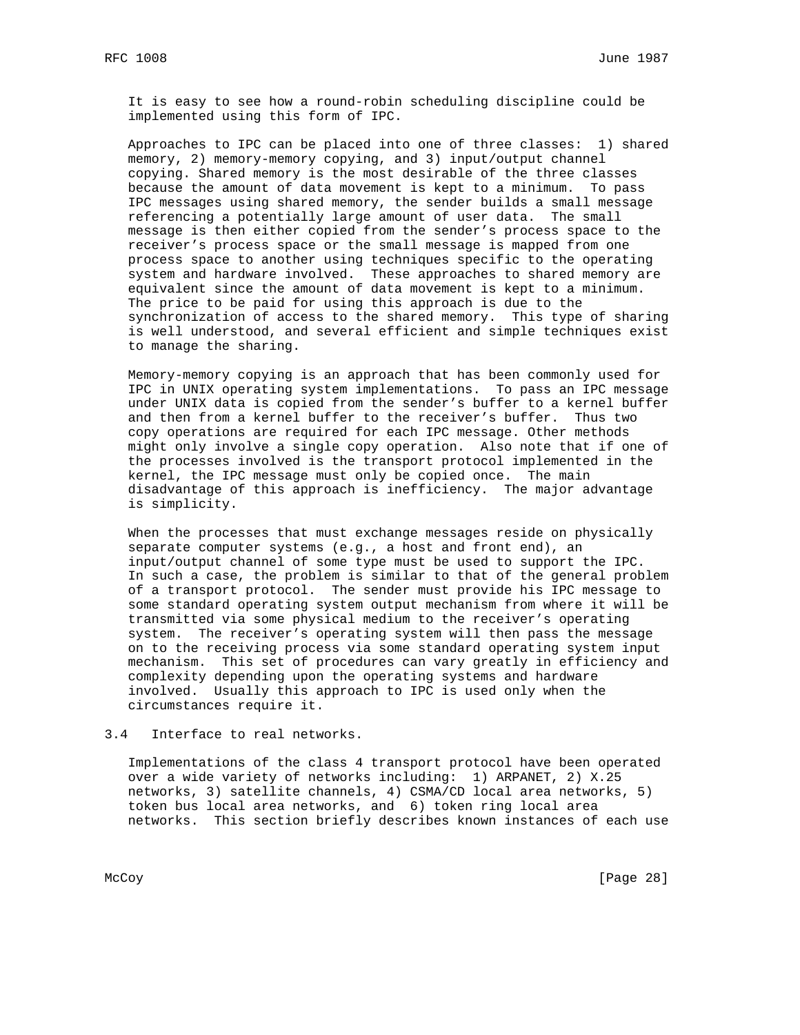It is easy to see how a round-robin scheduling discipline could be implemented using this form of IPC.

Approaches to IPC can be placed into one of three classes: 1) shared memory, 2) memory-memory copying, and 3) input/output channel copying. Shared memory is the most desirable of the three classes because the amount of data movement is kept to a minimum. To pass IPC messages using shared memory, the sender builds a small message referencing a potentially large amount of user data. The small message is then either copied from the sender's process space to the receiver's process space or the small message is mapped from one process space to another using techniques specific to the operating system and hardware involved. These approaches to shared memory are equivalent since the amount of data movement is kept to a minimum. The price to be paid for using this approach is due to the synchronization of access to the shared memory. This type of sharing is well understood, and several efficient and simple techniques exist to manage the sharing.

Memory-memory copying is an approach that has been commonly used for IPC in UNIX operating system implementations. To pass an IPC message under UNIX data is copied from the sender's buffer to a kernel buffer and then from a kernel buffer to the receiver's buffer. Thus two copy operations are required for each IPC message. Other methods might only involve a single copy operation. Also note that if one of the processes involved is the transport protocol implemented in the kernel, the IPC message must only be copied once. The main disadvantage of this approach is inefficiency. The major advantage is simplicity.

When the processes that must exchange messages reside on physically separate computer systems (e.g., a host and front end), an input/output channel of some type must be used to support the IPC. In such a case, the problem is similar to that of the general problem of a transport protocol. The sender must provide his IPC message to some standard operating system output mechanism from where it will be transmitted via some physical medium to the receiver's operating system. The receiver's operating system will then pass the message on to the receiving process via some standard operating system input mechanism. This set of procedures can vary greatly in efficiency and complexity depending upon the operating systems and hardware involved. Usually this approach to IPC is used only when the circumstances require it.

### 3.4 Interface to real networks.

Implementations of the class 4 transport protocol have been operated over a wide variety of networks including: 1) ARPANET, 2) X.25 networks, 3) satellite channels, 4) CSMA/CD local area networks, 5) token bus local area networks, and 6) token ring local area networks. This section briefly describes known instances of each use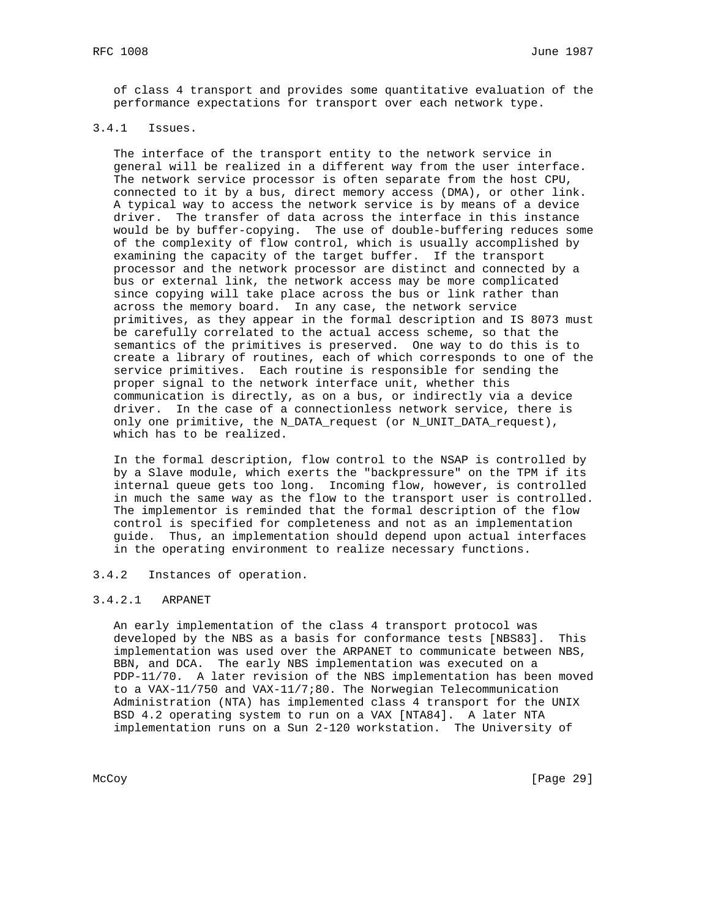of class 4 transport and provides some quantitative evaluation of the performance expectations for transport over each network type.

### 3.4.1 Issues.

The interface of the transport entity to the network service in general will be realized in a different way from the user interface. The network service processor is often separate from the host CPU, connected to it by a bus, direct memory access (DMA), or other link. A typical way to access the network service is by means of a device driver. The transfer of data across the interface in this instance would be by buffer-copying. The use of double-buffering reduces some of the complexity of flow control, which is usually accomplished by examining the capacity of the target buffer. If the transport processor and the network processor are distinct and connected by a bus or external link, the network access may be more complicated since copying will take place across the bus or link rather than across the memory board. In any case, the network service primitives, as they appear in the formal description and IS 8073 must be carefully correlated to the actual access scheme, so that the semantics of the primitives is preserved. One way to do this is to create a library of routines, each of which corresponds to one of the service primitives. Each routine is responsible for sending the proper signal to the network interface unit, whether this communication is directly, as on a bus, or indirectly via a device driver. In the case of a connectionless network service, there is only one primitive, the N_DATA_request (or N_UNIT_DATA_request), which has to be realized.

In the formal description, flow control to the NSAP is controlled by by a Slave module, which exerts the "backpressure" on the TPM if its internal queue gets too long. Incoming flow, however, is controlled in much the same way as the flow to the transport user is controlled. The implementor is reminded that the formal description of the flow control is specified for completeness and not as an implementation guide. Thus, an implementation should depend upon actual interfaces in the operating environment to realize necessary functions.

### 3.4.2 Instances of operation.

#### 3.4.2.1 ARPANET

An early implementation of the class 4 transport protocol was developed by the NBS as a basis for conformance tests [NBS83]. This implementation was used over the ARPANET to communicate between NBS, BBN, and DCA. The early NBS implementation was executed on a PDP-11/70. A later revision of the NBS implementation has been moved to a VAX-11/750 and VAX-11/7;80. The Norwegian Telecommunication Administration (NTA) has implemented class 4 transport for the UNIX BSD 4.2 operating system to run on a VAX [NTA84]. A later NTA implementation runs on a Sun 2-120 workstation. The University of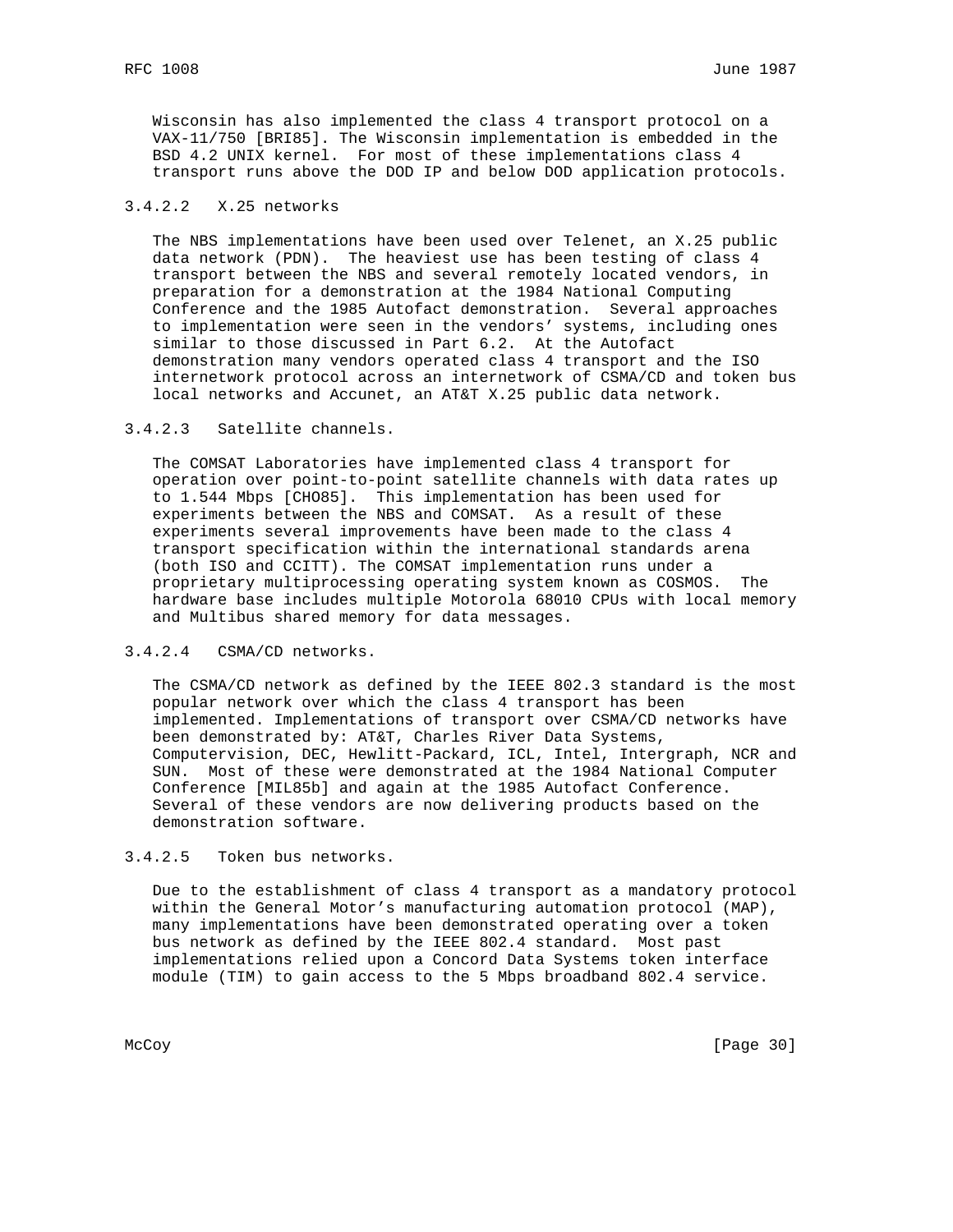Wisconsin has also implemented the class 4 transport protocol on a VAX-11/750 [BRI85]. The Wisconsin implementation is embedded in the BSD 4.2 UNIX kernel. For most of these implementations class 4 transport runs above the DOD IP and below DOD application protocols.

#### 3.4.2.2 X.25 networks

The NBS implementations have been used over Telenet, an X.25 public data network (PDN). The heaviest use has been testing of class 4 transport between the NBS and several remotely located vendors, in preparation for a demonstration at the 1984 National Computing Conference and the 1985 Autofact demonstration. Several approaches to implementation were seen in the vendors' systems, including ones similar to those discussed in Part 6.2. At the Autofact demonstration many vendors operated class 4 transport and the ISO internetwork protocol across an internetwork of CSMA/CD and token bus local networks and Accunet, an AT&T X.25 public data network.

#### 3.4.2.3 Satellite channels.

The COMSAT Laboratories have implemented class 4 transport for operation over point-to-point satellite channels with data rates up to 1.544 Mbps [CHO85]. This implementation has been used for experiments between the NBS and COMSAT. As a result of these experiments several improvements have been made to the class 4 transport specification within the international standards arena (both ISO and CCITT). The COMSAT implementation runs under a proprietary multiprocessing operating system known as COSMOS. The hardware base includes multiple Motorola 68010 CPUs with local memory and Multibus shared memory for data messages.

#### 3.4.2.4 CSMA/CD networks.

The CSMA/CD network as defined by the IEEE 802.3 standard is the most popular network over which the class 4 transport has been implemented. Implementations of transport over CSMA/CD networks have been demonstrated by: AT&T, Charles River Data Systems, Computervision, DEC, Hewlitt-Packard, ICL, Intel, Intergraph, NCR and SUN. Most of these were demonstrated at the 1984 National Computer Conference [MIL85b] and again at the 1985 Autofact Conference. Several of these vendors are now delivering products based on the demonstration software.

#### 3.4.2.5 Token bus networks.

Due to the establishment of class 4 transport as a mandatory protocol within the General Motor's manufacturing automation protocol (MAP), many implementations have been demonstrated operating over a token bus network as defined by the IEEE 802.4 standard. Most past implementations relied upon a Concord Data Systems token interface module (TIM) to gain access to the 5 Mbps broadband 802.4 service.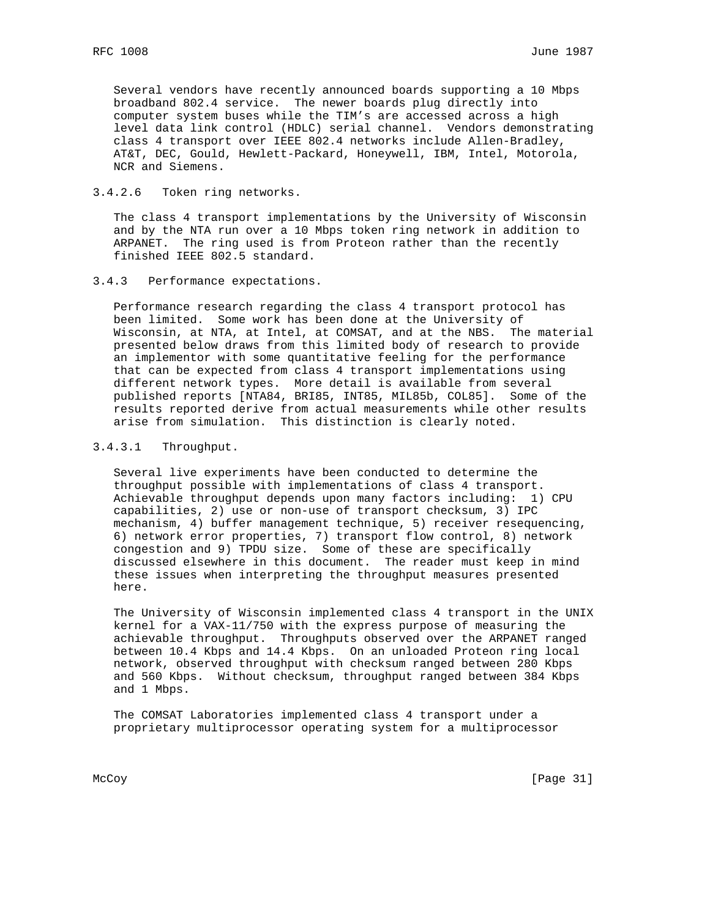Several vendors have recently announced boards supporting a 10 Mbps broadband 802.4 service. The newer boards plug directly into computer system buses while the TIM's are accessed across a high level data link control (HDLC) serial channel. Vendors demonstrating class 4 transport over IEEE 802.4 networks include Allen-Bradley, AT&T, DEC, Gould, Hewlett-Packard, Honeywell, IBM, Intel, Motorola, NCR and Siemens.

#### 3.4.2.6 Token ring networks.

The class 4 transport implementations by the University of Wisconsin and by the NTA run over a 10 Mbps token ring network in addition to ARPANET. The ring used is from Proteon rather than the recently finished IEEE 802.5 standard.

### 3.4.3 Performance expectations.

Performance research regarding the class 4 transport protocol has been limited. Some work has been done at the University of Wisconsin, at NTA, at Intel, at COMSAT, and at the NBS. The material presented below draws from this limited body of research to provide an implementor with some quantitative feeling for the performance that can be expected from class 4 transport implementations using different network types. More detail is available from several published reports [NTA84, BRI85, INT85, MIL85b, COL85]. Some of the results reported derive from actual measurements while other results arise from simulation. This distinction is clearly noted.

#### 3.4.3.1 Throughput.

Several live experiments have been conducted to determine the throughput possible with implementations of class 4 transport. Achievable throughput depends upon many factors including: 1) CPU capabilities, 2) use or non-use of transport checksum, 3) IPC mechanism, 4) buffer management technique, 5) receiver resequencing, 6) network error properties, 7) transport flow control, 8) network congestion and 9) TPDU size. Some of these are specifically discussed elsewhere in this document. The reader must keep in mind these issues when interpreting the throughput measures presented here.

The University of Wisconsin implemented class 4 transport in the UNIX kernel for a VAX-11/750 with the express purpose of measuring the achievable throughput. Throughputs observed over the ARPANET ranged between 10.4 Kbps and 14.4 Kbps. On an unloaded Proteon ring local network, observed throughput with checksum ranged between 280 Kbps and 560 Kbps. Without checksum, throughput ranged between 384 Kbps and 1 Mbps.

The COMSAT Laboratories implemented class 4 transport under a proprietary multiprocessor operating system for a multiprocessor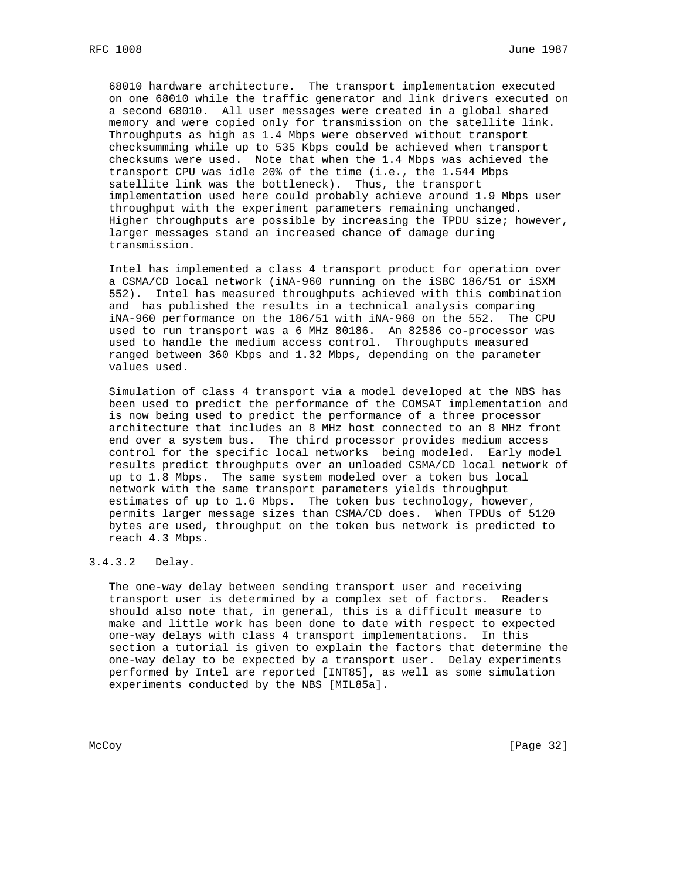68010 hardware architecture. The transport implementation executed on one 68010 while the traffic generator and link drivers executed on a second 68010. All user messages were created in a global shared memory and were copied only for transmission on the satellite link. Throughputs as high as 1.4 Mbps were observed without transport checksumming while up to 535 Kbps could be achieved when transport checksums were used. Note that when the 1.4 Mbps was achieved the transport CPU was idle 20% of the time (i.e., the 1.544 Mbps satellite link was the bottleneck). Thus, the transport implementation used here could probably achieve around 1.9 Mbps user throughput with the experiment parameters remaining unchanged. Higher throughputs are possible by increasing the TPDU size; however, larger messages stand an increased chance of damage during transmission.

Intel has implemented a class 4 transport product for operation over a CSMA/CD local network (iNA-960 running on the iSBC 186/51 or iSXM 552). Intel has measured throughputs achieved with this combination and has published the results in a technical analysis comparing iNA-960 performance on the 186/51 with iNA-960 on the 552. The CPU used to run transport was a 6 MHz 80186. An 82586 co-processor was used to handle the medium access control. Throughputs measured ranged between 360 Kbps and 1.32 Mbps, depending on the parameter values used.

Simulation of class 4 transport via a model developed at the NBS has been used to predict the performance of the COMSAT implementation and is now being used to predict the performance of a three processor architecture that includes an 8 MHz host connected to an 8 MHz front end over a system bus. The third processor provides medium access control for the specific local networks being modeled. Early model results predict throughputs over an unloaded CSMA/CD local network of up to 1.8 Mbps. The same system modeled over a token bus local network with the same transport parameters yields throughput estimates of up to 1.6 Mbps. The token bus technology, however, permits larger message sizes than CSMA/CD does. When TPDUs of 5120 bytes are used, throughput on the token bus network is predicted to reach 4.3 Mbps.

#### 3.4.3.2 Delay.

The one-way delay between sending transport user and receiving transport user is determined by a complex set of factors. Readers should also note that, in general, this is a difficult measure to make and little work has been done to date with respect to expected one-way delays with class 4 transport implementations. In this section a tutorial is given to explain the factors that determine the one-way delay to be expected by a transport user. Delay experiments performed by Intel are reported [INT85], as well as some simulation experiments conducted by the NBS [MIL85a].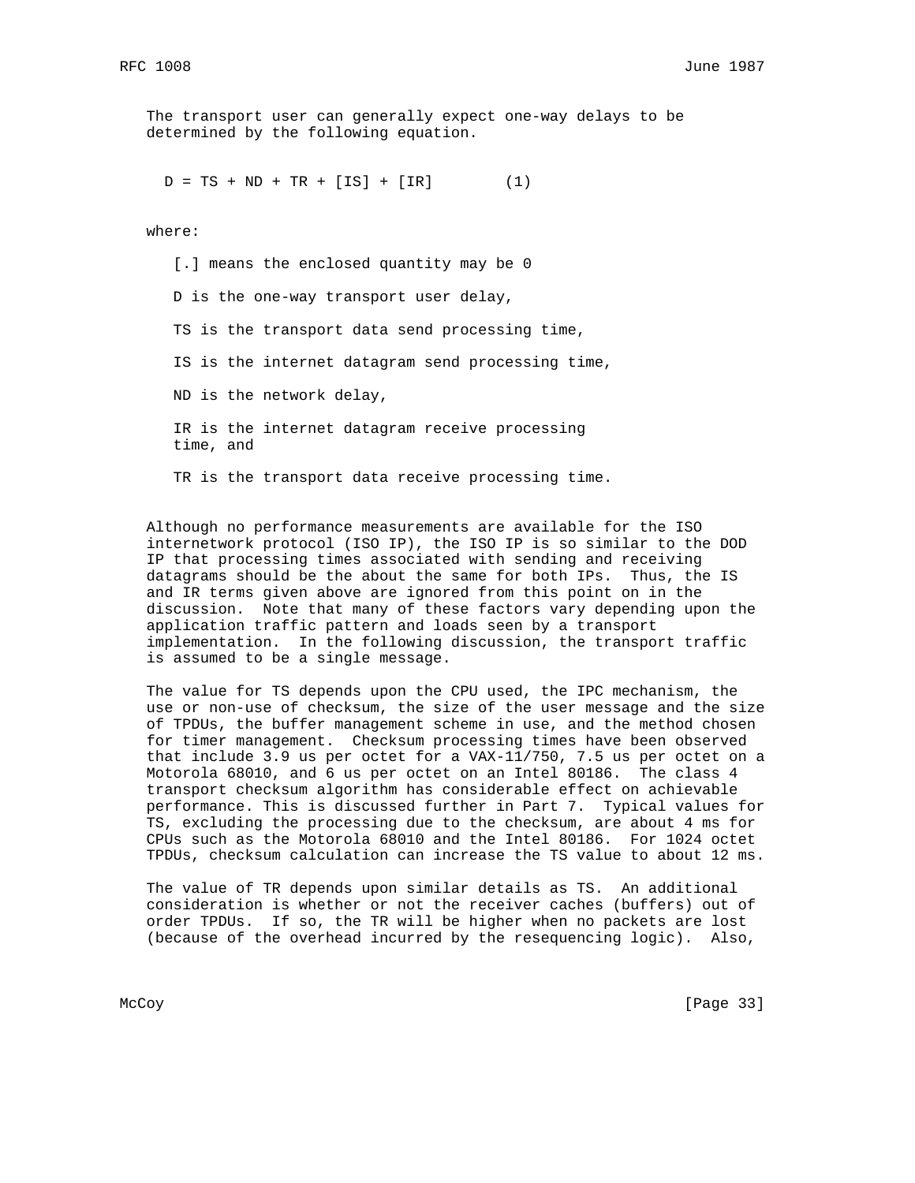The transport user can generally expect one-way delays to be determined by the following equation.

$$D = TS + ND + TR + [IS] + [IR] \qquad (1)$$

where:

[.] means the enclosed quantity may be 0

D is the one-way transport user delay,

TS is the transport data send processing time,

IS is the internet datagram send processing time,

ND is the network delay,

IR is the internet datagram receive processing time, and

TR is the transport data receive processing time.

Although no performance measurements are available for the ISO internetwork protocol (ISO IP), the ISO IP is so similar to the DOD IP that processing times associated with sending and receiving datagrams should be the about the same for both IPs. Thus, the IS and IR terms given above are ignored from this point on in the discussion. Note that many of these factors vary depending upon the application traffic pattern and loads seen by a transport implementation. In the following discussion, the transport traffic is assumed to be a single message.

The value for TS depends upon the CPU used, the IPC mechanism, the use or non-use of checksum, the size of the user message and the size of TPDUs, the buffer management scheme in use, and the method chosen for timer management. Checksum processing times have been observed that include 3.9 us per octet for a VAX-11/750, 7.5 us per octet on a Motorola 68010, and 6 us per octet on an Intel 80186. The class 4 transport checksum algorithm has considerable effect on achievable performance. This is discussed further in Part 7. Typical values for TS, excluding the processing due to the checksum, are about 4 ms for CPUs such as the Motorola 68010 and the Intel 80186. For 1024 octet TPDUs, checksum calculation can increase the TS value to about 12 ms.

The value of TR depends upon similar details as TS. An additional consideration is whether or not the receiver caches (buffers) out of order TPDUs. If so, the TR will be higher when no packets are lost (because of the overhead incurred by the resequencing logic). Also,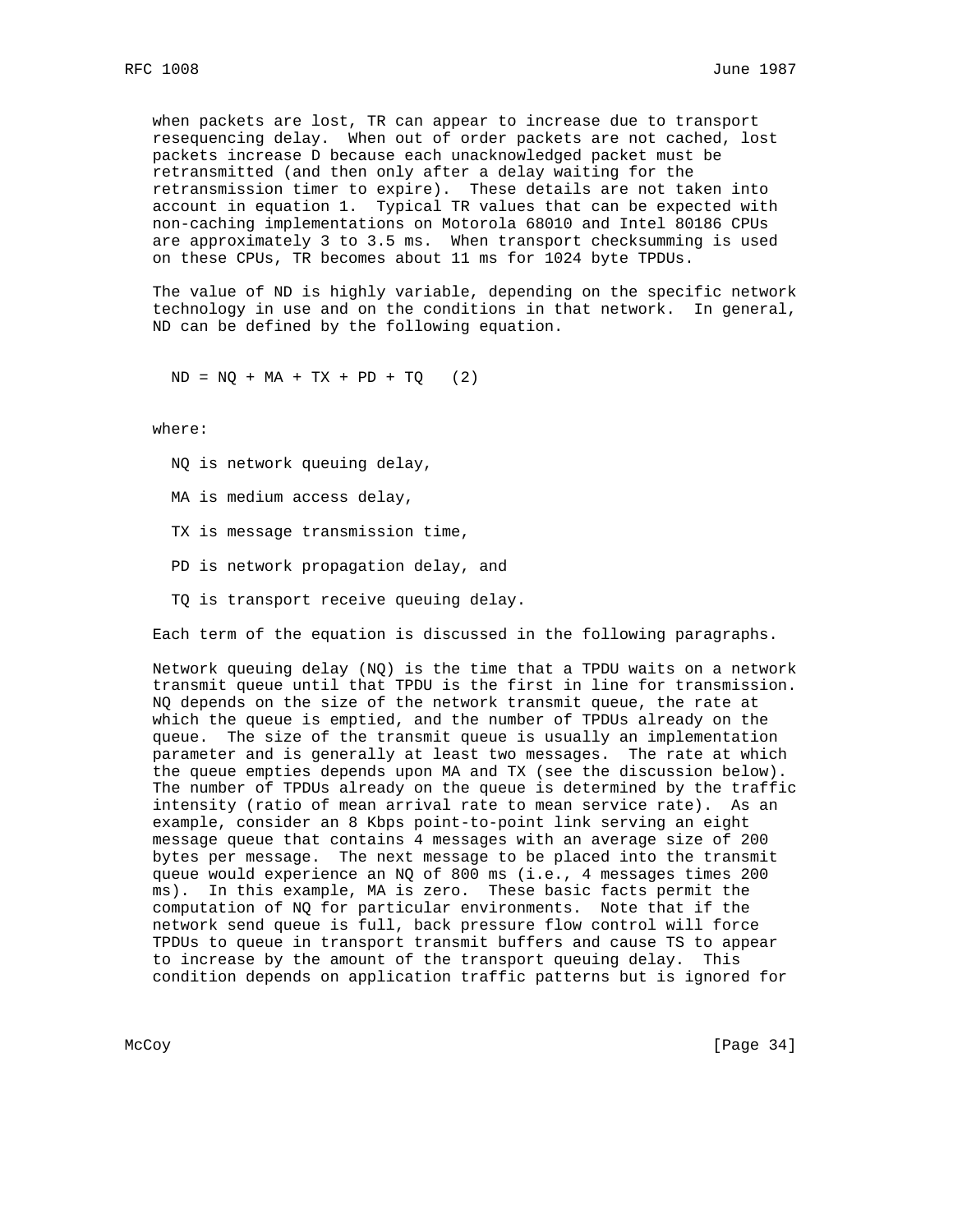when packets are lost, TR can appear to increase due to transport resequencing delay. When out of order packets are not cached, lost packets increase D because each unacknowledged packet must be retransmitted (and then only after a delay waiting for the retransmission timer to expire). These details are not taken into account in equation 1. Typical TR values that can be expected with non-caching implementations on Motorola 68010 and Intel 80186 CPUs are approximately 3 to 3.5 ms. When transport checksumming is used on these CPUs, TR becomes about 11 ms for 1024 byte TPDUs.

The value of ND is highly variable, depending on the specific network technology in use and on the conditions in that network. In general, ND can be defined by the following equation.

$$ND = NQ + MA + TX + PD + TQ \quad (2)$$

where:

NQ is network queuing delay,

MA is medium access delay,

TX is message transmission time,

PD is network propagation delay, and

TQ is transport receive queuing delay.

Each term of the equation is discussed in the following paragraphs.

Network queuing delay (NQ) is the time that a TPDU waits on a network transmit queue until that TPDU is the first in line for transmission. NQ depends on the size of the network transmit queue, the rate at which the queue is emptied, and the number of TPDUs already on the queue. The size of the transmit queue is usually an implementation parameter and is generally at least two messages. The rate at which the queue empties depends upon MA and TX (see the discussion below). The number of TPDUs already on the queue is determined by the traffic intensity (ratio of mean arrival rate to mean service rate). As an example, consider an 8 Kbps point-to-point link serving an eight message queue that contains 4 messages with an average size of 200 bytes per message. The next message to be placed into the transmit queue would experience an NQ of 800 ms (i.e., 4 messages times 200 ms). In this example, MA is zero. These basic facts permit the computation of NQ for particular environments. Note that if the network send queue is full, back pressure flow control will force TPDUs to queue in transport transmit buffers and cause TS to appear to increase by the amount of the transport queuing delay. This condition depends on application traffic patterns but is ignored for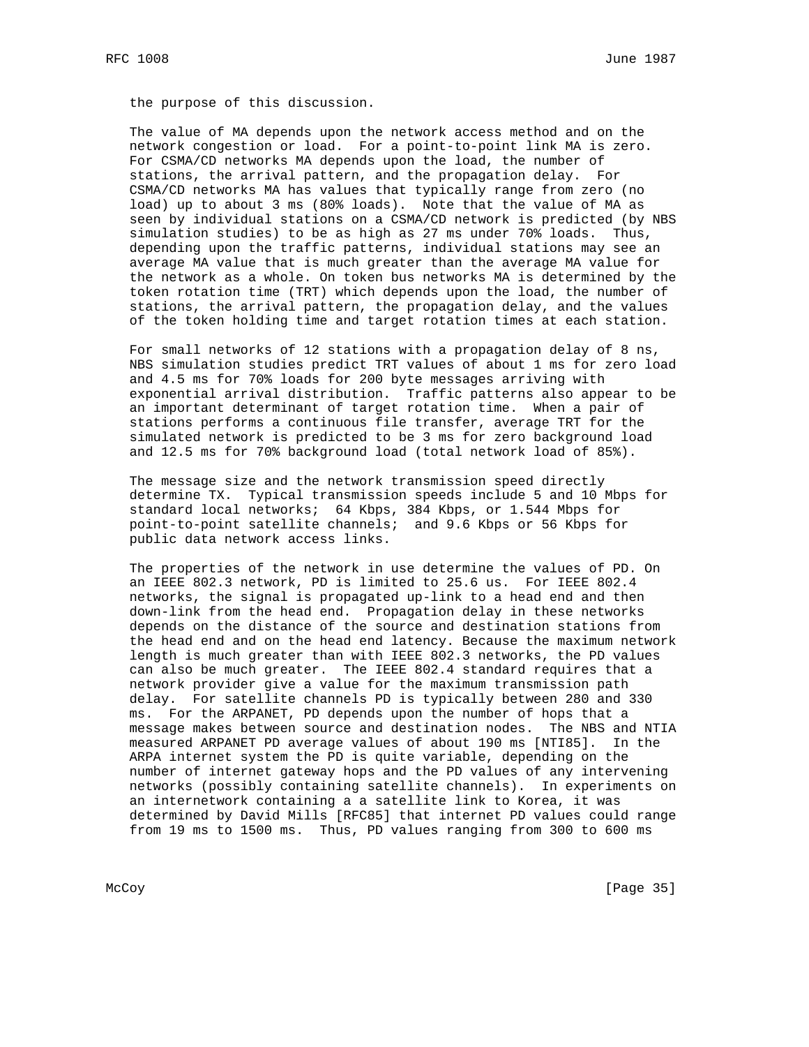the purpose of this discussion.

The value of MA depends upon the network access method and on the network congestion or load. For a point-to-point link MA is zero. For CSMA/CD networks MA depends upon the load, the number of stations, the arrival pattern, and the propagation delay. For CSMA/CD networks MA has values that typically range from zero (no load) up to about 3 ms (80% loads). Note that the value of MA as seen by individual stations on a CSMA/CD network is predicted (by NBS simulation studies) to be as high as 27 ms under 70% loads. Thus, depending upon the traffic patterns, individual stations may see an average MA value that is much greater than the average MA value for the network as a whole. On token bus networks MA is determined by the token rotation time (TRT) which depends upon the load, the number of stations, the arrival pattern, the propagation delay, and the values of the token holding time and target rotation times at each station.

For small networks of 12 stations with a propagation delay of 8 ns, NBS simulation studies predict TRT values of about 1 ms for zero load and 4.5 ms for 70% loads for 200 byte messages arriving with exponential arrival distribution. Traffic patterns also appear to be an important determinant of target rotation time. When a pair of stations performs a continuous file transfer, average TRT for the simulated network is predicted to be 3 ms for zero background load and 12.5 ms for 70% background load (total network load of 85%).

The message size and the network transmission speed directly determine TX. Typical transmission speeds include 5 and 10 Mbps for standard local networks; 64 Kbps, 384 Kbps, or 1.544 Mbps for point-to-point satellite channels; and 9.6 Kbps or 56 Kbps for public data network access links.

The properties of the network in use determine the values of PD. On an IEEE 802.3 network, PD is limited to 25.6 us. For IEEE 802.4 networks, the signal is propagated up-link to a head end and then down-link from the head end. Propagation delay in these networks depends on the distance of the source and destination stations from the head end and on the head end latency. Because the maximum network length is much greater than with IEEE 802.3 networks, the PD values can also be much greater. The IEEE 802.4 standard requires that a network provider give a value for the maximum transmission path delay. For satellite channels PD is typically between 280 and 330 ms. For the ARPANET, PD depends upon the number of hops that a message makes between source and destination nodes. The NBS and NTIA measured ARPANET PD average values of about 190 ms [NTI85]. In the ARPA internet system the PD is quite variable, depending on the number of internet gateway hops and the PD values of any intervening networks (possibly containing satellite channels). In experiments on an internetwork containing a a satellite link to Korea, it was determined by David Mills [RFC85] that internet PD values could range from 19 ms to 1500 ms. Thus, PD values ranging from 300 to 600 ms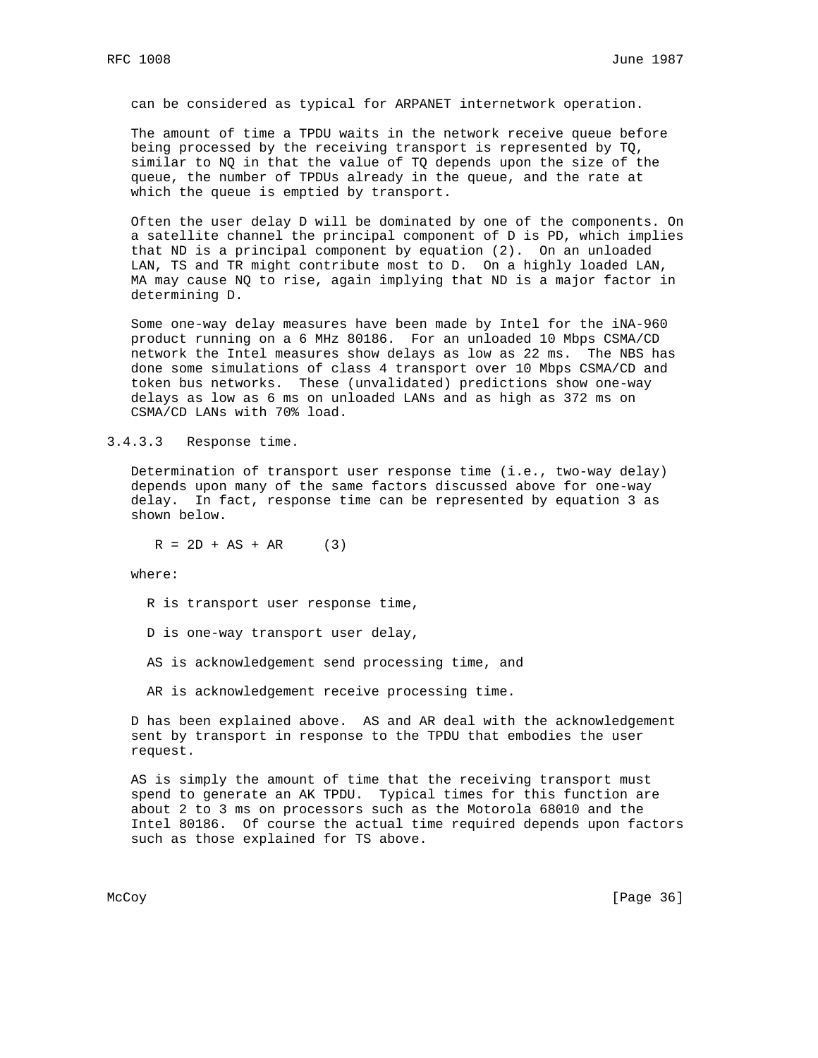can be considered as typical for ARPANET internetwork operation.

The amount of time a TPDU waits in the network receive queue before being processed by the receiving transport is represented by TQ, similar to NQ in that the value of TQ depends upon the size of the queue, the number of TPDUs already in the queue, and the rate at which the queue is emptied by transport.

Often the user delay D will be dominated by one of the components. On a satellite channel the principal component of D is PD, which implies that ND is a principal component by equation (2). On an unloaded LAN, TS and TR might contribute most to D. On a highly loaded LAN, MA may cause NQ to rise, again implying that ND is a major factor in determining D.

Some one-way delay measures have been made by Intel for the iNA-960 product running on a 6 MHz 80186. For an unloaded 10 Mbps CSMA/CD network the Intel measures show delays as low as 22 ms. The NBS has done some simulations of class 4 transport over 10 Mbps CSMA/CD and token bus networks. These (unvalidated) predictions show one-way delays as low as 6 ms on unloaded LANs and as high as 372 ms on CSMA/CD LANs with 70% load.

### 3.4.3.3 Response time.

Determination of transport user response time (i.e., two-way delay) depends upon many of the same factors discussed above for one-way delay. In fact, response time can be represented by equation 3 as shown below.

$$R = 2D + AS + AR \qquad (3)$$

where:

R is transport user response time,

D is one-way transport user delay,

AS is acknowledgement send processing time, and

AR is acknowledgement receive processing time.

D has been explained above. AS and AR deal with the acknowledgement sent by transport in response to the TPDU that embodies the user request.

AS is simply the amount of time that the receiving transport must spend to generate an AK TPDU. Typical times for this function are about 2 to 3 ms on processors such as the Motorola 68010 and the Intel 80186. Of course the actual time required depends upon factors such as those explained for TS above.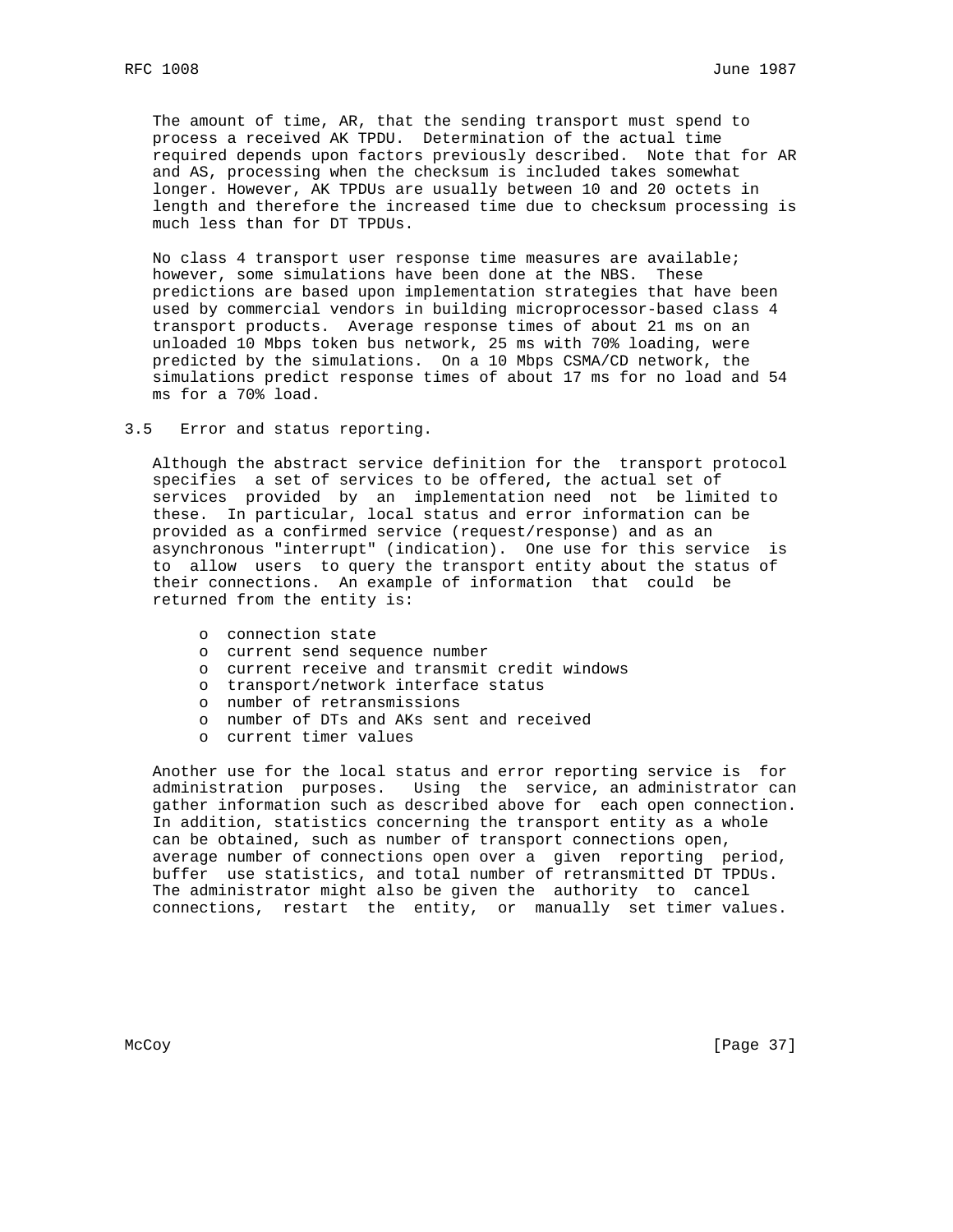The amount of time, AR, that the sending transport must spend to process a received AK TPDU. Determination of the actual time required depends upon factors previously described. Note that for AR and AS, processing when the checksum is included takes somewhat longer. However, AK TPDUs are usually between 10 and 20 octets in length and therefore the increased time due to checksum processing is much less than for DT TPDUs.

No class 4 transport user response time measures are available; however, some simulations have been done at the NBS. These predictions are based upon implementation strategies that have been used by commercial vendors in building microprocessor-based class 4 transport products. Average response times of about 21 ms on an unloaded 10 Mbps token bus network, 25 ms with 70% loading, were predicted by the simulations. On a 10 Mbps CSMA/CD network, the simulations predict response times of about 17 ms for no load and 54 ms for a 70% load.

### 3.5 Error and status reporting.

Although the abstract service definition for the transport protocol specifies a set of services to be offered, the actual set of services provided by an implementation need not be limited to these. In particular, local status and error information can be provided as a confirmed service (request/response) and as an asynchronous "interrupt" (indication). One use for this service is to allow users to query the transport entity about the status of their connections. An example of information that could be returned from the entity is:

- connection state
- current send sequence number
- current receive and transmit credit windows
- transport/network interface status
- number of retransmissions
- number of DTs and AKs sent and received
- current timer values

Another use for the local status and error reporting service is for administration purposes. Using the service, an administrator can gather information such as described above for each open connection. In addition, statistics concerning the transport entity as a whole can be obtained, such as number of transport connections open, average number of connections open over a given reporting period, buffer use statistics, and total number of retransmitted DT TPDUs. The administrator might also be given the authority to cancel connections, restart the entity, or manually set timer values.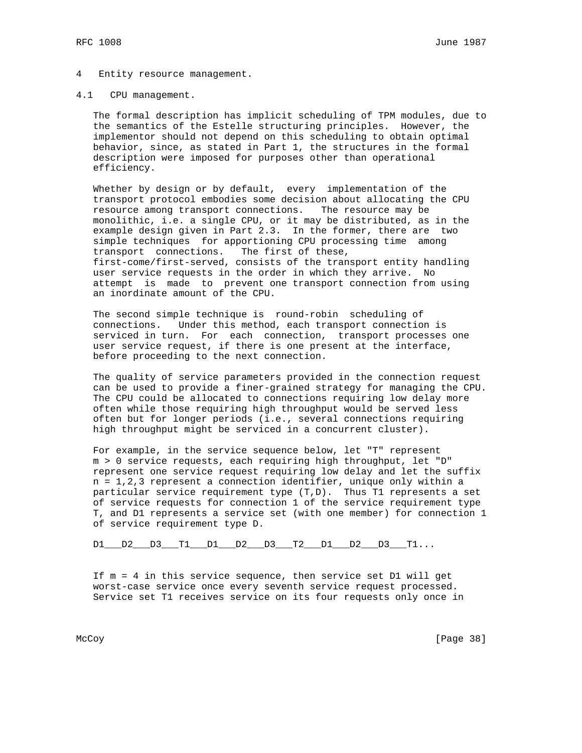# 4 Entity resource management.

## 4.1 CPU management.

The formal description has implicit scheduling of TPM modules, due to the semantics of the Estelle structuring principles. However, the implementor should not depend on this scheduling to obtain optimal behavior, since, as stated in Part 1, the structures in the formal description were imposed for purposes other than operational efficiency.

Whether by design or by default, every implementation of the transport protocol embodies some decision about allocating the CPU resource among transport connections. The resource may be monolithic, i.e. a single CPU, or it may be distributed, as in the example design given in Part 2.3. In the former, there are two simple techniques for apportioning CPU processing time among transport connections. The first of these, first-come/first-served, consists of the transport entity handling user service requests in the order in which they arrive. No attempt is made to prevent one transport connection from using an inordinate amount of the CPU.

The second simple technique is round-robin scheduling of connections. Under this method, each transport connection is serviced in turn. For each connection, transport processes one user service request, if there is one present at the interface, before proceeding to the next connection.

The quality of service parameters provided in the connection request can be used to provide a finer-grained strategy for managing the CPU. The CPU could be allocated to connections requiring low delay more often while those requiring high throughput would be served less often but for longer periods (i.e., several connections requiring high throughput might be serviced in a concurrent cluster).

For example, in the service sequence below, let "T" represent m > 0 service requests, each requiring high throughput, let "D" represent one service request requiring low delay and let the suffix n = 1,2,3 represent a connection identifier, unique only within a particular service requirement type (T,D). Thus T1 represents a set of service requests for connection 1 of the service requirement type T, and D1 represents a service set (with one member) for connection 1 of service requirement type D.

```
D1___D2___D3___T1___D1___D2___D3___T2___D1___D2___D3___T1...
```

If m = 4 in this service sequence, then service set D1 will get worst-case service once every seventh service request processed. Service set T1 receives service on its four requests only once in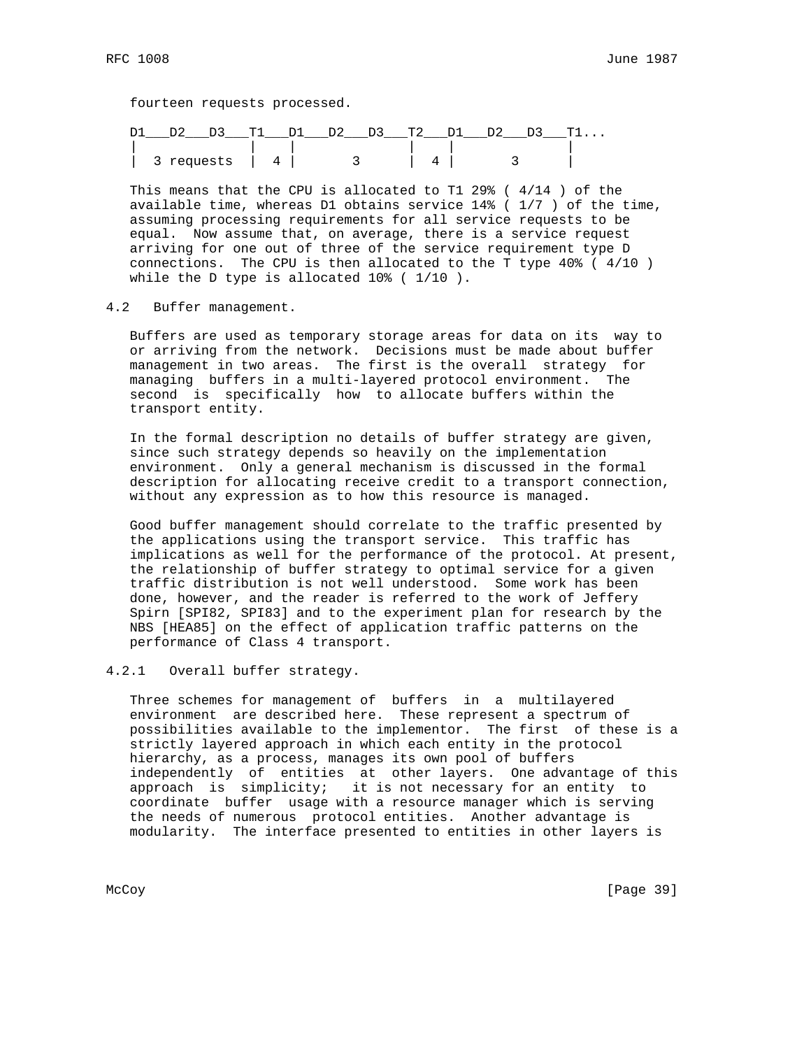fourteen requests processed.

```
D1___D2___D3___T1___D1___D2___D3___T2___D1___D2___D3___T1...
|              |    |              |    |              |
|  3 requests  |  4 |       3      |  4 |       3      |
```

This means that the CPU is allocated to T1 29% ( 4/14 ) of the available time, whereas D1 obtains service 14% ( 1/7 ) of the time, assuming processing requirements for all service requests to be equal. Now assume that, on average, there is a service request arriving for one out of three of the service requirement type D connections. The CPU is then allocated to the T type 40% ( 4/10 ) while the D type is allocated 10% ( 1/10 ).

## 4.2 Buffer management.

Buffers are used as temporary storage areas for data on its way to or arriving from the network. Decisions must be made about buffer management in two areas. The first is the overall strategy for managing buffers in a multi-layered protocol environment. The second is specifically how to allocate buffers within the transport entity.

In the formal description no details of buffer strategy are given, since such strategy depends so heavily on the implementation environment. Only a general mechanism is discussed in the formal description for allocating receive credit to a transport connection, without any expression as to how this resource is managed.

Good buffer management should correlate to the traffic presented by the applications using the transport service. This traffic has implications as well for the performance of the protocol. At present, the relationship of buffer strategy to optimal service for a given traffic distribution is not well understood. Some work has been done, however, and the reader is referred to the work of Jeffery Spirn [SPI82, SPI83] and to the experiment plan for research by the NBS [HEA85] on the effect of application traffic patterns on the performance of Class 4 transport.

### 4.2.1 Overall buffer strategy.

Three schemes for management of buffers in a multilayered environment are described here. These represent a spectrum of possibilities available to the implementor. The first of these is a strictly layered approach in which each entity in the protocol hierarchy, as a process, manages its own pool of buffers independently of entities at other layers. One advantage of this approach is simplicity; it is not necessary for an entity to coordinate buffer usage with a resource manager which is serving the needs of numerous protocol entities. Another advantage is modularity. The interface presented to entities in other layers is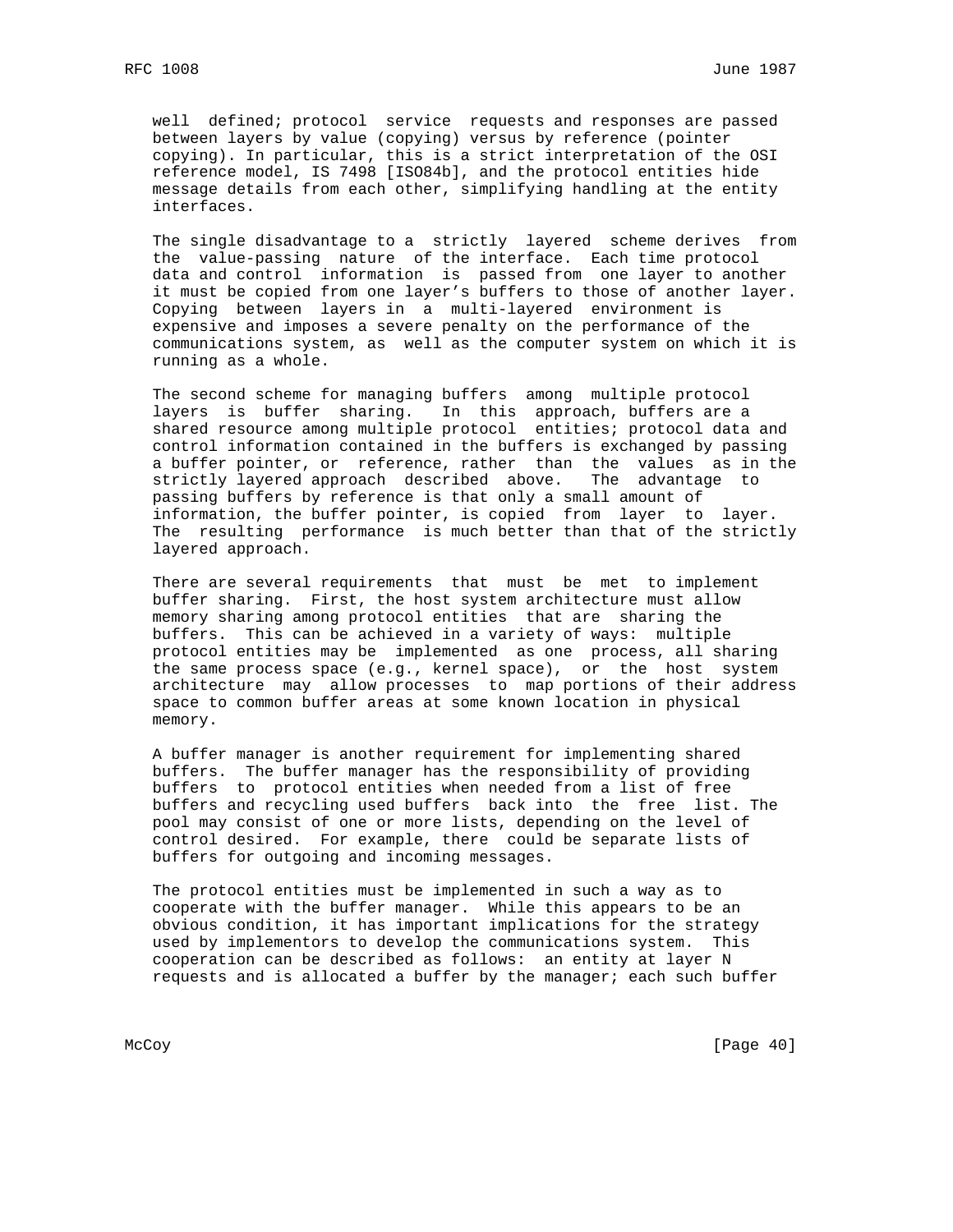well defined; protocol service requests and responses are passed between layers by value (copying) versus by reference (pointer copying). In particular, this is a strict interpretation of the OSI reference model, IS 7498 [ISO84b], and the protocol entities hide message details from each other, simplifying handling at the entity interfaces.

The single disadvantage to a strictly layered scheme derives from the value-passing nature of the interface. Each time protocol data and control information is passed from one layer to another it must be copied from one layer's buffers to those of another layer. Copying between layers in a multi-layered environment is expensive and imposes a severe penalty on the performance of the communications system, as well as the computer system on which it is running as a whole.

The second scheme for managing buffers among multiple protocol layers is buffer sharing. In this approach, buffers are a shared resource among multiple protocol entities; protocol data and control information contained in the buffers is exchanged by passing a buffer pointer, or reference, rather than the values as in the strictly layered approach described above. The advantage to passing buffers by reference is that only a small amount of information, the buffer pointer, is copied from layer to layer. The resulting performance is much better than that of the strictly layered approach.

There are several requirements that must be met to implement buffer sharing. First, the host system architecture must allow memory sharing among protocol entities that are sharing the buffers. This can be achieved in a variety of ways: multiple protocol entities may be implemented as one process, all sharing the same process space (e.g., kernel space), or the host system architecture may allow processes to map portions of their address space to common buffer areas at some known location in physical memory.

A buffer manager is another requirement for implementing shared buffers. The buffer manager has the responsibility of providing buffers to protocol entities when needed from a list of free buffers and recycling used buffers back into the free list. The pool may consist of one or more lists, depending on the level of control desired. For example, there could be separate lists of buffers for outgoing and incoming messages.

The protocol entities must be implemented in such a way as to cooperate with the buffer manager. While this appears to be an obvious condition, it has important implications for the strategy used by implementors to develop the communications system. This cooperation can be described as follows: an entity at layer N requests and is allocated a buffer by the manager; each such buffer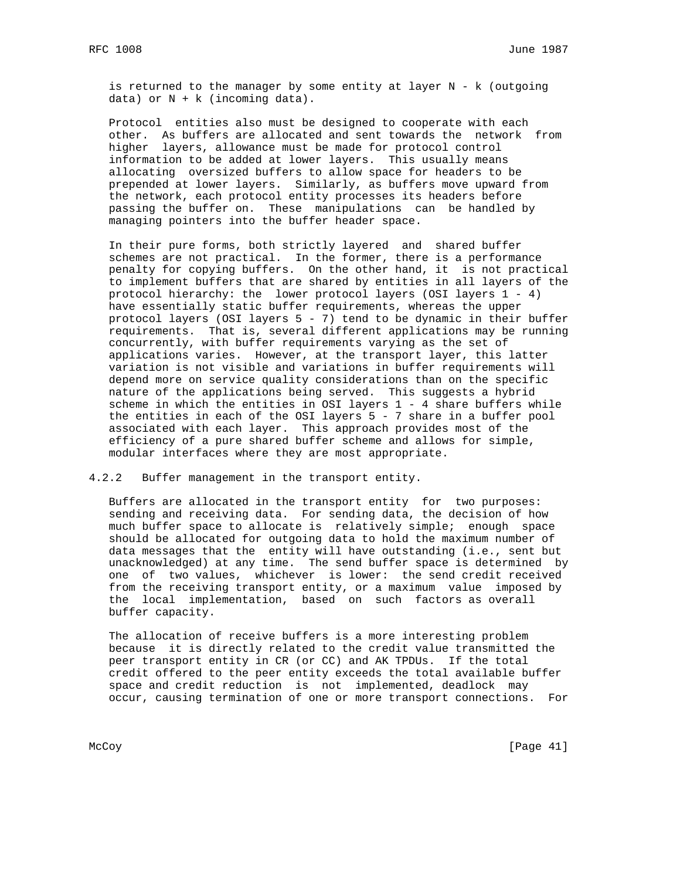is returned to the manager by some entity at layer N - k (outgoing data) or N + k (incoming data).

Protocol entities also must be designed to cooperate with each other. As buffers are allocated and sent towards the network from higher layers, allowance must be made for protocol control information to be added at lower layers. This usually means allocating oversized buffers to allow space for headers to be prepended at lower layers. Similarly, as buffers move upward from the network, each protocol entity processes its headers before passing the buffer on. These manipulations can be handled by managing pointers into the buffer header space.

In their pure forms, both strictly layered and shared buffer schemes are not practical. In the former, there is a performance penalty for copying buffers. On the other hand, it is not practical to implement buffers that are shared by entities in all layers of the protocol hierarchy: the lower protocol layers (OSI layers 1 - 4) have essentially static buffer requirements, whereas the upper protocol layers (OSI layers 5 - 7) tend to be dynamic in their buffer requirements. That is, several different applications may be running concurrently, with buffer requirements varying as the set of applications varies. However, at the transport layer, this latter variation is not visible and variations in buffer requirements will depend more on service quality considerations than on the specific nature of the applications being served. This suggests a hybrid scheme in which the entities in OSI layers 1 - 4 share buffers while the entities in each of the OSI layers 5 - 7 share in a buffer pool associated with each layer. This approach provides most of the efficiency of a pure shared buffer scheme and allows for simple, modular interfaces where they are most appropriate.

### 4.2.2 Buffer management in the transport entity.

Buffers are allocated in the transport entity for two purposes: sending and receiving data. For sending data, the decision of how much buffer space to allocate is relatively simple; enough space should be allocated for outgoing data to hold the maximum number of data messages that the entity will have outstanding (i.e., sent but unacknowledged) at any time. The send buffer space is determined by one of two values, whichever is lower: the send credit received from the receiving transport entity, or a maximum value imposed by the local implementation, based on such factors as overall buffer capacity.

The allocation of receive buffers is a more interesting problem because it is directly related to the credit value transmitted the peer transport entity in CR (or CC) and AK TPDUs. If the total credit offered to the peer entity exceeds the total available buffer space and credit reduction is not implemented, deadlock may occur, causing termination of one or more transport connections. For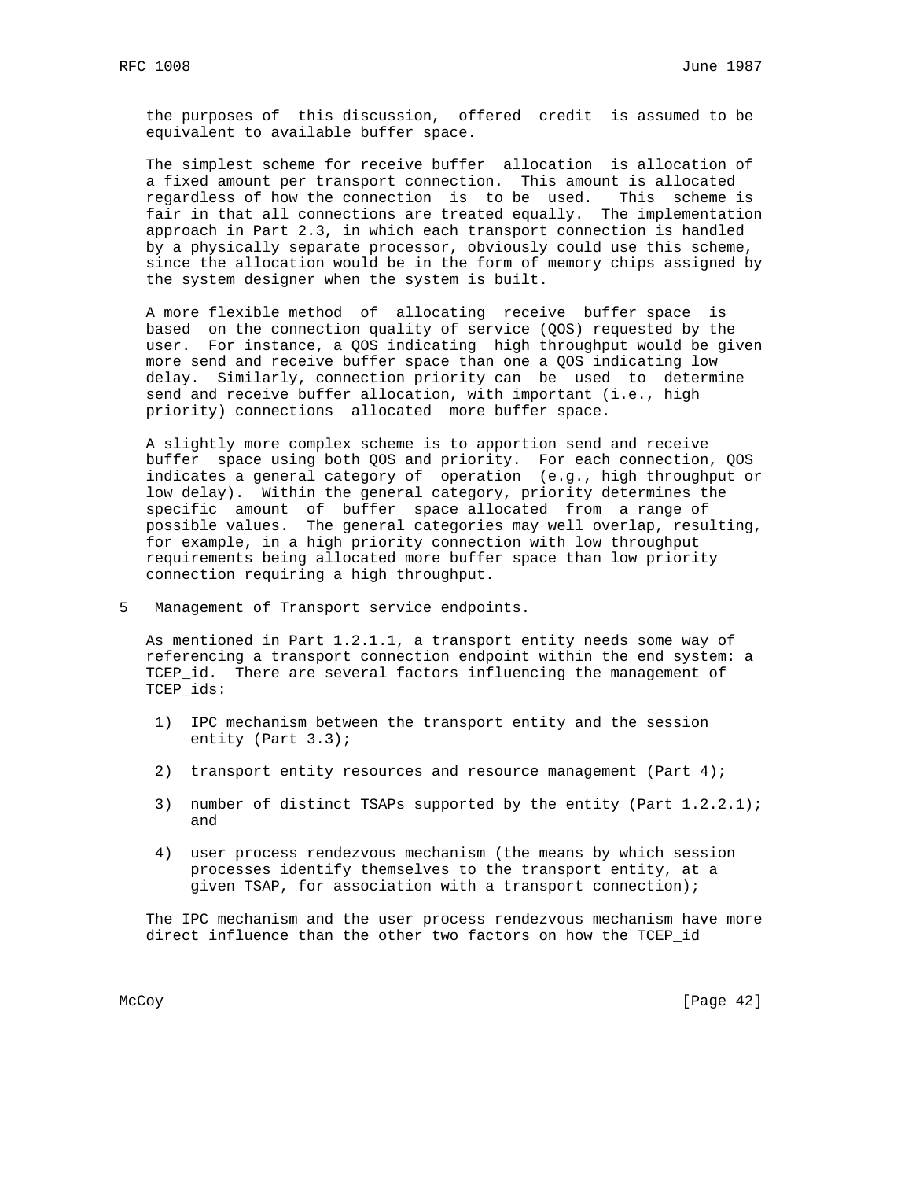the purposes of this discussion, offered credit is assumed to be equivalent to available buffer space.

The simplest scheme for receive buffer allocation is allocation of a fixed amount per transport connection. This amount is allocated regardless of how the connection is to be used. This scheme is fair in that all connections are treated equally. The implementation approach in Part 2.3, in which each transport connection is handled by a physically separate processor, obviously could use this scheme, since the allocation would be in the form of memory chips assigned by the system designer when the system is built.

A more flexible method of allocating receive buffer space is based on the connection quality of service (QOS) requested by the user. For instance, a QOS indicating high throughput would be given more send and receive buffer space than one a QOS indicating low delay. Similarly, connection priority can be used to determine send and receive buffer allocation, with important (i.e., high priority) connections allocated more buffer space.

A slightly more complex scheme is to apportion send and receive buffer space using both QOS and priority. For each connection, QOS indicates a general category of operation (e.g., high throughput or low delay). Within the general category, priority determines the specific amount of buffer space allocated from a range of possible values. The general categories may well overlap, resulting, for example, in a high priority connection with low throughput requirements being allocated more buffer space than low priority connection requiring a high throughput.

## 5 Management of Transport service endpoints.

As mentioned in Part 1.2.1.1, a transport entity needs some way of referencing a transport connection endpoint within the end system: a TCEP_id. There are several factors influencing the management of TCEP_ids:

1) IPC mechanism between the transport entity and the session entity (Part 3.3);

2) transport entity resources and resource management (Part 4);

3) number of distinct TSAPs supported by the entity (Part 1.2.2.1); and

4) user process rendezvous mechanism (the means by which session processes identify themselves to the transport entity, at a given TSAP, for association with a transport connection);

The IPC mechanism and the user process rendezvous mechanism have more direct influence than the other two factors on how the TCEP_id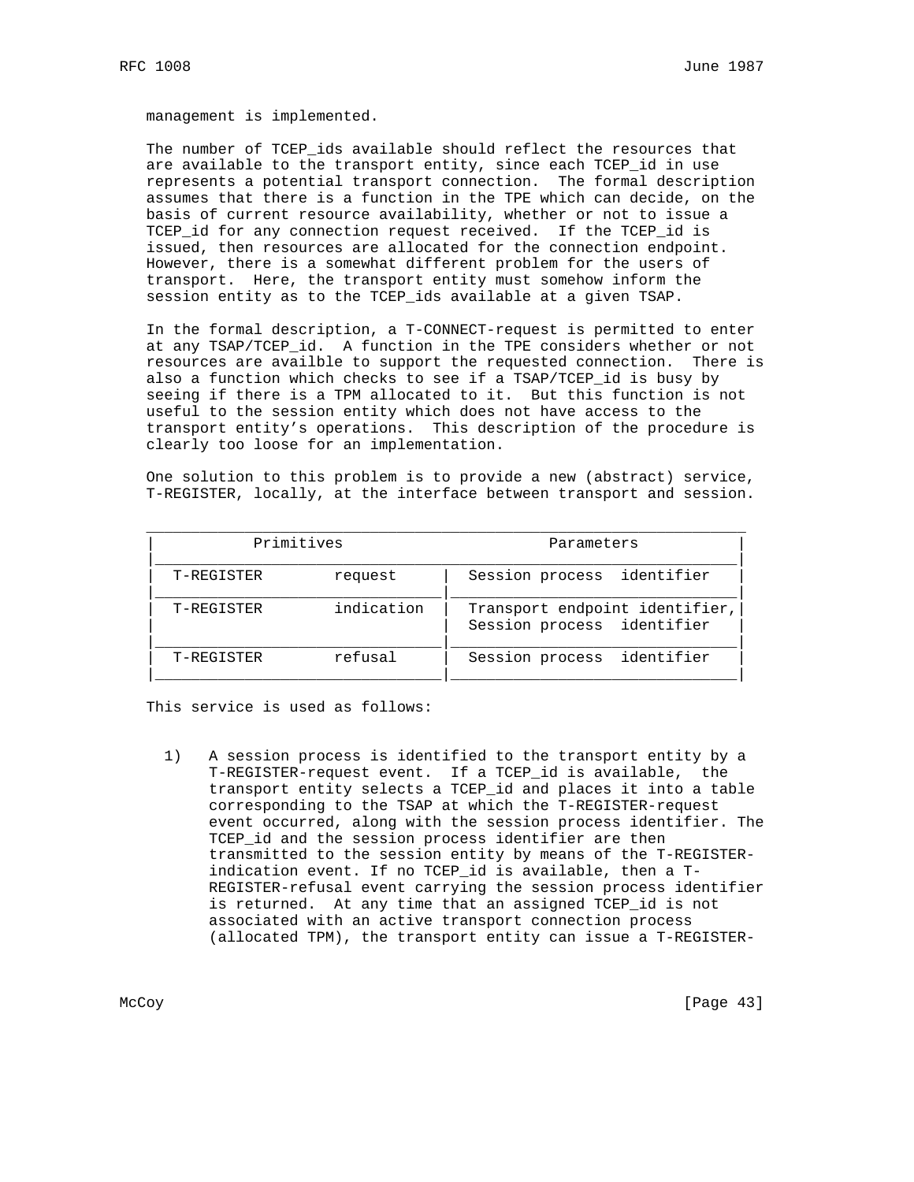management is implemented.

The number of TCEP_ids available should reflect the resources that are available to the transport entity, since each TCEP_id in use represents a potential transport connection. The formal description assumes that there is a function in the TPE which can decide, on the basis of current resource availability, whether or not to issue a TCEP_id for any connection request received. If the TCEP_id is issued, then resources are allocated for the connection endpoint. However, there is a somewhat different problem for the users of transport. Here, the transport entity must somehow inform the session entity as to the TCEP_ids available at a given TSAP.

In the formal description, a T-CONNECT-request is permitted to enter at any TSAP/TCEP_id. A function in the TPE considers whether or not resources are availble to support the requested connection. There is also a function which checks to see if a TSAP/TCEP_id is busy by seeing if there is a TPM allocated to it. But this function is not useful to the session entity which does not have access to the transport entity's operations. This description of the procedure is clearly too loose for an implementation.

One solution to this problem is to provide a new (abstract) service, T-REGISTER, locally, at the interface between transport and session.

| Primitives | | Parameters |
|---|---|---|
| T-REGISTER | request | Session process identifier |
| T-REGISTER | indication | Transport endpoint identifier, Session process identifier |
| T-REGISTER | refusal | Session process identifier |

This service is used as follows:

1) A session process is identified to the transport entity by a T-REGISTER-request event. If a TCEP_id is available, the transport entity selects a TCEP_id and places it into a table corresponding to the TSAP at which the T-REGISTER-request event occurred, along with the session process identifier. The TCEP_id and the session process identifier are then transmitted to the session entity by means of the T-REGISTER-indication event. If no TCEP_id is available, then a T-REGISTER-refusal event carrying the session process identifier is returned. At any time that an assigned TCEP_id is not associated with an active transport connection process (allocated TPM), the transport entity can issue a T-REGISTER-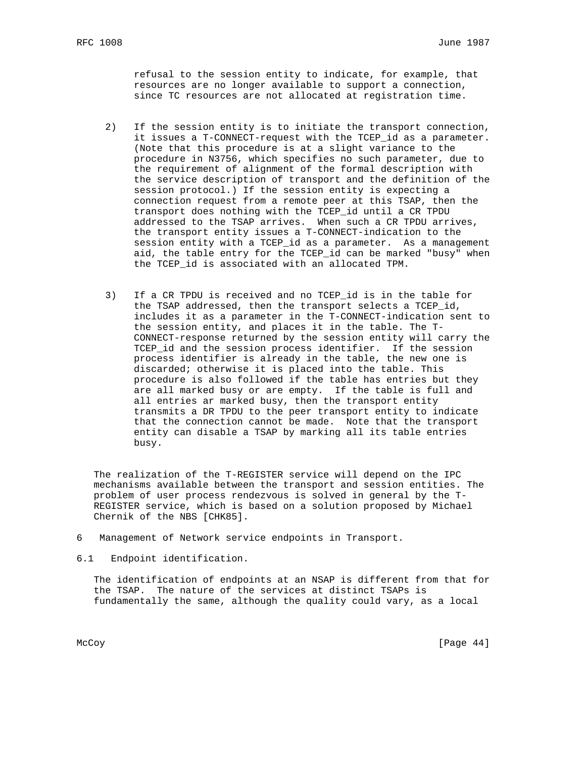refusal to the session entity to indicate, for example, that resources are no longer available to support a connection, since TC resources are not allocated at registration time.

2) If the session entity is to initiate the transport connection, it issues a T-CONNECT-request with the TCEP_id as a parameter. (Note that this procedure is at a slight variance to the procedure in N3756, which specifies no such parameter, due to the requirement of alignment of the formal description with the service description of transport and the definition of the session protocol.) If the session entity is expecting a connection request from a remote peer at this TSAP, then the transport does nothing with the TCEP_id until a CR TPDU addressed to the TSAP arrives. When such a CR TPDU arrives, the transport entity issues a T-CONNECT-indication to the session entity with a TCEP_id as a parameter. As a management aid, the table entry for the TCEP_id can be marked "busy" when the TCEP_id is associated with an allocated TPM.

3) If a CR TPDU is received and no TCEP_id is in the table for the TSAP addressed, then the transport selects a TCEP_id, includes it as a parameter in the T-CONNECT-indication sent to the session entity, and places it in the table. The T-CONNECT-response returned by the session entity will carry the TCEP_id and the session process identifier. If the session process identifier is already in the table, the new one is discarded; otherwise it is placed into the table. This procedure is also followed if the table has entries but they are all marked busy or are empty. If the table is full and all entries ar marked busy, then the transport entity transmits a DR TPDU to the peer transport entity to indicate that the connection cannot be made. Note that the transport entity can disable a TSAP by marking all its table entries busy.

The realization of the T-REGISTER service will depend on the IPC mechanisms available between the transport and session entities. The problem of user process rendezvous is solved in general by the T-REGISTER service, which is based on a solution proposed by Michael Chernik of the NBS [CHK85].

# 6 Management of Network service endpoints in Transport.

## 6.1 Endpoint identification.

The identification of endpoints at an NSAP is different from that for the TSAP. The nature of the services at distinct TSAPs is fundamentally the same, although the quality could vary, as a local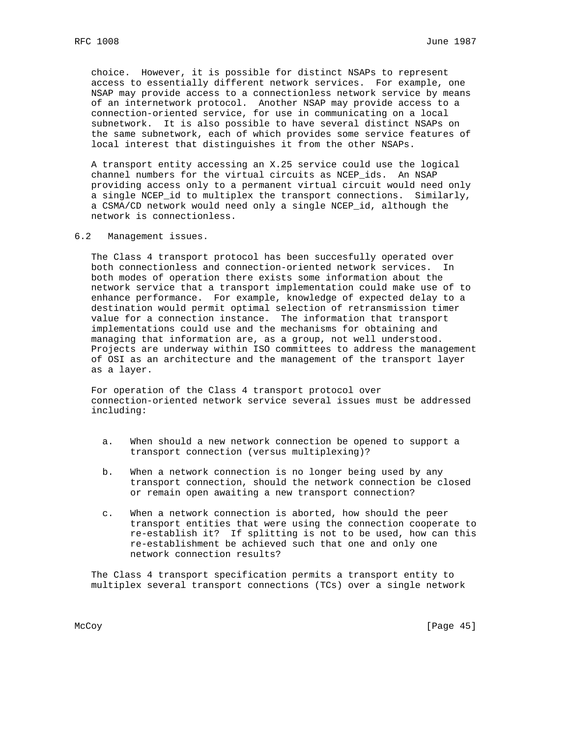choice. However, it is possible for distinct NSAPs to represent access to essentially different network services. For example, one NSAP may provide access to a connectionless network service by means of an internetwork protocol. Another NSAP may provide access to a connection-oriented service, for use in communicating on a local subnetwork. It is also possible to have several distinct NSAPs on the same subnetwork, each of which provides some service features of local interest that distinguishes it from the other NSAPs.

A transport entity accessing an X.25 service could use the logical channel numbers for the virtual circuits as NCEP_ids. An NSAP providing access only to a permanent virtual circuit would need only a single NCEP_id to multiplex the transport connections. Similarly, a CSMA/CD network would need only a single NCEP_id, although the network is connectionless.

## 6.2 Management issues.

The Class 4 transport protocol has been succesfully operated over both connectionless and connection-oriented network services. In both modes of operation there exists some information about the network service that a transport implementation could make use of to enhance performance. For example, knowledge of expected delay to a destination would permit optimal selection of retransmission timer value for a connection instance. The information that transport implementations could use and the mechanisms for obtaining and managing that information are, as a group, not well understood. Projects are underway within ISO committees to address the management of OSI as an architecture and the management of the transport layer as a layer.

For operation of the Class 4 transport protocol over connection-oriented network service several issues must be addressed including:

a. When should a new network connection be opened to support a transport connection (versus multiplexing)?

b. When a network connection is no longer being used by any transport connection, should the network connection be closed or remain open awaiting a new transport connection?

c. When a network connection is aborted, how should the peer transport entities that were using the connection cooperate to re-establish it? If splitting is not to be used, how can this re-establishment be achieved such that one and only one network connection results?

The Class 4 transport specification permits a transport entity to multiplex several transport connections (TCs) over a single network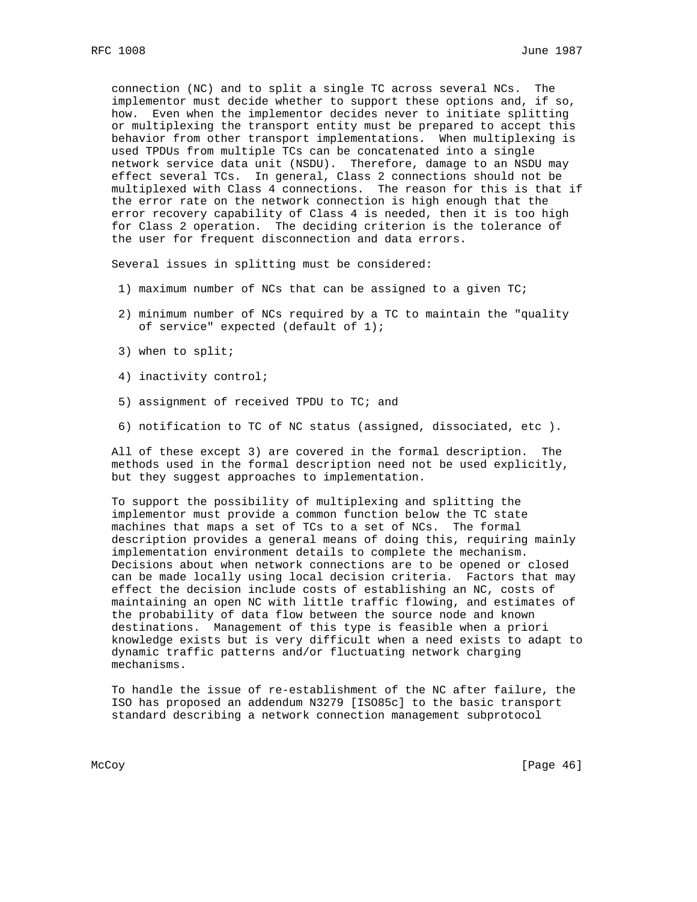connection (NC) and to split a single TC across several NCs. The implementor must decide whether to support these options and, if so, how. Even when the implementor decides never to initiate splitting or multiplexing the transport entity must be prepared to accept this behavior from other transport implementations. When multiplexing is used TPDUs from multiple TCs can be concatenated into a single network service data unit (NSDU). Therefore, damage to an NSDU may effect several TCs. In general, Class 2 connections should not be multiplexed with Class 4 connections. The reason for this is that if the error rate on the network connection is high enough that the error recovery capability of Class 4 is needed, then it is too high for Class 2 operation. The deciding criterion is the tolerance of the user for frequent disconnection and data errors.

Several issues in splitting must be considered:

1) maximum number of NCs that can be assigned to a given TC;

2) minimum number of NCs required by a TC to maintain the "quality of service" expected (default of 1);

3) when to split;

4) inactivity control;

5) assignment of received TPDU to TC; and

6) notification to TC of NC status (assigned, dissociated, etc ).

All of these except 3) are covered in the formal description. The methods used in the formal description need not be used explicitly, but they suggest approaches to implementation.

To support the possibility of multiplexing and splitting the implementor must provide a common function below the TC state machines that maps a set of TCs to a set of NCs. The formal description provides a general means of doing this, requiring mainly implementation environment details to complete the mechanism. Decisions about when network connections are to be opened or closed can be made locally using local decision criteria. Factors that may effect the decision include costs of establishing an NC, costs of maintaining an open NC with little traffic flowing, and estimates of the probability of data flow between the source node and known destinations. Management of this type is feasible when a priori knowledge exists but is very difficult when a need exists to adapt to dynamic traffic patterns and/or fluctuating network charging mechanisms.

To handle the issue of re-establishment of the NC after failure, the ISO has proposed an addendum N3279 [ISO85c] to the basic transport standard describing a network connection management subprotocol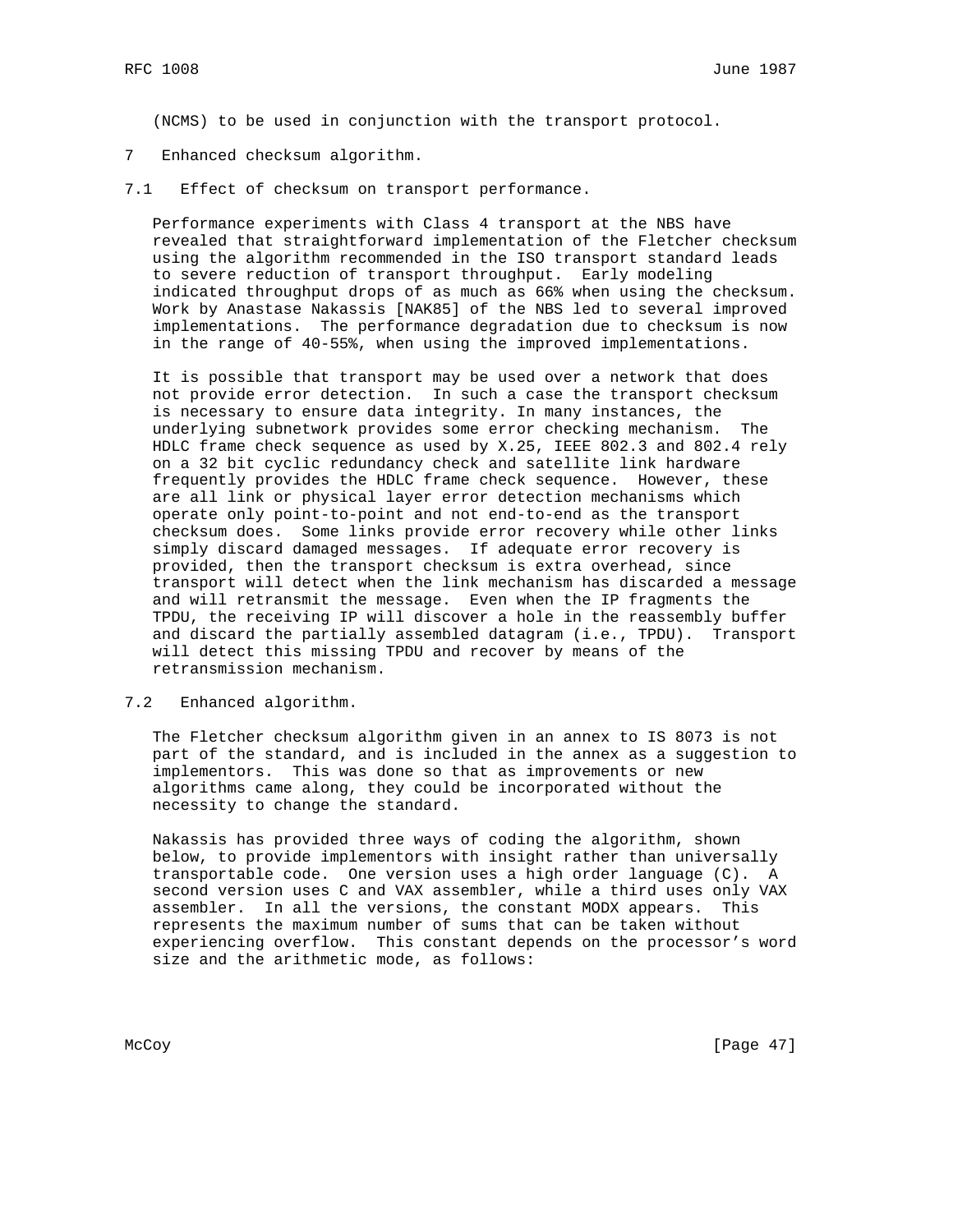(NCMS) to be used in conjunction with the transport protocol.

## 7 Enhanced checksum algorithm.

### 7.1 Effect of checksum on transport performance.

Performance experiments with Class 4 transport at the NBS have revealed that straightforward implementation of the Fletcher checksum using the algorithm recommended in the ISO transport standard leads to severe reduction of transport throughput. Early modeling indicated throughput drops of as much as 66% when using the checksum. Work by Anastase Nakassis [NAK85] of the NBS led to several improved implementations. The performance degradation due to checksum is now in the range of 40-55%, when using the improved implementations.

It is possible that transport may be used over a network that does not provide error detection. In such a case the transport checksum is necessary to ensure data integrity. In many instances, the underlying subnetwork provides some error checking mechanism. The HDLC frame check sequence as used by X.25, IEEE 802.3 and 802.4 rely on a 32 bit cyclic redundancy check and satellite link hardware frequently provides the HDLC frame check sequence. However, these are all link or physical layer error detection mechanisms which operate only point-to-point and not end-to-end as the transport checksum does. Some links provide error recovery while other links simply discard damaged messages. If adequate error recovery is provided, then the transport checksum is extra overhead, since transport will detect when the link mechanism has discarded a message and will retransmit the message. Even when the IP fragments the TPDU, the receiving IP will discover a hole in the reassembly buffer and discard the partially assembled datagram (i.e., TPDU). Transport will detect this missing TPDU and recover by means of the retransmission mechanism.

### 7.2 Enhanced algorithm.

The Fletcher checksum algorithm given in an annex to IS 8073 is not part of the standard, and is included in the annex as a suggestion to implementors. This was done so that as improvements or new algorithms came along, they could be incorporated without the necessity to change the standard.

Nakassis has provided three ways of coding the algorithm, shown below, to provide implementors with insight rather than universally transportable code. One version uses a high order language (C). A second version uses C and VAX assembler, while a third uses only VAX assembler. In all the versions, the constant MODX appears. This represents the maximum number of sums that can be taken without experiencing overflow. This constant depends on the processor's word size and the arithmetic mode, as follows: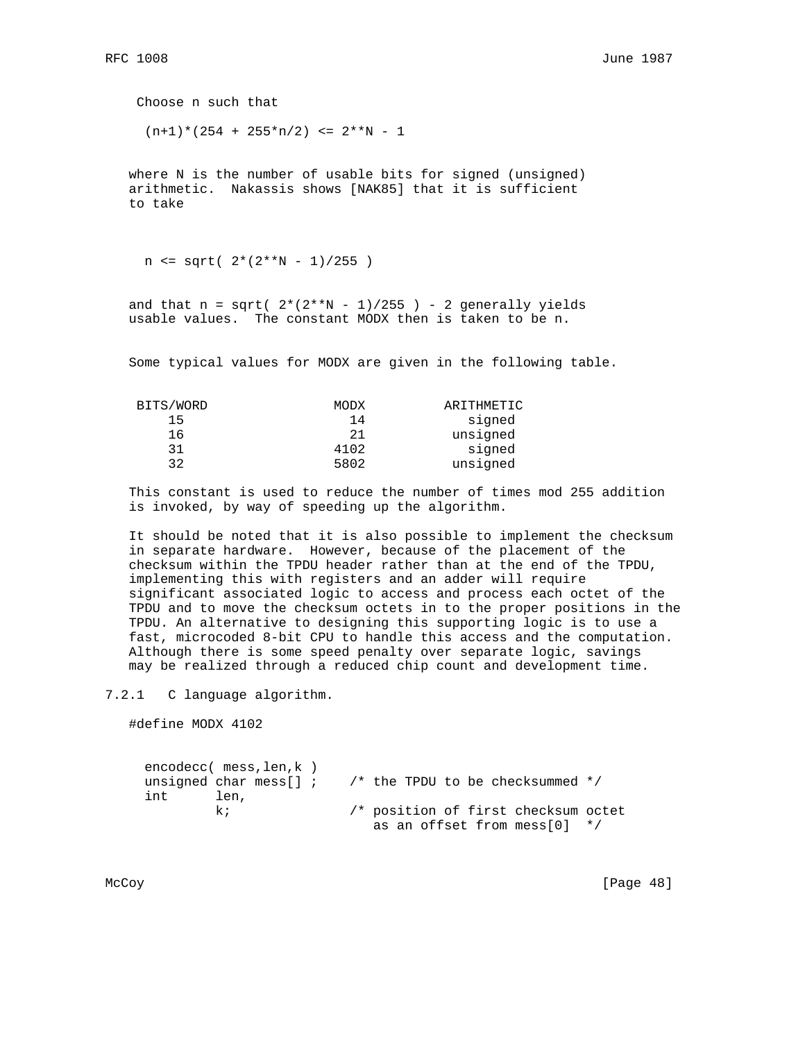Choose n such that

$$(n+1)*(254 + 255*n/2) <= 2**N - 1$$

where N is the number of usable bits for signed (unsigned) arithmetic. Nakassis shows [NAK85] that it is sufficient to take

$$n <= sqrt( 2*(2**N - 1)/255 )$$

and that n = sqrt( 2*(2**N - 1)/255 ) - 2 generally yields usable values. The constant MODX then is taken to be n.

Some typical values for MODX are given in the following table.

| BITS/WORD | MODX | ARITHMETIC |
|---|---|---|
| 15 | 14 | signed |
| 16 | 21 | unsigned |
| 31 | 4102 | signed |
| 32 | 5802 | unsigned |

This constant is used to reduce the number of times mod 255 addition is invoked, by way of speeding up the algorithm.

It should be noted that it is also possible to implement the checksum in separate hardware. However, because of the placement of the checksum within the TPDU header rather than at the end of the TPDU, implementing this with registers and an adder will require significant associated logic to access and process each octet of the TPDU and to move the checksum octets in to the proper positions in the TPDU. An alternative to designing this supporting logic is to use a fast, microcoded 8-bit CPU to handle this access and the computation. Although there is some speed penalty over separate logic, savings may be realized through a reduced chip count and development time.

### 7.2.1 C language algorithm.

```
#define MODX 4102


  encodecc( mess,len,k )
  unsigned char mess[] ;    /* the TPDU to be checksummed */
  int      len,
           k;               /* position of first checksum octet
                               as an offset from mess[0]  */
```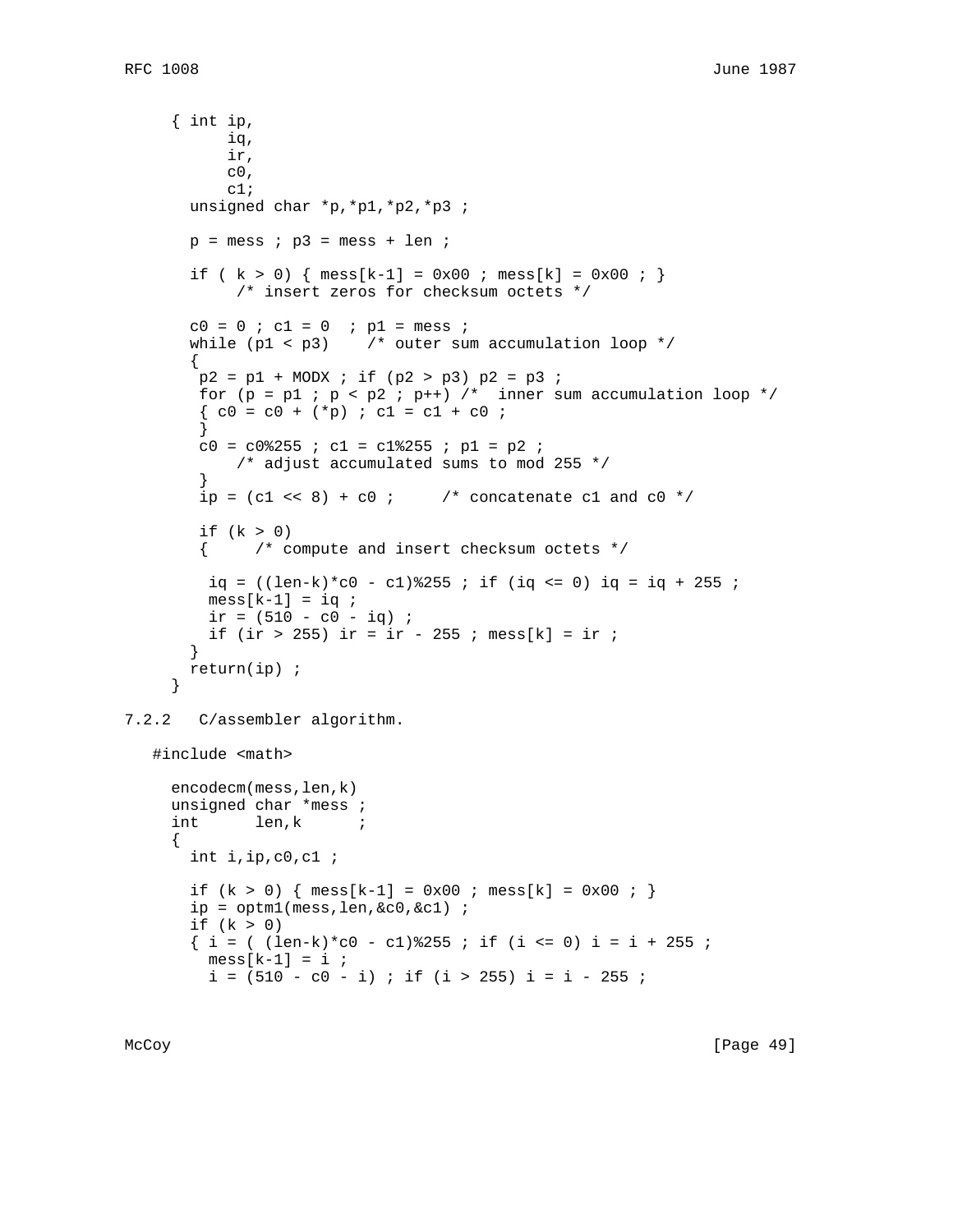```
     { int ip,
           iq,
           ir,
           c0,
           c1;
       unsigned char *p,*p1,*p2,*p3 ;

       p = mess ; p3 = mess + len ;

       if ( k > 0) { mess[k-1] = 0x00 ; mess[k] = 0x00 ; }
            /* insert zeros for checksum octets */

       c0 = 0 ; c1 = 0  ; p1 = mess ;
       while (p1 < p3)    /* outer sum accumulation loop */
       {
        p2 = p1 + MODX ; if (p2 > p3) p2 = p3 ;
        for (p = p1 ; p < p2 ; p++) /*  inner sum accumulation loop */
        { c0 = c0 + (*p) ; c1 = c1 + c0 ;
        }
        c0 = c0%255 ; c1 = c1%255 ; p1 = p2 ;
            /* adjust accumulated sums to mod 255 */
        }
        ip = (c1 << 8) + c0 ;     /* concatenate c1 and c0 */

        if (k > 0)
        {     /* compute and insert checksum octets */

         iq = ((len-k)*c0 - c1)%255 ; if (iq <= 0) iq = iq + 255 ;
         mess[k-1] = iq ;
         ir = (510 - c0 - iq) ;
         if (ir > 255) ir = ir - 255 ; mess[k] = ir ;
       }
       return(ip) ;
     }
```

7.2.2   C/assembler algorithm.

```
   #include <math>

     encodecm(mess,len,k)
     unsigned char *mess ;
     int      len,k      ;
     {
       int i,ip,c0,c1 ;

       if (k > 0) { mess[k-1] = 0x00 ; mess[k] = 0x00 ; }
       ip = optm1(mess,len,&c0,&c1) ;
       if (k > 0)
       { i = ( (len-k)*c0 - c1)%255 ; if (i <= 0) i = i + 255 ;
         mess[k-1] = i ;
         i = (510 - c0 - i) ; if (i > 255) i = i - 255 ;
```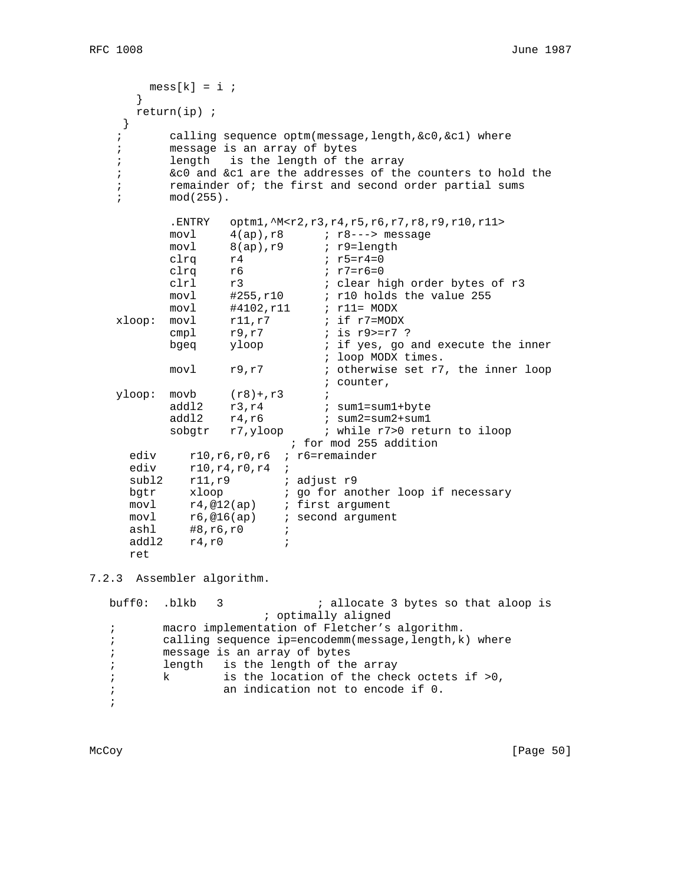```
        mess[k] = i ;
      }
      return(ip) ;
    }
   ;       calling sequence optm(message,length,&c0,&c1) where
   ;       message is an array of bytes
   ;       length   is the length of the array
   ;       &c0 and &c1 are the addresses of the counters to hold the
   ;       remainder of; the first and second order partial sums
   ;       mod(255).

           .ENTRY   optm1,^M<r2,r3,r4,r5,r6,r7,r8,r9,r10,r11>
           movl     4(ap),r8      ; r8---> message
           movl     8(ap),r9      ; r9=length
           clrq     r4            ; r5=r4=0
           clrq     r6            ; r7=r6=0
           clrl     r3            ; clear high order bytes of r3
           movl     #255,r10      ; r10 holds the value 255
           movl     #4102,r11     ; r11= MODX
   xloop:  movl     r11,r7        ; if r7=MODX
           cmpl     r9,r7         ; is r9>=r7 ?
           bgeq     yloop         ; if yes, go and execute the inner
                                  ; loop MODX times.
           movl     r9,r7         ; otherwise set r7, the inner loop
                                  ; counter,
   yloop:  movb     (r8)+,r3      ;
           addl2    r3,r4         ; sum1=sum1+byte
           addl2    r4,r6         ; sum2=sum2+sum1
           sobgtr   r7,yloop      ; while r7>0 return to iloop
                              ; for mod 255 addition
       ediv     r10,r6,r0,r6  ; r6=remainder
       ediv     r10,r4,r0,r4  ;
       subl2    r11,r9        ; adjust r9
       bgtr     xloop         ; go for another loop if necessary
       movl     r4,@12(ap)    ; first argument
       movl     r6,@16(ap)    ; second argument
       ashl     #8,r6,r0      ;
       addl2    r4,r0         ;
       ret
```

7.2.3  Assembler algorithm.

```
   buff0:  .blkb   3              ; allocate 3 bytes so that aloop is
                         ; optimally aligned
   ;       macro implementation of Fletcher's algorithm.
   ;       calling sequence ip=encodemm(message,length,k) where
   ;       message is an array of bytes
   ;       length   is the length of the array
   ;       k        is the location of the check octets if >0,
   ;                an indication not to encode if 0.
   ;
```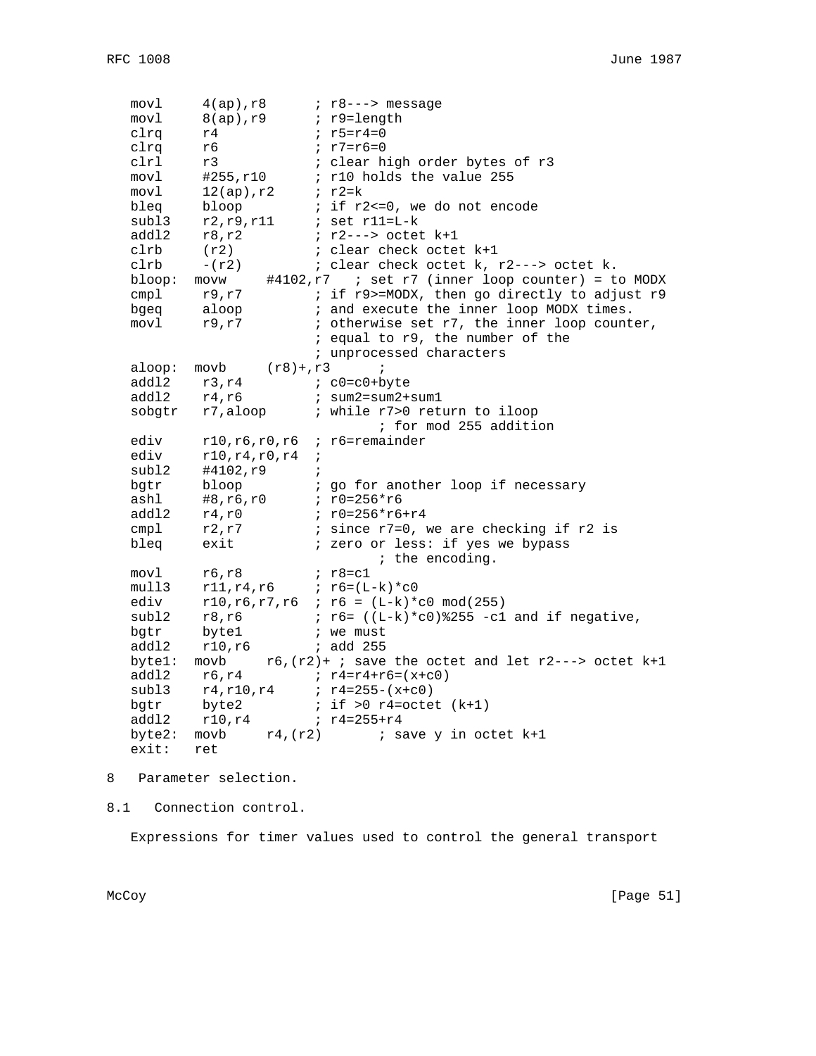```
   movl     4(ap),r8      ; r8---> message
   movl     8(ap),r9      ; r9=length
   clrq     r4            ; r5=r4=0
   clrq     r6            ; r7=r6=0
   clrl     r3            ; clear high order bytes of r3
   movl     #255,r10      ; r10 holds the value 255
   movl     12(ap),r2     ; r2=k
   bleq     bloop         ; if r2<=0, we do not encode
   subl3    r2,r9,r11     ; set r11=L-k
   addl2    r8,r2         ; r2---> octet k+1
   clrb     (r2)          ; clear check octet k+1
   clrb     -(r2)         ; clear check octet k, r2---> octet k.
   bloop:  movw     #4102,r7   ; set r7 (inner loop counter) = to MODX
   cmpl     r9,r7         ; if r9>=MODX, then go directly to adjust r9
   bgeq     aloop         ; and execute the inner loop MODX times.
   movl     r9,r7         ; otherwise set r7, the inner loop counter,
                          ; equal to r9, the number of the
                          ; unprocessed characters
   aloop:  movb     (r8)+,r3      ;
   addl2    r3,r4         ; c0=c0+byte
   addl2    r4,r6         ; sum2=sum2+sum1
   sobgtr   r7,aloop      ; while r7>0 return to iloop
                                  ; for mod 255 addition
   ediv     r10,r6,r0,r6  ; r6=remainder
   ediv     r10,r4,r0,r4  ;
   subl2    #4102,r9      ;
   bgtr     bloop         ; go for another loop if necessary
   ashl     #8,r6,r0      ; r0=256*r6
   addl2    r4,r0         ; r0=256*r6+r4
   cmpl     r2,r7         ; since r7=0, we are checking if r2 is
   bleq     exit          ; zero or less: if yes we bypass
                                  ; the encoding.
   movl     r6,r8         ; r8=c1
   mull3    r11,r4,r6     ; r6=(L-k)*c0
   ediv     r10,r6,r7,r6  ; r6 = (L-k)*c0 mod(255)
   subl2    r8,r6         ; r6= ((L-k)*c0)%255 -c1 and if negative,
   bgtr     byte1         ; we must
   addl2    r10,r6        ; add 255
   byte1:  movb     r6,(r2)+ ; save the octet and let r2---> octet k+1
   addl2    r6,r4         ; r4=r4+r6=(x+c0)
   subl3    r4,r10,r4     ; r4=255-(x+c0)
   bgtr     byte2         ; if >0 r4=octet (k+1)
   addl2    r10,r4        ; r4=255+r4
   byte2:  movb     r4,(r2)       ; save y in octet k+1
   exit:   ret
```

# 8 Parameter selection.

## 8.1 Connection control.

Expressions for timer values used to control the general transport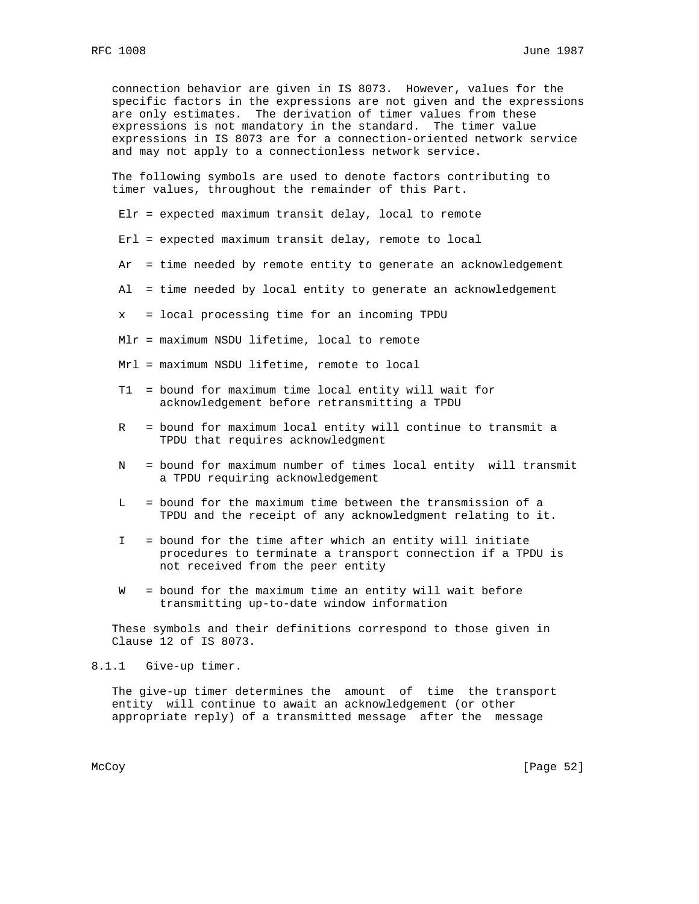connection behavior are given in IS 8073. However, values for the specific factors in the expressions are not given and the expressions are only estimates. The derivation of timer values from these expressions is not mandatory in the standard. The timer value expressions in IS 8073 are for a connection-oriented network service and may not apply to a connectionless network service.

The following symbols are used to denote factors contributing to timer values, throughout the remainder of this Part.

- Elr = expected maximum transit delay, local to remote
- Erl = expected maximum transit delay, remote to local
- Ar = time needed by remote entity to generate an acknowledgement
- Al = time needed by local entity to generate an acknowledgement
- x = local processing time for an incoming TPDU
- Mlr = maximum NSDU lifetime, local to remote
- Mrl = maximum NSDU lifetime, remote to local
- T1 = bound for maximum time local entity will wait for acknowledgement before retransmitting a TPDU
- R = bound for maximum local entity will continue to transmit a TPDU that requires acknowledgment
- N = bound for maximum number of times local entity will transmit a TPDU requiring acknowledgement
- L = bound for the maximum time between the transmission of a TPDU and the receipt of any acknowledgment relating to it.
- I = bound for the time after which an entity will initiate procedures to terminate a transport connection if a TPDU is not received from the peer entity
- W = bound for the maximum time an entity will wait before transmitting up-to-date window information

These symbols and their definitions correspond to those given in Clause 12 of IS 8073.

### 8.1.1 Give-up timer.

The give-up timer determines the amount of time the transport entity will continue to await an acknowledgement (or other appropriate reply) of a transmitted message after the message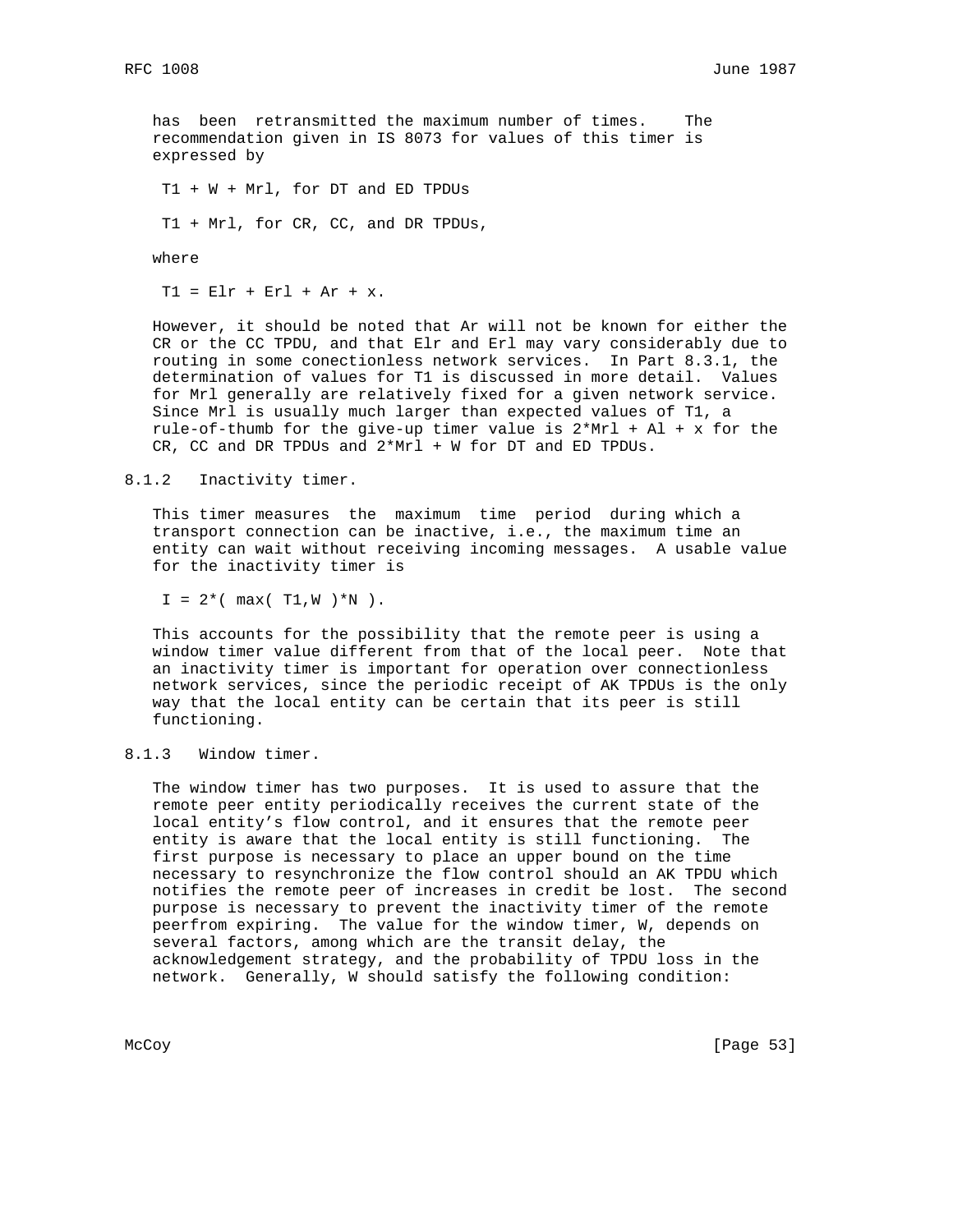has been retransmitted the maximum number of times. The recommendation given in IS 8073 for values of this timer is expressed by

$T1 + W + Mrl$, for DT and ED TPDUs

$T1 + Mrl$, for CR, CC, and DR TPDUs,

where

$T1 = Elr + Erl + Ar + x$.

However, it should be noted that Ar will not be known for either the CR or the CC TPDU, and that Elr and Erl may vary considerably due to routing in some conectionless network services. In Part 8.3.1, the determination of values for T1 is discussed in more detail. Values for Mrl generally are relatively fixed for a given network service. Since Mrl is usually much larger than expected values of T1, a rule-of-thumb for the give-up timer value is $2*Mrl + Al + x$ for the CR, CC and DR TPDUs and $2*Mrl + W$ for DT and ED TPDUs.

### 8.1.2 Inactivity timer.

This timer measures the maximum time period during which a transport connection can be inactive, i.e., the maximum time an entity can wait without receiving incoming messages. A usable value for the inactivity timer is

$I = 2*( \max( T1,W )*N )$.

This accounts for the possibility that the remote peer is using a window timer value different from that of the local peer. Note that an inactivity timer is important for operation over connectionless network services, since the periodic receipt of AK TPDUs is the only way that the local entity can be certain that its peer is still functioning.

### 8.1.3 Window timer.

The window timer has two purposes. It is used to assure that the remote peer entity periodically receives the current state of the local entity's flow control, and it ensures that the remote peer entity is aware that the local entity is still functioning. The first purpose is necessary to place an upper bound on the time necessary to resynchronize the flow control should an AK TPDU which notifies the remote peer of increases in credit be lost. The second purpose is necessary to prevent the inactivity timer of the remote peerfrom expiring. The value for the window timer, W, depends on several factors, among which are the transit delay, the acknowledgement strategy, and the probability of TPDU loss in the network. Generally, W should satisfy the following condition: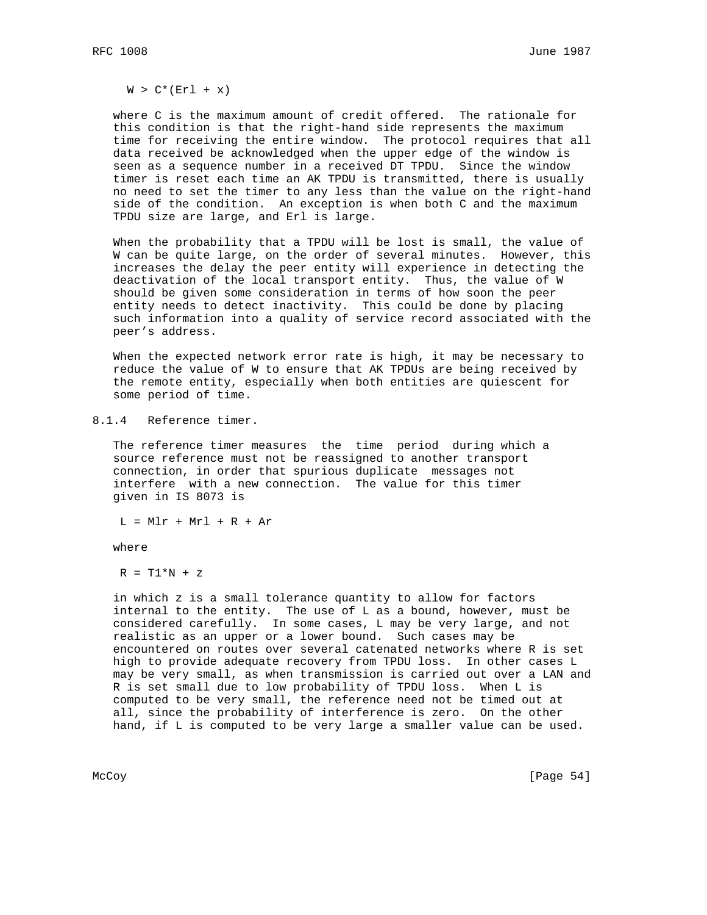$$W > C*(Erl + x)$$

where C is the maximum amount of credit offered. The rationale for this condition is that the right-hand side represents the maximum time for receiving the entire window. The protocol requires that all data received be acknowledged when the upper edge of the window is seen as a sequence number in a received DT TPDU. Since the window timer is reset each time an AK TPDU is transmitted, there is usually no need to set the timer to any less than the value on the right-hand side of the condition. An exception is when both C and the maximum TPDU size are large, and Erl is large.

When the probability that a TPDU will be lost is small, the value of W can be quite large, on the order of several minutes. However, this increases the delay the peer entity will experience in detecting the deactivation of the local transport entity. Thus, the value of W should be given some consideration in terms of how soon the peer entity needs to detect inactivity. This could be done by placing such information into a quality of service record associated with the peer’s address.

When the expected network error rate is high, it may be necessary to reduce the value of W to ensure that AK TPDUs are being received by the remote entity, especially when both entities are quiescent for some period of time.

### 8.1.4 Reference timer.

The reference timer measures the time period during which a source reference must not be reassigned to another transport connection, in order that spurious duplicate messages not interfere with a new connection. The value for this timer given in IS 8073 is

$$L = Mlr + Mrl + R + Ar$$

where

$$R = T1*N + z$$

in which z is a small tolerance quantity to allow for factors internal to the entity. The use of L as a bound, however, must be considered carefully. In some cases, L may be very large, and not realistic as an upper or a lower bound. Such cases may be encountered on routes over several catenated networks where R is set high to provide adequate recovery from TPDU loss. In other cases L may be very small, as when transmission is carried out over a LAN and R is set small due to low probability of TPDU loss. When L is computed to be very small, the reference need not be timed out at all, since the probability of interference is zero. On the other hand, if L is computed to be very large a smaller value can be used.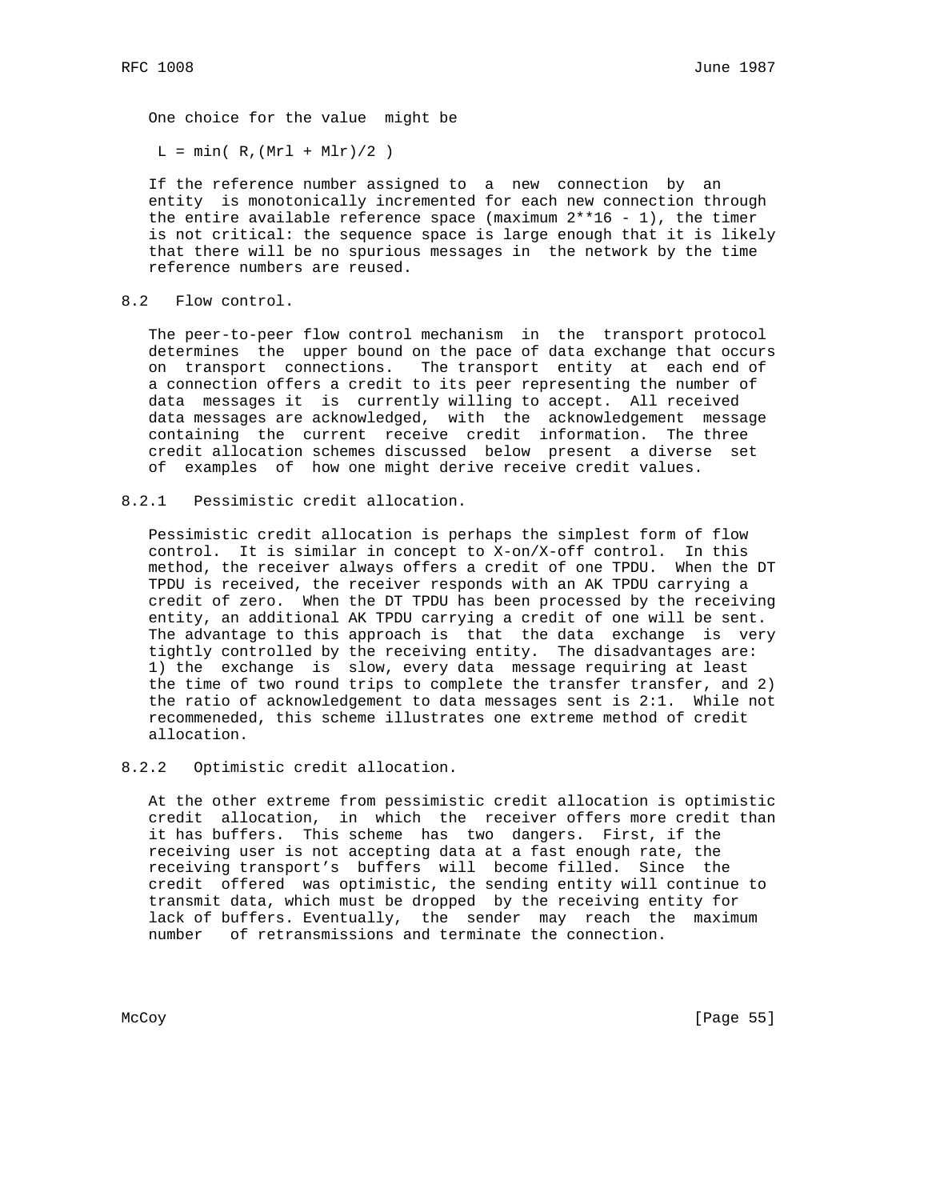One choice for the value might be

$$L = \min( R, (Mrl + Mlr)/2 )$$

If the reference number assigned to a new connection by an entity is monotonically incremented for each new connection through the entire available reference space (maximum $2^{16} - 1$), the timer is not critical: the sequence space is large enough that it is likely that there will be no spurious messages in the network by the time reference numbers are reused.

## 8.2 Flow control.

The peer-to-peer flow control mechanism in the transport protocol determines the upper bound on the pace of data exchange that occurs on transport connections. The transport entity at each end of a connection offers a credit to its peer representing the number of data messages it is currently willing to accept. All received data messages are acknowledged, with the acknowledgement message containing the current receive credit information. The three credit allocation schemes discussed below present a diverse set of examples of how one might derive receive credit values.

### 8.2.1 Pessimistic credit allocation.

Pessimistic credit allocation is perhaps the simplest form of flow control. It is similar in concept to X-on/X-off control. In this method, the receiver always offers a credit of one TPDU. When the DT TPDU is received, the receiver responds with an AK TPDU carrying a credit of zero. When the DT TPDU has been processed by the receiving entity, an additional AK TPDU carrying a credit of one will be sent. The advantage to this approach is that the data exchange is very tightly controlled by the receiving entity. The disadvantages are: 1) the exchange is slow, every data message requiring at least the time of two round trips to complete the transfer transfer, and 2) the ratio of acknowledgement to data messages sent is 2:1. While not recommeneded, this scheme illustrates one extreme method of credit allocation.

### 8.2.2 Optimistic credit allocation.

At the other extreme from pessimistic credit allocation is optimistic credit allocation, in which the receiver offers more credit than it has buffers. This scheme has two dangers. First, if the receiving user is not accepting data at a fast enough rate, the receiving transport's buffers will become filled. Since the credit offered was optimistic, the sending entity will continue to transmit data, which must be dropped by the receiving entity for lack of buffers. Eventually, the sender may reach the maximum number of retransmissions and terminate the connection.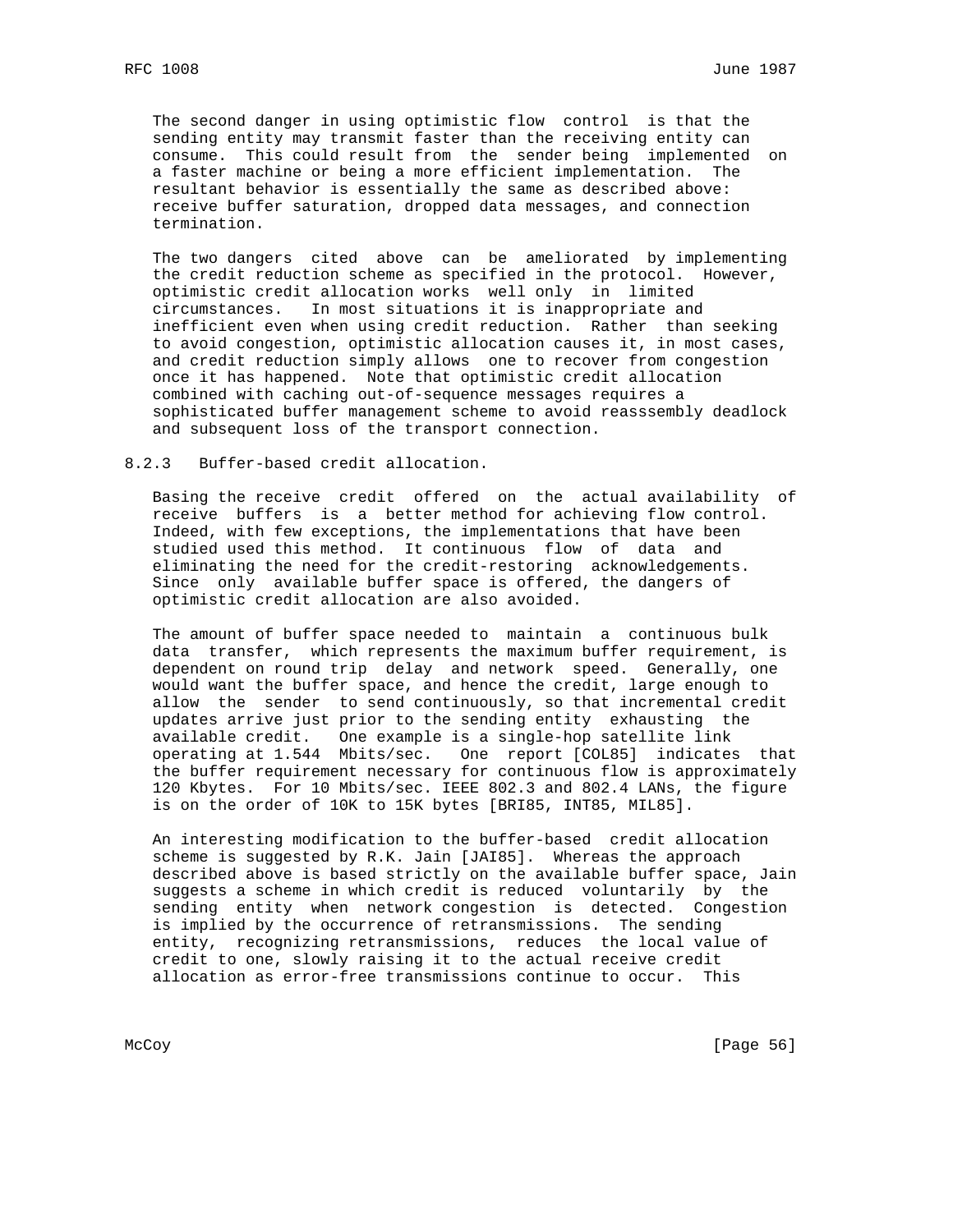The second danger in using optimistic flow control is that the sending entity may transmit faster than the receiving entity can consume. This could result from the sender being implemented on a faster machine or being a more efficient implementation. The resultant behavior is essentially the same as described above: receive buffer saturation, dropped data messages, and connection termination.

The two dangers cited above can be ameliorated by implementing the credit reduction scheme as specified in the protocol. However, optimistic credit allocation works well only in limited circumstances. In most situations it is inappropriate and inefficient even when using credit reduction. Rather than seeking to avoid congestion, optimistic allocation causes it, in most cases, and credit reduction simply allows one to recover from congestion once it has happened. Note that optimistic credit allocation combined with caching out-of-sequence messages requires a sophisticated buffer management scheme to avoid reasssembly deadlock and subsequent loss of the transport connection.

### 8.2.3 Buffer-based credit allocation.

Basing the receive credit offered on the actual availability of receive buffers is a better method for achieving flow control. Indeed, with few exceptions, the implementations that have been studied used this method. It continuous flow of data and eliminating the need for the credit-restoring acknowledgements. Since only available buffer space is offered, the dangers of optimistic credit allocation are also avoided.

The amount of buffer space needed to maintain a continuous bulk data transfer, which represents the maximum buffer requirement, is dependent on round trip delay and network speed. Generally, one would want the buffer space, and hence the credit, large enough to allow the sender to send continuously, so that incremental credit updates arrive just prior to the sending entity exhausting the available credit. One example is a single-hop satellite link operating at 1.544 Mbits/sec. One report [COL85] indicates that the buffer requirement necessary for continuous flow is approximately 120 Kbytes. For 10 Mbits/sec. IEEE 802.3 and 802.4 LANs, the figure is on the order of 10K to 15K bytes [BRI85, INT85, MIL85].

An interesting modification to the buffer-based credit allocation scheme is suggested by R.K. Jain [JAI85]. Whereas the approach described above is based strictly on the available buffer space, Jain suggests a scheme in which credit is reduced voluntarily by the sending entity when network congestion is detected. Congestion is implied by the occurrence of retransmissions. The sending entity, recognizing retransmissions, reduces the local value of credit to one, slowly raising it to the actual receive credit allocation as error-free transmissions continue to occur. This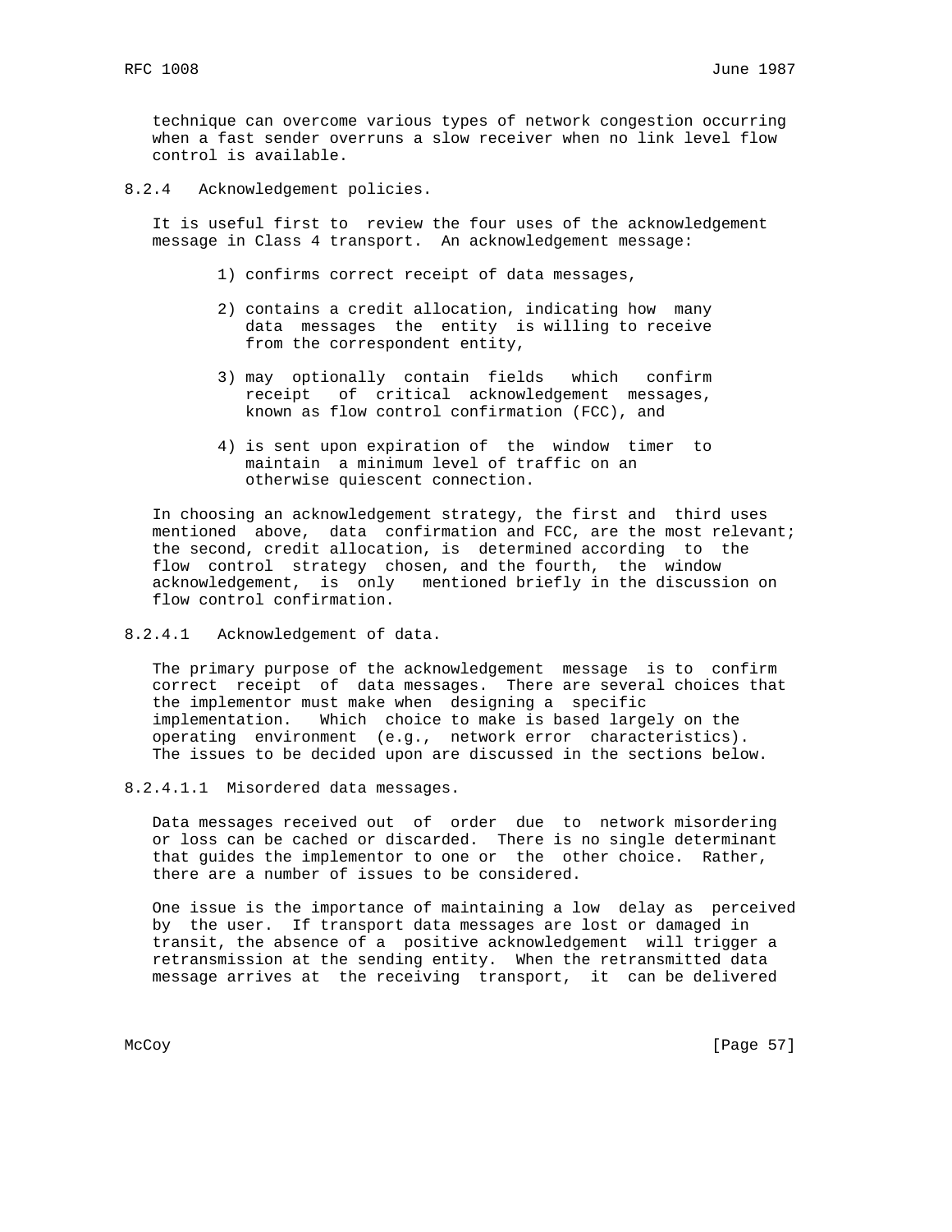technique can overcome various types of network congestion occurring when a fast sender overruns a slow receiver when no link level flow control is available.

### 8.2.4 Acknowledgement policies.

It is useful first to review the four uses of the acknowledgement message in Class 4 transport. An acknowledgement message:

1) confirms correct receipt of data messages,
2) contains a credit allocation, indicating how many data messages the entity is willing to receive from the correspondent entity,
3) may optionally contain fields which confirm receipt of critical acknowledgement messages, known as flow control confirmation (FCC), and
4) is sent upon expiration of the window timer to maintain a minimum level of traffic on an otherwise quiescent connection.

In choosing an acknowledgement strategy, the first and third uses mentioned above, data confirmation and FCC, are the most relevant; the second, credit allocation, is determined according to the flow control strategy chosen, and the fourth, the window acknowledgement, is only mentioned briefly in the discussion on flow control confirmation.

#### 8.2.4.1 Acknowledgement of data.

The primary purpose of the acknowledgement message is to confirm correct receipt of data messages. There are several choices that the implementor must make when designing a specific implementation. Which choice to make is based largely on the operating environment (e.g., network error characteristics). The issues to be decided upon are discussed in the sections below.

##### 8.2.4.1.1 Misordered data messages.

Data messages received out of order due to network misordering or loss can be cached or discarded. There is no single determinant that guides the implementor to one or the other choice. Rather, there are a number of issues to be considered.

One issue is the importance of maintaining a low delay as perceived by the user. If transport data messages are lost or damaged in transit, the absence of a positive acknowledgement will trigger a retransmission at the sending entity. When the retransmitted data message arrives at the receiving transport, it can be delivered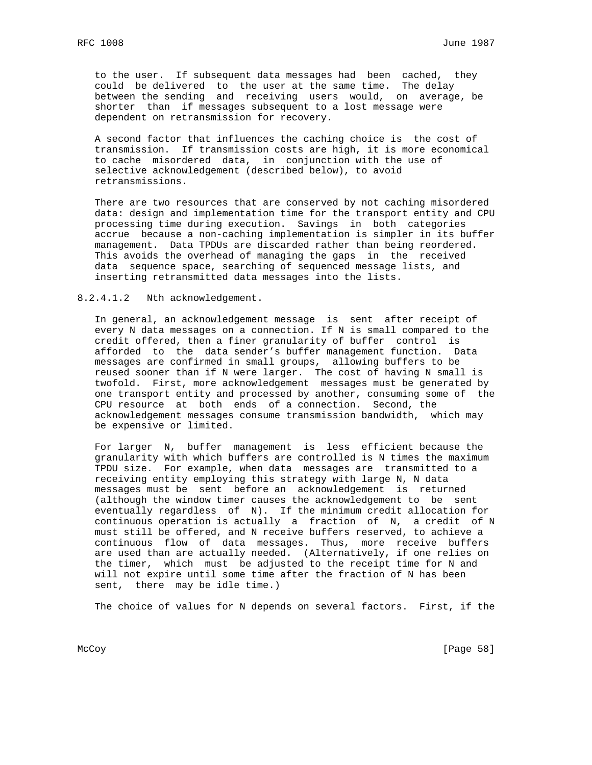to the user. If subsequent data messages had been cached, they could be delivered to the user at the same time. The delay between the sending and receiving users would, on average, be shorter than if messages subsequent to a lost message were dependent on retransmission for recovery.

A second factor that influences the caching choice is the cost of transmission. If transmission costs are high, it is more economical to cache misordered data, in conjunction with the use of selective acknowledgement (described below), to avoid retransmissions.

There are two resources that are conserved by not caching misordered data: design and implementation time for the transport entity and CPU processing time during execution. Savings in both categories accrue because a non-caching implementation is simpler in its buffer management. Data TPDUs are discarded rather than being reordered. This avoids the overhead of managing the gaps in the received data sequence space, searching of sequenced message lists, and inserting retransmitted data messages into the lists.

#### 8.2.4.1.2 Nth acknowledgement.

In general, an acknowledgement message is sent after receipt of every N data messages on a connection. If N is small compared to the credit offered, then a finer granularity of buffer control is afforded to the data sender's buffer management function. Data messages are confirmed in small groups, allowing buffers to be reused sooner than if N were larger. The cost of having N small is twofold. First, more acknowledgement messages must be generated by one transport entity and processed by another, consuming some of the CPU resource at both ends of a connection. Second, the acknowledgement messages consume transmission bandwidth, which may be expensive or limited.

For larger N, buffer management is less efficient because the granularity with which buffers are controlled is N times the maximum TPDU size. For example, when data messages are transmitted to a receiving entity employing this strategy with large N, N data messages must be sent before an acknowledgement is returned (although the window timer causes the acknowledgement to be sent eventually regardless of N). If the minimum credit allocation for continuous operation is actually a fraction of N, a credit of N must still be offered, and N receive buffers reserved, to achieve a continuous flow of data messages. Thus, more receive buffers are used than are actually needed. (Alternatively, if one relies on the timer, which must be adjusted to the receipt time for N and will not expire until some time after the fraction of N has been sent, there may be idle time.)

The choice of values for N depends on several factors. First, if the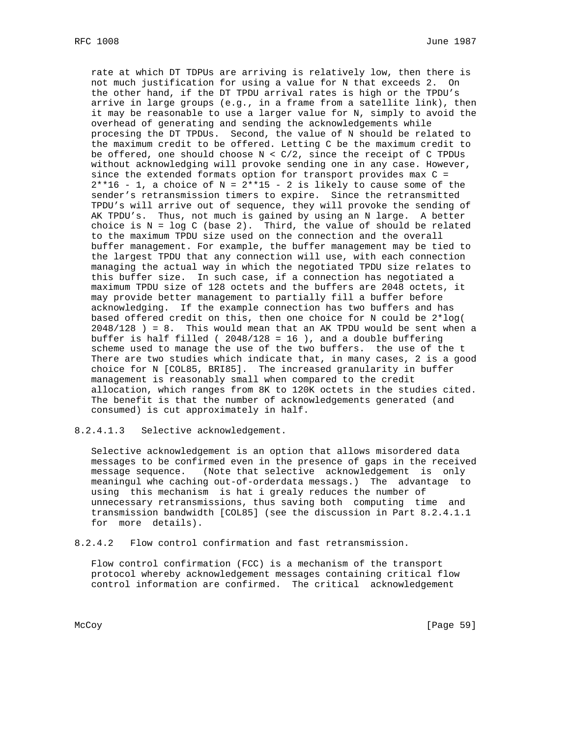rate at which DT TDPUs are arriving is relatively low, then there is not much justification for using a value for N that exceeds 2. On the other hand, if the DT TPDU arrival rates is high or the TPDU's arrive in large groups (e.g., in a frame from a satellite link), then it may be reasonable to use a larger value for N, simply to avoid the overhead of generating and sending the acknowledgements while procesing the DT TPDUs. Second, the value of N should be related to the maximum credit to be offered. Letting C be the maximum credit to be offered, one should choose $N < C/2$, since the receipt of C TPDUs without acknowledging will provoke sending one in any case. However, since the extended formats option for transport provides max $C = 2^{16} - 1$, a choice of $N = 2^{15} - 2$ is likely to cause some of the sender's retransmission timers to expire. Since the retransmitted TPDU's will arrive out of sequence, they will provoke the sending of AK TPDU's. Thus, not much is gained by using an N large. A better choice is $N = \log C$ (base 2). Third, the value of should be related to the maximum TPDU size used on the connection and the overall buffer management. For example, the buffer management may be tied to the largest TPDU that any connection will use, with each connection managing the actual way in which the negotiated TPDU size relates to this buffer size. In such case, if a connection has negotiated a maximum TPDU size of 128 octets and the buffers are 2048 octets, it may provide better management to partially fill a buffer before acknowledging. If the example connection has two buffers and has based offered credit on this, then one choice for N could be $2*\log( 2048/128 ) = 8$. This would mean that an AK TPDU would be sent when a buffer is half filled ( $2048/128 = 16$ ), and a double buffering scheme used to manage the use of the two buffers. the use of the t There are two studies which indicate that, in many cases, 2 is a good choice for N [COL85, BRI85]. The increased granularity in buffer management is reasonably small when compared to the credit allocation, which ranges from 8K to 120K octets in the studies cited. The benefit is that the number of acknowledgements generated (and consumed) is cut approximately in half.

8.2.4.1.3 Selective acknowledgement.

Selective acknowledgement is an option that allows misordered data messages to be confirmed even in the presence of gaps in the received message sequence. (Note that selective acknowledgement is only meaningul whe caching out-of-orderdata messags.) The advantage to using this mechanism is hat i grealy reduces the number of unnecessary retransmissions, thus saving both computing time and transmission bandwidth [COL85] (see the discussion in Part 8.2.4.1.1 for more details).

8.2.4.2 Flow control confirmation and fast retransmission.

Flow control confirmation (FCC) is a mechanism of the transport protocol whereby acknowledgement messages containing critical flow control information are confirmed. The critical acknowledgement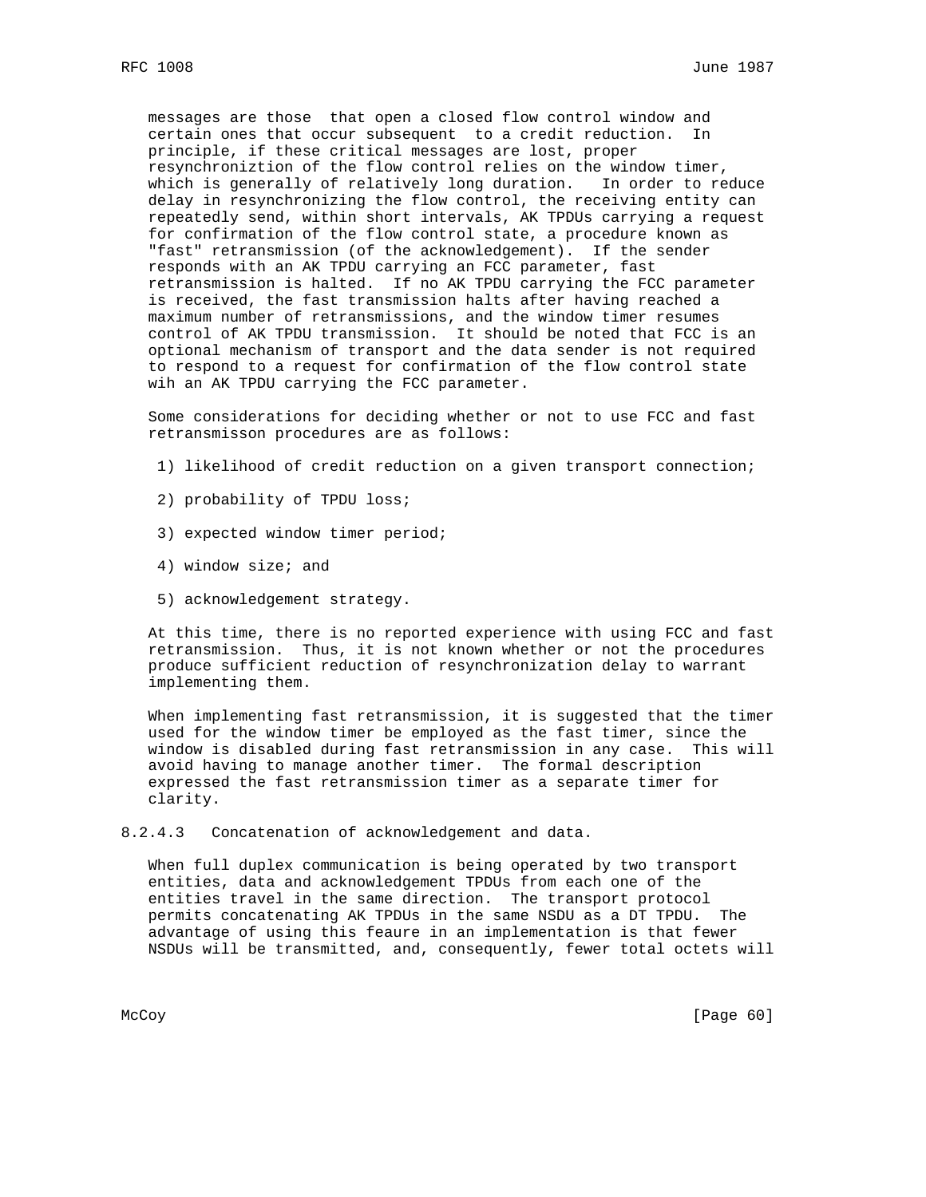messages are those that open a closed flow control window and certain ones that occur subsequent to a credit reduction. In principle, if these critical messages are lost, proper resynchroniztion of the flow control relies on the window timer, which is generally of relatively long duration. In order to reduce delay in resynchronizing the flow control, the receiving entity can repeatedly send, within short intervals, AK TPDUs carrying a request for confirmation of the flow control state, a procedure known as "fast" retransmission (of the acknowledgement). If the sender responds with an AK TPDU carrying an FCC parameter, fast retransmission is halted. If no AK TPDU carrying the FCC parameter is received, the fast transmission halts after having reached a maximum number of retransmissions, and the window timer resumes control of AK TPDU transmission. It should be noted that FCC is an optional mechanism of transport and the data sender is not required to respond to a request for confirmation of the flow control state wih an AK TPDU carrying the FCC parameter.

Some considerations for deciding whether or not to use FCC and fast retransmisson procedures are as follows:

1) likelihood of credit reduction on a given transport connection;

2) probability of TPDU loss;

3) expected window timer period;

4) window size; and

5) acknowledgement strategy.

At this time, there is no reported experience with using FCC and fast retransmission. Thus, it is not known whether or not the procedures produce sufficient reduction of resynchronization delay to warrant implementing them.

When implementing fast retransmission, it is suggested that the timer used for the window timer be employed as the fast timer, since the window is disabled during fast retransmission in any case. This will avoid having to manage another timer. The formal description expressed the fast retransmission timer as a separate timer for clarity.

8.2.4.3 Concatenation of acknowledgement and data.

When full duplex communication is being operated by two transport entities, data and acknowledgement TPDUs from each one of the entities travel in the same direction. The transport protocol permits concatenating AK TPDUs in the same NSDU as a DT TPDU. The advantage of using this feaure in an implementation is that fewer NSDUs will be transmitted, and, consequently, fewer total octets will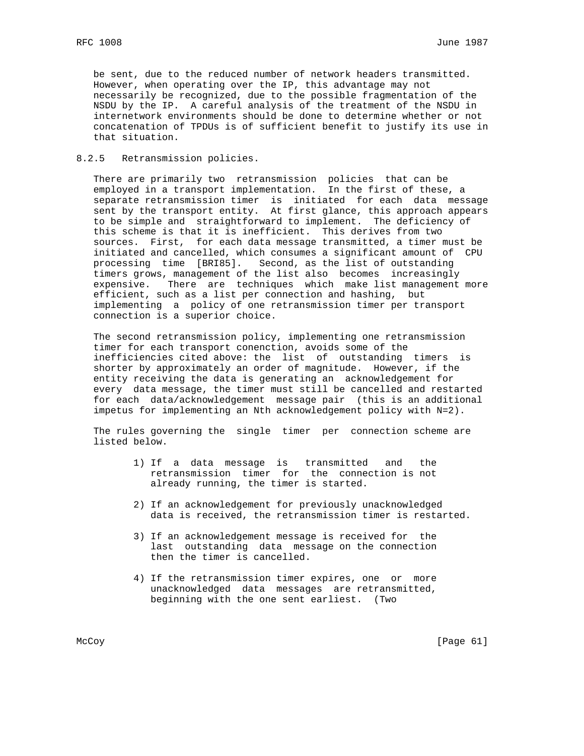be sent, due to the reduced number of network headers transmitted. However, when operating over the IP, this advantage may not necessarily be recognized, due to the possible fragmentation of the NSDU by the IP. A careful analysis of the treatment of the NSDU in internetwork environments should be done to determine whether or not concatenation of TPDUs is of sufficient benefit to justify its use in that situation.

### 8.2.5 Retransmission policies.

There are primarily two retransmission policies that can be employed in a transport implementation. In the first of these, a separate retransmission timer is initiated for each data message sent by the transport entity. At first glance, this approach appears to be simple and straightforward to implement. The deficiency of this scheme is that it is inefficient. This derives from two sources. First, for each data message transmitted, a timer must be initiated and cancelled, which consumes a significant amount of CPU processing time [BRI85]. Second, as the list of outstanding timers grows, management of the list also becomes increasingly expensive. There are techniques which make list management more efficient, such as a list per connection and hashing, but implementing a policy of one retransmission timer per transport connection is a superior choice.

The second retransmission policy, implementing one retransmission timer for each transport conenction, avoids some of the inefficiencies cited above: the list of outstanding timers is shorter by approximately an order of magnitude. However, if the entity receiving the data is generating an acknowledgement for every data message, the timer must still be cancelled and restarted for each data/acknowledgement message pair (this is an additional impetus for implementing an Nth acknowledgement policy with N=2).

The rules governing the single timer per connection scheme are listed below.

1) If a data message is transmitted and the retransmission timer for the connection is not already running, the timer is started.

2) If an acknowledgement for previously unacknowledged data is received, the retransmission timer is restarted.

3) If an acknowledgement message is received for the last outstanding data message on the connection then the timer is cancelled.

4) If the retransmission timer expires, one or more unacknowledged data messages are retransmitted, beginning with the one sent earliest. (Two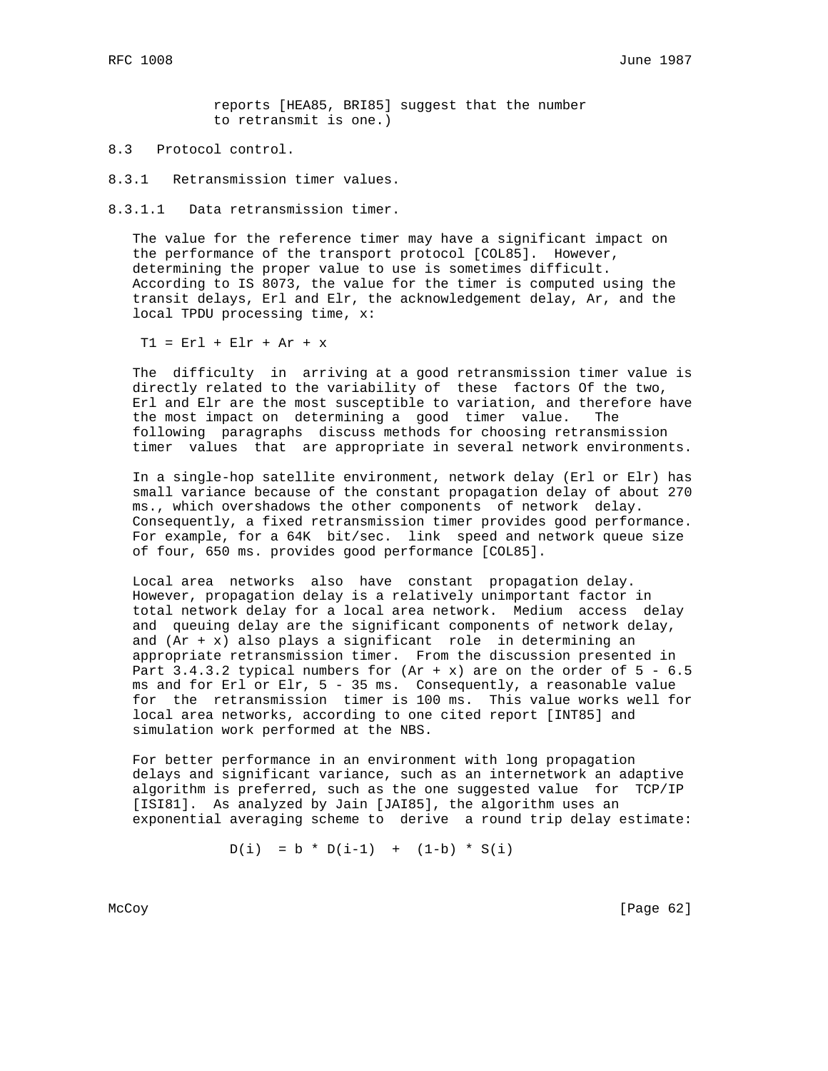reports [HEA85, BRI85] suggest that the number to retransmit is one.)

### 8.3 Protocol control.

#### 8.3.1 Retransmission timer values.

##### 8.3.1.1 Data retransmission timer.

The value for the reference timer may have a significant impact on the performance of the transport protocol [COL85]. However, determining the proper value to use is sometimes difficult. According to IS 8073, the value for the timer is computed using the transit delays, Erl and Elr, the acknowledgement delay, Ar, and the local TPDU processing time, x:

$$T1 = Erl + Elr + Ar + x$$

The difficulty in arriving at a good retransmission timer value is directly related to the variability of these factors Of the two, Erl and Elr are the most susceptible to variation, and therefore have the most impact on determining a good timer value. The following paragraphs discuss methods for choosing retransmission timer values that are appropriate in several network environments.

In a single-hop satellite environment, network delay (Erl or Elr) has small variance because of the constant propagation delay of about 270 ms., which overshadows the other components of network delay. Consequently, a fixed retransmission timer provides good performance. For example, for a 64K bit/sec. link speed and network queue size of four, 650 ms. provides good performance [COL85].

Local area networks also have constant propagation delay. However, propagation delay is a relatively unimportant factor in total network delay for a local area network. Medium access delay and queuing delay are the significant components of network delay, and (Ar + x) also plays a significant role in determining an appropriate retransmission timer. From the discussion presented in Part 3.4.3.2 typical numbers for (Ar + x) are on the order of 5 - 6.5 ms and for Erl or Elr, 5 - 35 ms. Consequently, a reasonable value for the retransmission timer is 100 ms. This value works well for local area networks, according to one cited report [INT85] and simulation work performed at the NBS.

For better performance in an environment with long propagation delays and significant variance, such as an internetwork an adaptive algorithm is preferred, such as the one suggested value for TCP/IP [ISI81]. As analyzed by Jain [JAI85], the algorithm uses an exponential averaging scheme to derive a round trip delay estimate:

$$D(i) = b * D(i-1) + (1-b) * S(i)$$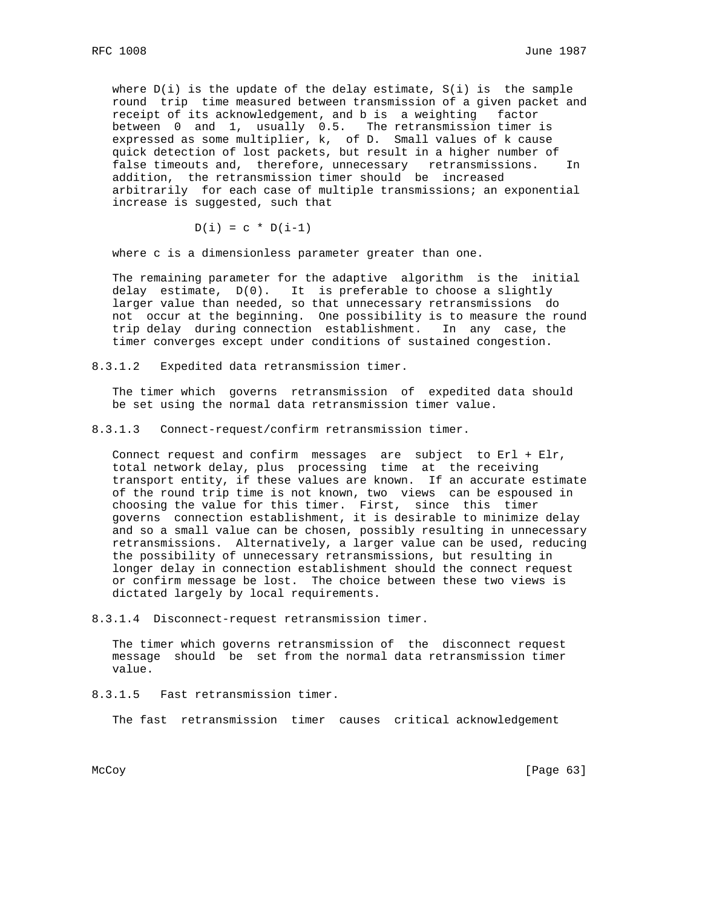where $D(i)$ is the update of the delay estimate, $S(i)$ is the sample round trip time measured between transmission of a given packet and receipt of its acknowledgement, and b is a weighting factor between 0 and 1, usually 0.5. The retransmission timer is expressed as some multiplier, k, of D. Small values of k cause quick detection of lost packets, but result in a higher number of false timeouts and, therefore, unnecessary retransmissions. In addition, the retransmission timer should be increased arbitrarily for each case of multiple transmissions; an exponential increase is suggested, such that

$$D(i) = c * D(i-1)$$

where c is a dimensionless parameter greater than one.

The remaining parameter for the adaptive algorithm is the initial delay estimate, $D(0)$. It is preferable to choose a slightly larger value than needed, so that unnecessary retransmissions do not occur at the beginning. One possibility is to measure the round trip delay during connection establishment. In any case, the timer converges except under conditions of sustained congestion.

8.3.1.2 Expedited data retransmission timer.

The timer which governs retransmission of expedited data should be set using the normal data retransmission timer value.

8.3.1.3 Connect-request/confirm retransmission timer.

Connect request and confirm messages are subject to Erl + Elr, total network delay, plus processing time at the receiving transport entity, if these values are known. If an accurate estimate of the round trip time is not known, two views can be espoused in choosing the value for this timer. First, since this timer governs connection establishment, it is desirable to minimize delay and so a small value can be chosen, possibly resulting in unnecessary retransmissions. Alternatively, a larger value can be used, reducing the possibility of unnecessary retransmissions, but resulting in longer delay in connection establishment should the connect request or confirm message be lost. The choice between these two views is dictated largely by local requirements.

8.3.1.4 Disconnect-request retransmission timer.

The timer which governs retransmission of the disconnect request message should be set from the normal data retransmission timer value.

8.3.1.5 Fast retransmission timer.

The fast retransmission timer causes critical acknowledgement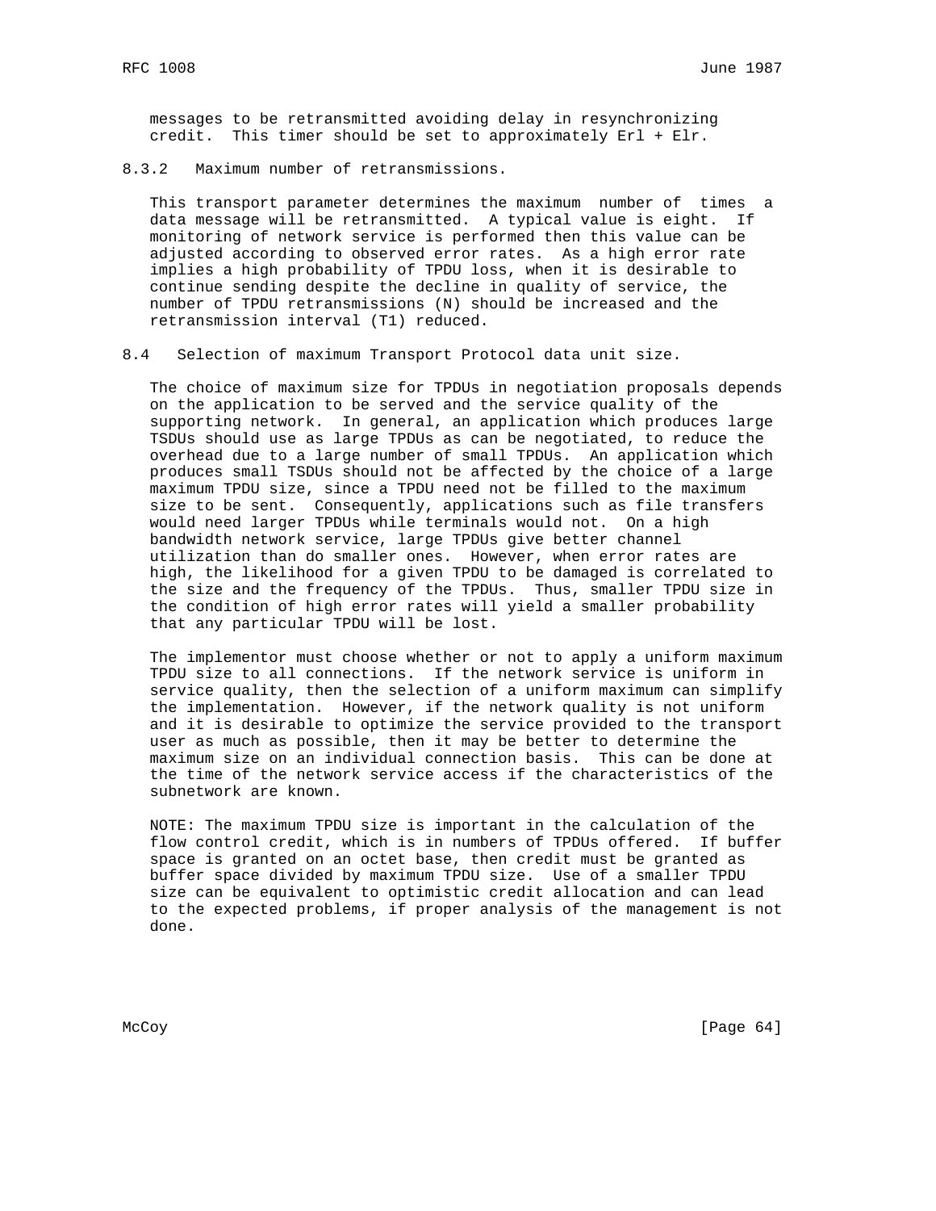messages to be retransmitted avoiding delay in resynchronizing credit. This timer should be set to approximately Erl + Elr.

### 8.3.2 Maximum number of retransmissions.

This transport parameter determines the maximum number of times a data message will be retransmitted. A typical value is eight. If monitoring of network service is performed then this value can be adjusted according to observed error rates. As a high error rate implies a high probability of TPDU loss, when it is desirable to continue sending despite the decline in quality of service, the number of TPDU retransmissions (N) should be increased and the retransmission interval (T1) reduced.

## 8.4 Selection of maximum Transport Protocol data unit size.

The choice of maximum size for TPDUs in negotiation proposals depends on the application to be served and the service quality of the supporting network. In general, an application which produces large TSDUs should use as large TPDUs as can be negotiated, to reduce the overhead due to a large number of small TPDUs. An application which produces small TSDUs should not be affected by the choice of a large maximum TPDU size, since a TPDU need not be filled to the maximum size to be sent. Consequently, applications such as file transfers would need larger TPDUs while terminals would not. On a high bandwidth network service, large TPDUs give better channel utilization than do smaller ones. However, when error rates are high, the likelihood for a given TPDU to be damaged is correlated to the size and the frequency of the TPDUs. Thus, smaller TPDU size in the condition of high error rates will yield a smaller probability that any particular TPDU will be lost.

The implementor must choose whether or not to apply a uniform maximum TPDU size to all connections. If the network service is uniform in service quality, then the selection of a uniform maximum can simplify the implementation. However, if the network quality is not uniform and it is desirable to optimize the service provided to the transport user as much as possible, then it may be better to determine the maximum size on an individual connection basis. This can be done at the time of the network service access if the characteristics of the subnetwork are known.

NOTE: The maximum TPDU size is important in the calculation of the flow control credit, which is in numbers of TPDUs offered. If buffer space is granted on an octet base, then credit must be granted as buffer space divided by maximum TPDU size. Use of a smaller TPDU size can be equivalent to optimistic credit allocation and can lead to the expected problems, if proper analysis of the management is not done.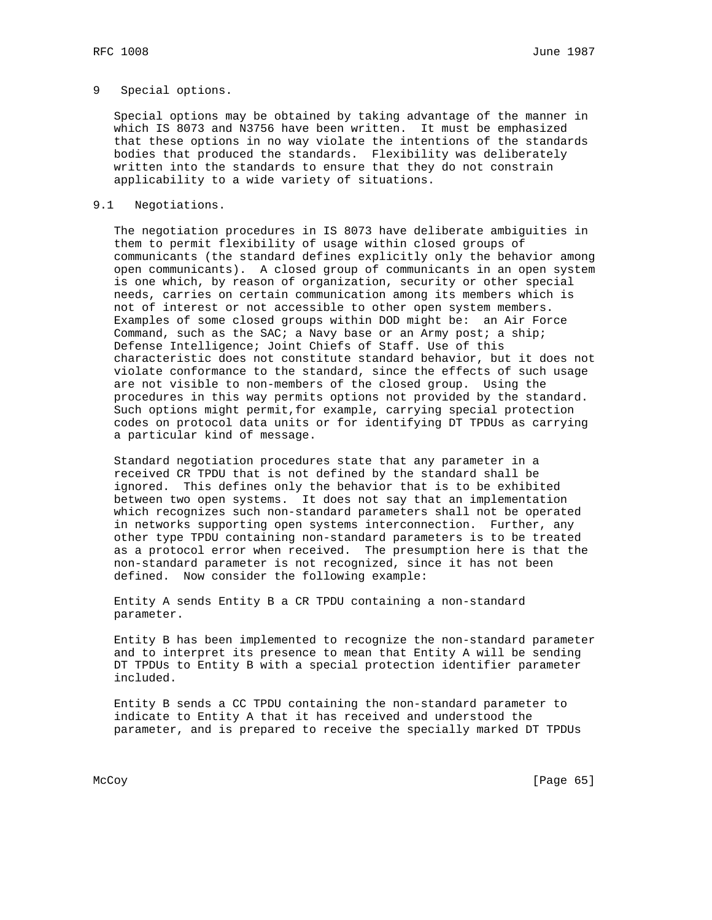# 9 Special options.

Special options may be obtained by taking advantage of the manner in which IS 8073 and N3756 have been written. It must be emphasized that these options in no way violate the intentions of the standards bodies that produced the standards. Flexibility was deliberately written into the standards to ensure that they do not constrain applicability to a wide variety of situations.

## 9.1 Negotiations.

The negotiation procedures in IS 8073 have deliberate ambiguities in them to permit flexibility of usage within closed groups of communicants (the standard defines explicitly only the behavior among open communicants). A closed group of communicants in an open system is one which, by reason of organization, security or other special needs, carries on certain communication among its members which is not of interest or not accessible to other open system members. Examples of some closed groups within DOD might be: an Air Force Command, such as the SAC; a Navy base or an Army post; a ship; Defense Intelligence; Joint Chiefs of Staff. Use of this characteristic does not constitute standard behavior, but it does not violate conformance to the standard, since the effects of such usage are not visible to non-members of the closed group. Using the procedures in this way permits options not provided by the standard. Such options might permit,for example, carrying special protection codes on protocol data units or for identifying DT TPDUs as carrying a particular kind of message.

Standard negotiation procedures state that any parameter in a received CR TPDU that is not defined by the standard shall be ignored. This defines only the behavior that is to be exhibited between two open systems. It does not say that an implementation which recognizes such non-standard parameters shall not be operated in networks supporting open systems interconnection. Further, any other type TPDU containing non-standard parameters is to be treated as a protocol error when received. The presumption here is that the non-standard parameter is not recognized, since it has not been defined. Now consider the following example:

Entity A sends Entity B a CR TPDU containing a non-standard parameter.

Entity B has been implemented to recognize the non-standard parameter and to interpret its presence to mean that Entity A will be sending DT TPDUs to Entity B with a special protection identifier parameter included.

Entity B sends a CC TPDU containing the non-standard parameter to indicate to Entity A that it has received and understood the parameter, and is prepared to receive the specially marked DT TPDUs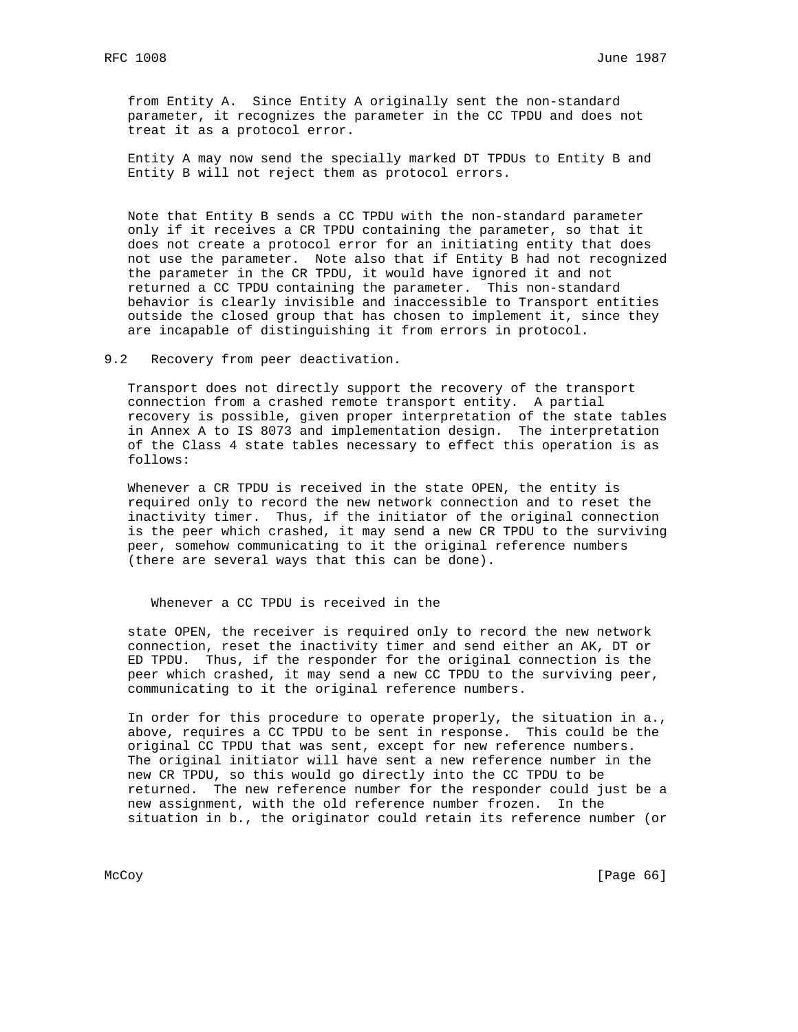from Entity A. Since Entity A originally sent the non-standard parameter, it recognizes the parameter in the CC TPDU and does not treat it as a protocol error.

Entity A may now send the specially marked DT TPDUs to Entity B and Entity B will not reject them as protocol errors.

Note that Entity B sends a CC TPDU with the non-standard parameter only if it receives a CR TPDU containing the parameter, so that it does not create a protocol error for an initiating entity that does not use the parameter. Note also that if Entity B had not recognized the parameter in the CR TPDU, it would have ignored it and not returned a CC TPDU containing the parameter. This non-standard behavior is clearly invisible and inaccessible to Transport entities outside the closed group that has chosen to implement it, since they are incapable of distinguishing it from errors in protocol.

## 9.2 Recovery from peer deactivation.

Transport does not directly support the recovery of the transport connection from a crashed remote transport entity. A partial recovery is possible, given proper interpretation of the state tables in Annex A to IS 8073 and implementation design. The interpretation of the Class 4 state tables necessary to effect this operation is as follows:

Whenever a CR TPDU is received in the state OPEN, the entity is required only to record the new network connection and to reset the inactivity timer. Thus, if the initiator of the original connection is the peer which crashed, it may send a new CR TPDU to the surviving peer, somehow communicating to it the original reference numbers (there are several ways that this can be done).

Whenever a CC TPDU is received in the

state OPEN, the receiver is required only to record the new network connection, reset the inactivity timer and send either an AK, DT or ED TPDU. Thus, if the responder for the original connection is the peer which crashed, it may send a new CC TPDU to the surviving peer, communicating to it the original reference numbers.

In order for this procedure to operate properly, the situation in a., above, requires a CC TPDU to be sent in response. This could be the original CC TPDU that was sent, except for new reference numbers. The original initiator will have sent a new reference number in the new CR TPDU, so this would go directly into the CC TPDU to be returned. The new reference number for the responder could just be a new assignment, with the old reference number frozen. In the situation in b., the originator could retain its reference number (or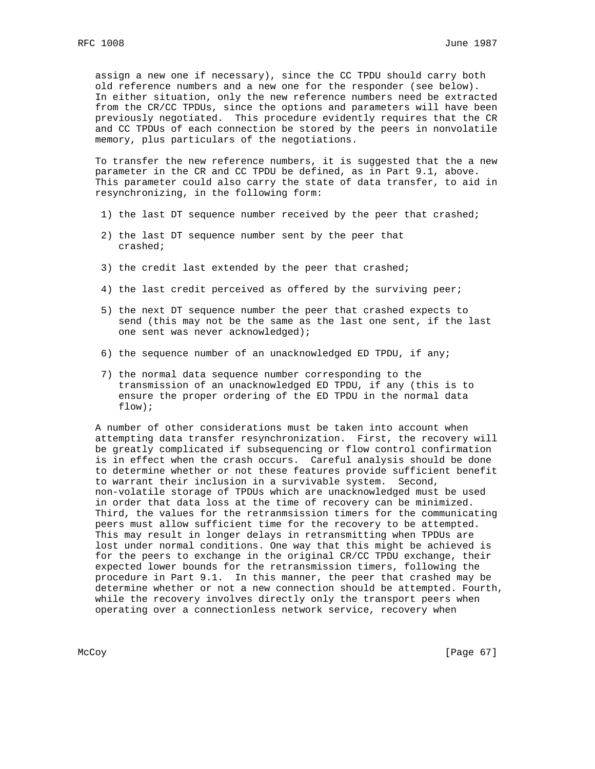assign a new one if necessary), since the CC TPDU should carry both old reference numbers and a new one for the responder (see below). In either situation, only the new reference numbers need be extracted from the CR/CC TPDUs, since the options and parameters will have been previously negotiated. This procedure evidently requires that the CR and CC TPDUs of each connection be stored by the peers in nonvolatile memory, plus particulars of the negotiations.

To transfer the new reference numbers, it is suggested that the a new parameter in the CR and CC TPDU be defined, as in Part 9.1, above. This parameter could also carry the state of data transfer, to aid in resynchronizing, in the following form:

1) the last DT sequence number received by the peer that crashed;

2) the last DT sequence number sent by the peer that crashed;

3) the credit last extended by the peer that crashed;

4) the last credit perceived as offered by the surviving peer;

5) the next DT sequence number the peer that crashed expects to send (this may not be the same as the last one sent, if the last one sent was never acknowledged);

6) the sequence number of an unacknowledged ED TPDU, if any;

7) the normal data sequence number corresponding to the transmission of an unacknowledged ED TPDU, if any (this is to ensure the proper ordering of the ED TPDU in the normal data flow);

A number of other considerations must be taken into account when attempting data transfer resynchronization. First, the recovery will be greatly complicated if subsequencing or flow control confirmation is in effect when the crash occurs. Careful analysis should be done to determine whether or not these features provide sufficient benefit to warrant their inclusion in a survivable system. Second, non-volatile storage of TPDUs which are unacknowledged must be used in order that data loss at the time of recovery can be minimized. Third, the values for the retranmsission timers for the communicating peers must allow sufficient time for the recovery to be attempted. This may result in longer delays in retransmitting when TPDUs are lost under normal conditions. One way that this might be achieved is for the peers to exchange in the original CR/CC TPDU exchange, their expected lower bounds for the retransmission timers, following the procedure in Part 9.1. In this manner, the peer that crashed may be determine whether or not a new connection should be attempted. Fourth, while the recovery involves directly only the transport peers when operating over a connectionless network service, recovery when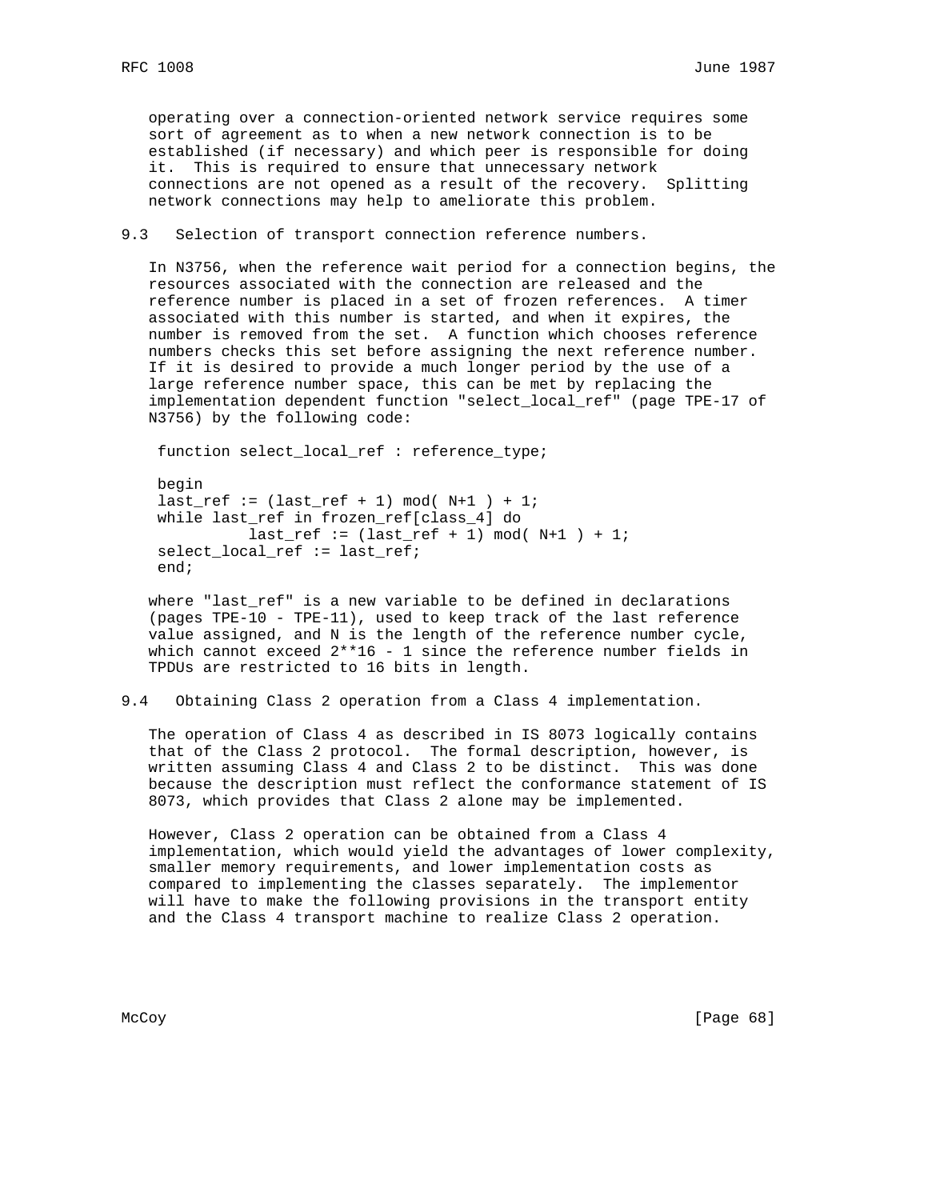operating over a connection-oriented network service requires some sort of agreement as to when a new network connection is to be established (if necessary) and which peer is responsible for doing it. This is required to ensure that unnecessary network connections are not opened as a result of the recovery. Splitting network connections may help to ameliorate this problem.

## 9.3 Selection of transport connection reference numbers.

In N3756, when the reference wait period for a connection begins, the resources associated with the connection are released and the reference number is placed in a set of frozen references. A timer associated with this number is started, and when it expires, the number is removed from the set. A function which chooses reference numbers checks this set before assigning the next reference number. If it is desired to provide a much longer period by the use of a large reference number space, this can be met by replacing the implementation dependent function "select_local_ref" (page TPE-17 of N3756) by the following code:

```
function select_local_ref : reference_type;

begin
last_ref := (last_ref + 1) mod( N+1 ) + 1;
while last_ref in frozen_ref[class_4] do
          last_ref := (last_ref + 1) mod( N+1 ) + 1;
select_local_ref := last_ref;
end;
```

where "last_ref" is a new variable to be defined in declarations (pages TPE-10 - TPE-11), used to keep track of the last reference value assigned, and N is the length of the reference number cycle, which cannot exceed 2**16 - 1 since the reference number fields in TPDUs are restricted to 16 bits in length.

## 9.4 Obtaining Class 2 operation from a Class 4 implementation.

The operation of Class 4 as described in IS 8073 logically contains that of the Class 2 protocol. The formal description, however, is written assuming Class 4 and Class 2 to be distinct. This was done because the description must reflect the conformance statement of IS 8073, which provides that Class 2 alone may be implemented.

However, Class 2 operation can be obtained from a Class 4 implementation, which would yield the advantages of lower complexity, smaller memory requirements, and lower implementation costs as compared to implementing the classes separately. The implementor will have to make the following provisions in the transport entity and the Class 4 transport machine to realize Class 2 operation.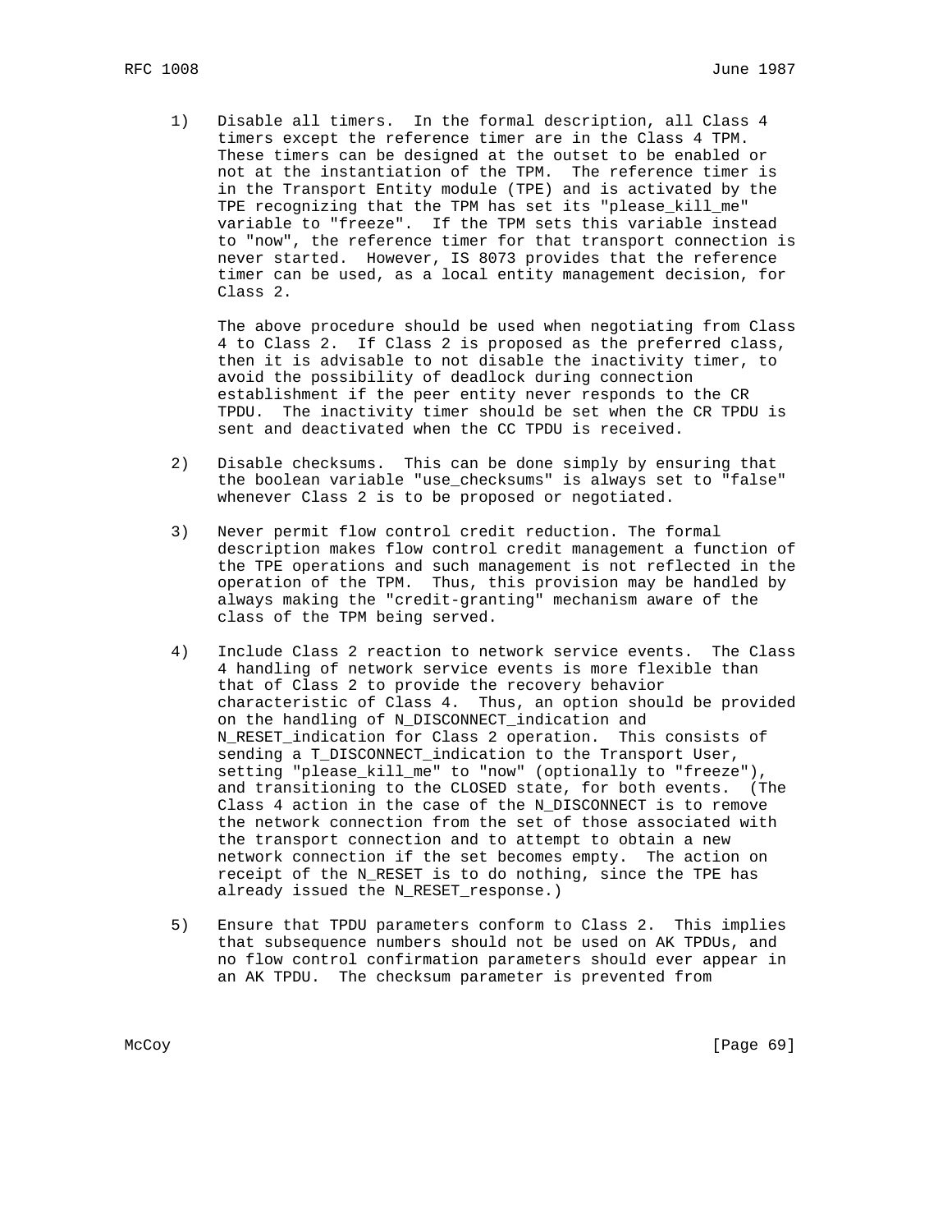1) Disable all timers. In the formal description, all Class 4 timers except the reference timer are in the Class 4 TPM. These timers can be designed at the outset to be enabled or not at the instantiation of the TPM. The reference timer is in the Transport Entity module (TPE) and is activated by the TPE recognizing that the TPM has set its "please_kill_me" variable to "freeze". If the TPM sets this variable instead to "now", the reference timer for that transport connection is never started. However, IS 8073 provides that the reference timer can be used, as a local entity management decision, for Class 2.

   The above procedure should be used when negotiating from Class 4 to Class 2. If Class 2 is proposed as the preferred class, then it is advisable to not disable the inactivity timer, to avoid the possibility of deadlock during connection establishment if the peer entity never responds to the CR TPDU. The inactivity timer should be set when the CR TPDU is sent and deactivated when the CC TPDU is received.

2) Disable checksums. This can be done simply by ensuring that the boolean variable "use_checksums" is always set to "false" whenever Class 2 is to be proposed or negotiated.

3) Never permit flow control credit reduction. The formal description makes flow control credit management a function of the TPE operations and such management is not reflected in the operation of the TPM. Thus, this provision may be handled by always making the "credit-granting" mechanism aware of the class of the TPM being served.

4) Include Class 2 reaction to network service events. The Class 4 handling of network service events is more flexible than that of Class 2 to provide the recovery behavior characteristic of Class 4. Thus, an option should be provided on the handling of N_DISCONNECT_indication and N_RESET_indication for Class 2 operation. This consists of sending a T_DISCONNECT_indication to the Transport User, setting "please_kill_me" to "now" (optionally to "freeze"), and transitioning to the CLOSED state, for both events. (The Class 4 action in the case of the N_DISCONNECT is to remove the network connection from the set of those associated with the transport connection and to attempt to obtain a new network connection if the set becomes empty. The action on receipt of the N_RESET is to do nothing, since the TPE has already issued the N_RESET_response.)

5) Ensure that TPDU parameters conform to Class 2. This implies that subsequence numbers should not be used on AK TPDUs, and no flow control confirmation parameters should ever appear in an AK TPDU. The checksum parameter is prevented from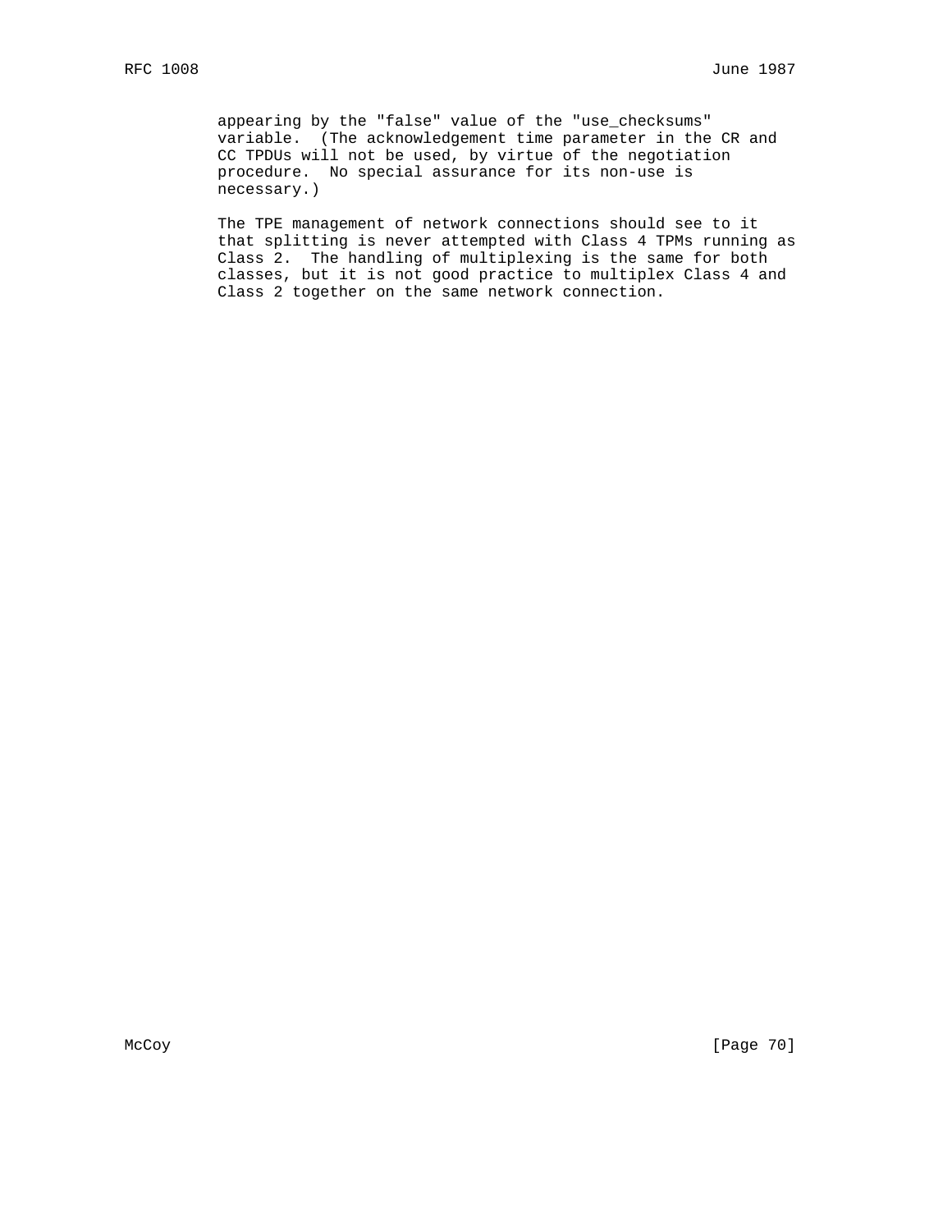appearing by the "false" value of the "use_checksums" variable. (The acknowledgement time parameter in the CR and CC TPDUs will not be used, by virtue of the negotiation procedure. No special assurance for its non-use is necessary.)

The TPE management of network connections should see to it that splitting is never attempted with Class 4 TPMs running as Class 2. The handling of multiplexing is the same for both classes, but it is not good practice to multiplex Class 4 and Class 2 together on the same network connection.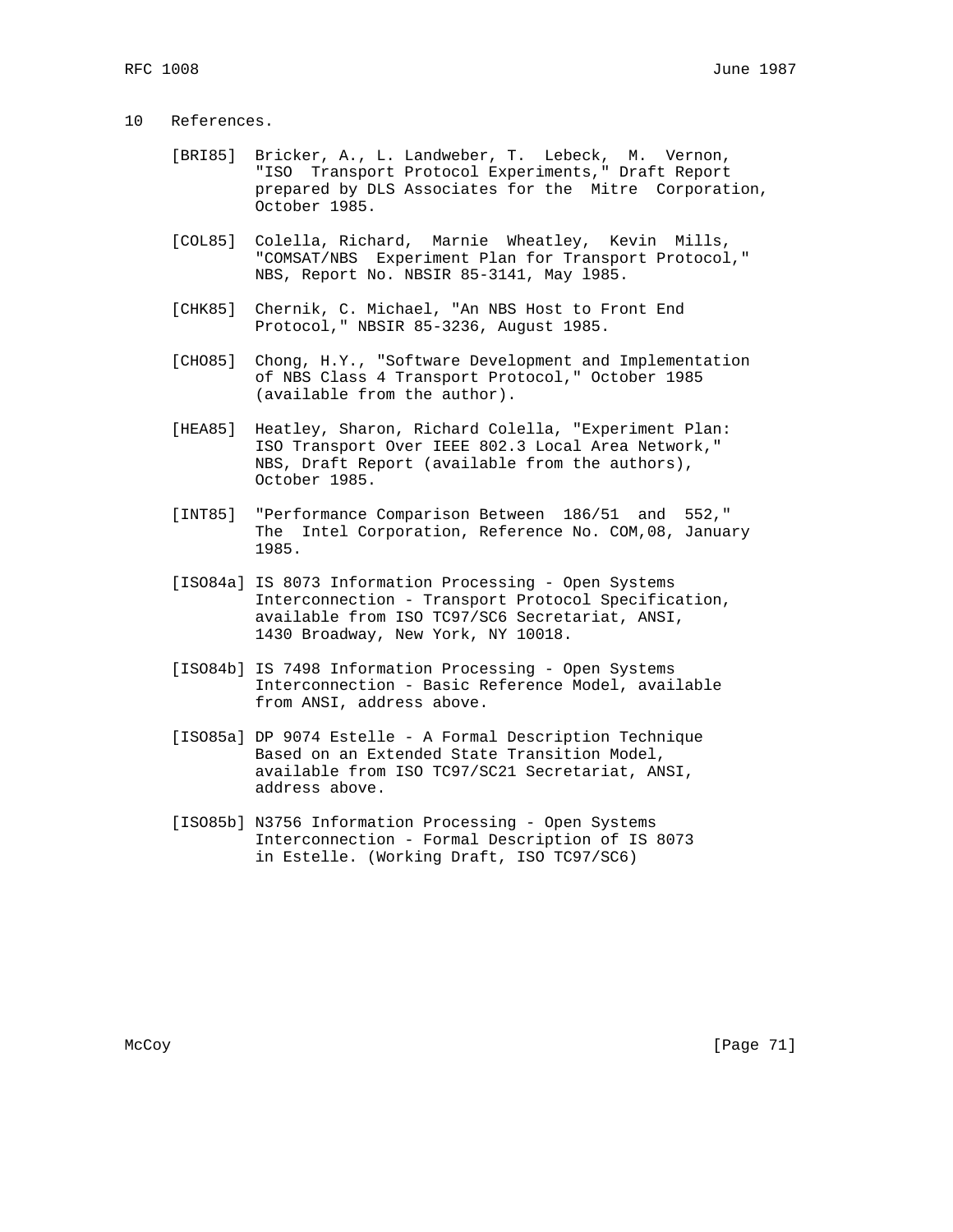## 10 References.

[BRI85] Bricker, A., L. Landweber, T. Lebeck, M. Vernon, "ISO Transport Protocol Experiments," Draft Report prepared by DLS Associates for the Mitre Corporation, October 1985.

[COL85] Colella, Richard, Marnie Wheatley, Kevin Mills, "COMSAT/NBS Experiment Plan for Transport Protocol," NBS, Report No. NBSIR 85-3141, May l985.

[CHK85] Chernik, C. Michael, "An NBS Host to Front End Protocol," NBSIR 85-3236, August 1985.

[CHO85] Chong, H.Y., "Software Development and Implementation of NBS Class 4 Transport Protocol," October 1985 (available from the author).

[HEA85] Heatley, Sharon, Richard Colella, "Experiment Plan: ISO Transport Over IEEE 802.3 Local Area Network," NBS, Draft Report (available from the authors), October 1985.

[INT85] "Performance Comparison Between 186/51 and 552," The Intel Corporation, Reference No. COM,08, January 1985.

[ISO84a] IS 8073 Information Processing - Open Systems Interconnection - Transport Protocol Specification, available from ISO TC97/SC6 Secretariat, ANSI, 1430 Broadway, New York, NY 10018.

[ISO84b] IS 7498 Information Processing - Open Systems Interconnection - Basic Reference Model, available from ANSI, address above.

[ISO85a] DP 9074 Estelle - A Formal Description Technique Based on an Extended State Transition Model, available from ISO TC97/SC21 Secretariat, ANSI, address above.

[ISO85b] N3756 Information Processing - Open Systems Interconnection - Formal Description of IS 8073 in Estelle. (Working Draft, ISO TC97/SC6)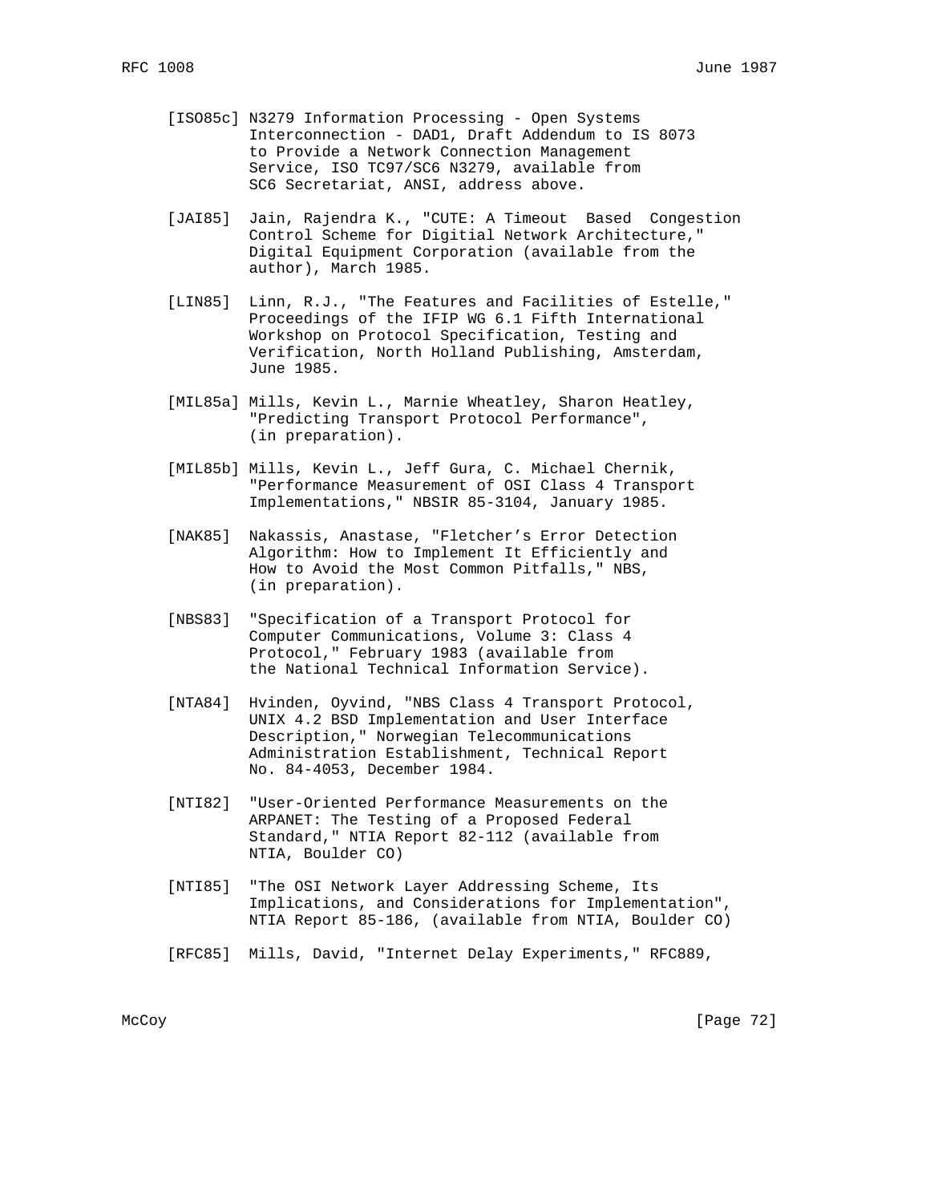[ISO85c] N3279 Information Processing - Open Systems Interconnection - DAD1, Draft Addendum to IS 8073 to Provide a Network Connection Management Service, ISO TC97/SC6 N3279, available from SC6 Secretariat, ANSI, address above.

[JAI85] Jain, Rajendra K., "CUTE: A Timeout Based Congestion Control Scheme for Digitial Network Architecture," Digital Equipment Corporation (available from the author), March 1985.

[LIN85] Linn, R.J., "The Features and Facilities of Estelle," Proceedings of the IFIP WG 6.1 Fifth International Workshop on Protocol Specification, Testing and Verification, North Holland Publishing, Amsterdam, June 1985.

[MIL85a] Mills, Kevin L., Marnie Wheatley, Sharon Heatley, "Predicting Transport Protocol Performance", (in preparation).

[MIL85b] Mills, Kevin L., Jeff Gura, C. Michael Chernik, "Performance Measurement of OSI Class 4 Transport Implementations," NBSIR 85-3104, January 1985.

[NAK85] Nakassis, Anastase, "Fletcher's Error Detection Algorithm: How to Implement It Efficiently and How to Avoid the Most Common Pitfalls," NBS, (in preparation).

[NBS83] "Specification of a Transport Protocol for Computer Communications, Volume 3: Class 4 Protocol," February 1983 (available from the National Technical Information Service).

[NTA84] Hvinden, Oyvind, "NBS Class 4 Transport Protocol, UNIX 4.2 BSD Implementation and User Interface Description," Norwegian Telecommunications Administration Establishment, Technical Report No. 84-4053, December 1984.

[NTI82] "User-Oriented Performance Measurements on the ARPANET: The Testing of a Proposed Federal Standard," NTIA Report 82-112 (available from NTIA, Boulder CO)

[NTI85] "The OSI Network Layer Addressing Scheme, Its Implications, and Considerations for Implementation", NTIA Report 85-186, (available from NTIA, Boulder CO)

[RFC85] Mills, David, "Internet Delay Experiments," RFC889,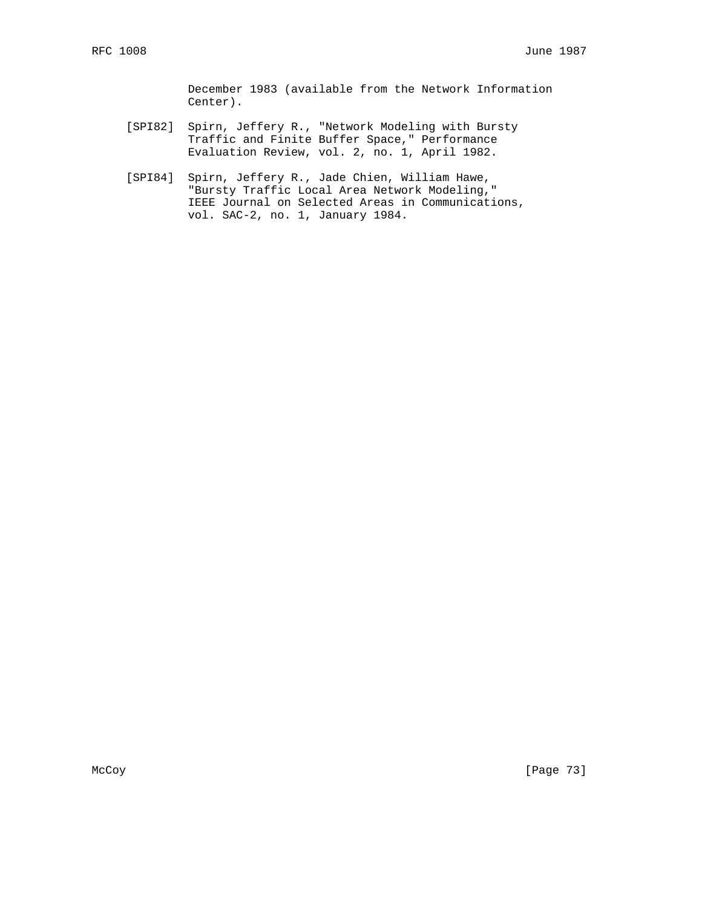December 1983 (available from the Network Information Center).

[SPI82] Spirn, Jeffery R., "Network Modeling with Bursty Traffic and Finite Buffer Space," Performance Evaluation Review, vol. 2, no. 1, April 1982.

[SPI84] Spirn, Jeffery R., Jade Chien, William Hawe, "Bursty Traffic Local Area Network Modeling," IEEE Journal on Selected Areas in Communications, vol. SAC-2, no. 1, January 1984.